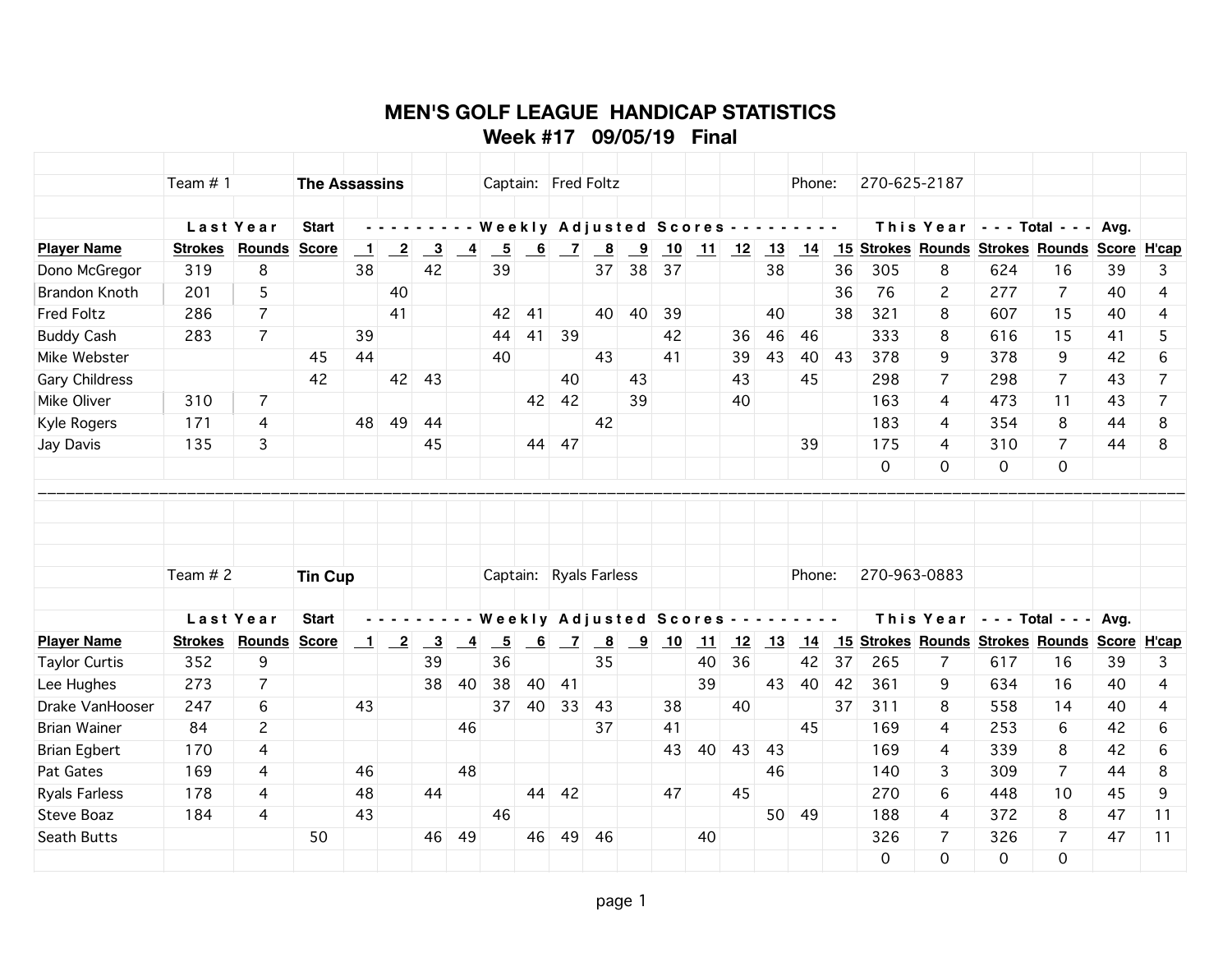# MEN'S GOLF LEAGUE HANDICAP STATISTICS

## Week #17 09/05/19 Final

Team # 1 **The Assassins** Captain: Fred Foltz Phone: 270-625-2187

| | Last Year | | Start | Weekly Adjusted Scores | | | | | | | | | | | | | | | This Year | | Total | | Avg. | |
|---|---|---|---|---|---|---|---|---|---|---|---|---|---|---|---|---|---|---|---|---|---|---|---|---|
| **Player Name** | **Strokes** | **Rounds** | **Score** | **1** | **2** | **3** | **4** | **5** | **6** | **7** | **8** | **9** | **10** | **11** | **12** | **13** | **14** | **15** | **Strokes** | **Rounds** | **Strokes** | **Rounds** | **Score** | **H'cap** |
| Dono McGregor | 319 | 8 | | 38 | | 42 | | 39 | | | 37 | 38 | 37 | | | 38 | | 36 | 305 | 8 | 624 | 16 | 39 | 3 |
| Brandon Knoth | 201 | 5 | | | 40 | | | | | | | | | | | | | 36 | 76 | 2 | 277 | 7 | 40 | 4 |
| Fred Foltz | 286 | 7 | | | 41 | | | 42 | 41 | | 40 | 40 | 39 | | | 40 | | 38 | 321 | 8 | 607 | 15 | 40 | 4 |
| Buddy Cash | 283 | 7 | | 39 | | | | 44 | 41 | 39 | | | 42 | | 36 | 46 | 46 | | 333 | 8 | 616 | 15 | 41 | 5 |
| Mike Webster | | | 45 | 44 | | | | 40 | | | 43 | | 41 | | 39 | 43 | 40 | 43 | 378 | 9 | 378 | 9 | 42 | 6 |
| Gary Childress | | | 42 | | 42 | 43 | | | | 40 | | 43 | | | 43 | | 45 | | 298 | 7 | 298 | 7 | 43 | 7 |
| Mike Oliver | 310 | 7 | | | | | | | 42 | 42 | | 39 | | | 40 | | | | 163 | 4 | 473 | 11 | 43 | 7 |
| Kyle Rogers | 171 | 4 | | 48 | 49 | 44 | | | | | 42 | | | | | | | | 183 | 4 | 354 | 8 | 44 | 8 |
| Jay Davis | 135 | 3 | | | | 45 | | | 44 | 47 | | | | | | | 39 | | 175 | 4 | 310 | 7 | 44 | 8 |
| | | | | | | | | | | | | | | | | | | | 0 | 0 | 0 | 0 | | |

Team # 2 **Tin Cup** Captain: Ryals Farless Phone: 270-963-0883

| | Last Year | | Start | Weekly Adjusted Scores | | | | | | | | | | | | | | | This Year | | Total | | Avg. | |
|---|---|---|---|---|---|---|---|---|---|---|---|---|---|---|---|---|---|---|---|---|---|---|---|---|
| **Player Name** | **Strokes** | **Rounds** | **Score** | **1** | **2** | **3** | **4** | **5** | **6** | **7** | **8** | **9** | **10** | **11** | **12** | **13** | **14** | **15** | **Strokes** | **Rounds** | **Strokes** | **Rounds** | **Score** | **H'cap** |
| Taylor Curtis | 352 | 9 | | | | 39 | | 36 | | | 35 | | | 40 | 36 | | 42 | 37 | 265 | 7 | 617 | 16 | 39 | 3 |
| Lee Hughes | 273 | 7 | | | | 38 | 40 | 38 | 40 | 41 | | | | 39 | | 43 | 40 | 42 | 361 | 9 | 634 | 16 | 40 | 4 |
| Drake VanHooser | 247 | 6 | | 43 | | | | 37 | 40 | 33 | 43 | | 38 | | 40 | | | 37 | 311 | 8 | 558 | 14 | 40 | 4 |
| Brian Wainer | 84 | 2 | | | | | 46 | | | | 37 | | 41 | | | | 45 | | 169 | 4 | 253 | 6 | 42 | 6 |
| Brian Egbert | 170 | 4 | | | | | | | | | | | 43 | 40 | 43 | 43 | | | 169 | 4 | 339 | 8 | 42 | 6 |
| Pat Gates | 169 | 4 | | 46 | | | 48 | | | | | | | | | 46 | | | 140 | 3 | 309 | 7 | 44 | 8 |
| Ryals Farless | 178 | 4 | | 48 | | 44 | | | 44 | 42 | | | 47 | | 45 | | | | 270 | 6 | 448 | 10 | 45 | 9 |
| Steve Boaz | 184 | 4 | | 43 | | | | 46 | | | | | | | | 50 | 49 | | 188 | 4 | 372 | 8 | 47 | 11 |
| Seath Butts | | | 50 | | | 46 | 49 | | 46 | 49 | 46 | | | 40 | | | | | 326 | 7 | 326 | 7 | 47 | 11 |
| | | | | | | | | | | | | | | | | | | | 0 | 0 | 0 | 0 | | |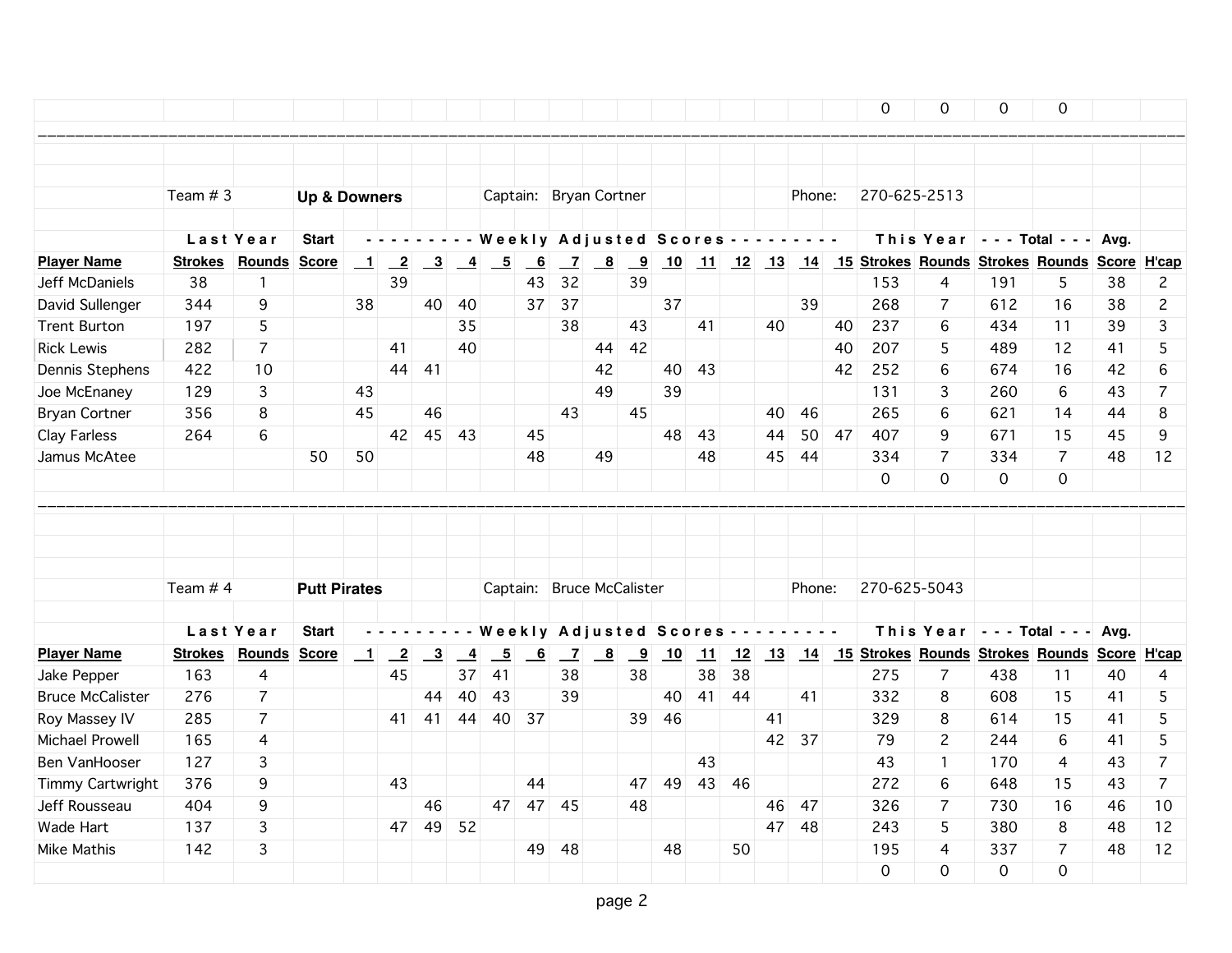| | | | | | | | | | | | | | | | | | | | This Year | | Total | | | |
|---|---|---|---|---|---|---|---|---|---|---|---|---|---|---|---|---|---|---|---|---|---|---|---|---|
| | | | | | | | | | | | | | | | | | | | 0 | 0 | 0 | 0 | | |

Team # 3 **Up & Downers** Captain: Bryan Cortner Phone: 270-625-2513

| | Last Year | | Start | Weekly Adjusted Scores | | | | | | | | | | | | | | | This Year | | Total | | Avg. | |
|---|---|---|---|---|---|---|---|---|---|---|---|---|---|---|---|---|---|---|---|---|---|---|---|---|
| **Player Name** | **Strokes** | **Rounds** | **Score** | **1** | **2** | **3** | **4** | **5** | **6** | **7** | **8** | **9** | **10** | **11** | **12** | **13** | **14** | **15** | **Strokes** | **Rounds** | **Strokes** | **Rounds** | **Score** | **H'cap** |
| Jeff McDaniels | 38 | 1 | | | 39 | | | | 43 | 32 | | 39 | | | | | | | 153 | 4 | 191 | 5 | 38 | 2 |
| David Sullenger | 344 | 9 | | 38 | | 40 | 40 | | 37 | 37 | | | 37 | | | | 39 | | 268 | 7 | 612 | 16 | 38 | 2 |
| Trent Burton | 197 | 5 | | | | | 35 | | | 38 | | 43 | | 41 | | 40 | | 40 | 237 | 6 | 434 | 11 | 39 | 3 |
| Rick Lewis | 282 | 7 | | | 41 | | 40 | | | | 44 | 42 | | | | | | 40 | 207 | 5 | 489 | 12 | 41 | 5 |
| Dennis Stephens | 422 | 10 | | | 44 | 41 | | | | | 42 | | 40 | 43 | | | | 42 | 252 | 6 | 674 | 16 | 42 | 6 |
| Joe McEnaney | 129 | 3 | | 43 | | | | | | | 49 | | 39 | | | | | | 131 | 3 | 260 | 6 | 43 | 7 |
| Bryan Cortner | 356 | 8 | | 45 | | 46 | | | | 43 | | 45 | | | | 40 | 46 | | 265 | 6 | 621 | 14 | 44 | 8 |
| Clay Farless | 264 | 6 | | | 42 | 45 | 43 | | 45 | | | | 48 | 43 | | 44 | 50 | 47 | 407 | 9 | 671 | 15 | 45 | 9 |
| Jamus McAtee | | | 50 | 50 | | | | | 48 | | 49 | | | 48 | | 45 | 44 | | 334 | 7 | 334 | 7 | 48 | 12 |
| | | | | | | | | | | | | | | | | | | | 0 | 0 | 0 | 0 | | |

Team # 4 **Putt Pirates** Captain: Bruce McCalister Phone: 270-625-5043

| | Last Year | | Start | Weekly Adjusted Scores | | | | | | | | | | | | | | | This Year | | Total | | Avg. | |
|---|---|---|---|---|---|---|---|---|---|---|---|---|---|---|---|---|---|---|---|---|---|---|---|---|
| **Player Name** | **Strokes** | **Rounds** | **Score** | **1** | **2** | **3** | **4** | **5** | **6** | **7** | **8** | **9** | **10** | **11** | **12** | **13** | **14** | **15** | **Strokes** | **Rounds** | **Strokes** | **Rounds** | **Score** | **H'cap** |
| Jake Pepper | 163 | 4 | | | 45 | | 37 | 41 | | 38 | | 38 | | 38 | 38 | | | | 275 | 7 | 438 | 11 | 40 | 4 |
| Bruce McCalister | 276 | 7 | | | | 44 | 40 | 43 | | 39 | | | 40 | 41 | 44 | | 41 | | 332 | 8 | 608 | 15 | 41 | 5 |
| Roy Massey IV | 285 | 7 | | | 41 | 41 | 44 | 40 | 37 | | | 39 | 46 | | | 41 | | | 329 | 8 | 614 | 15 | 41 | 5 |
| Michael Prowell | 165 | 4 | | | | | | | | | | | | | | 42 | 37 | | 79 | 2 | 244 | 6 | 41 | 5 |
| Ben VanHooser | 127 | 3 | | | | | | | | | | | | 43 | | | | | 43 | 1 | 170 | 4 | 43 | 7 |
| Timmy Cartwright | 376 | 9 | | | 43 | | | | 44 | | | 47 | 49 | 43 | 46 | | | | 272 | 6 | 648 | 15 | 43 | 7 |
| Jeff Rousseau | 404 | 9 | | | | 46 | | 47 | 47 | 45 | | 48 | | | | 46 | 47 | | 326 | 7 | 730 | 16 | 46 | 10 |
| Wade Hart | 137 | 3 | | | 47 | 49 | 52 | | | | | | | | | 47 | 48 | | 243 | 5 | 380 | 8 | 48 | 12 |
| Mike Mathis | 142 | 3 | | | | | | | 49 | 48 | | | 48 | | 50 | | | | 195 | 4 | 337 | 7 | 48 | 12 |
| | | | | | | | | | | | | | | | | | | | 0 | 0 | 0 | 0 | | |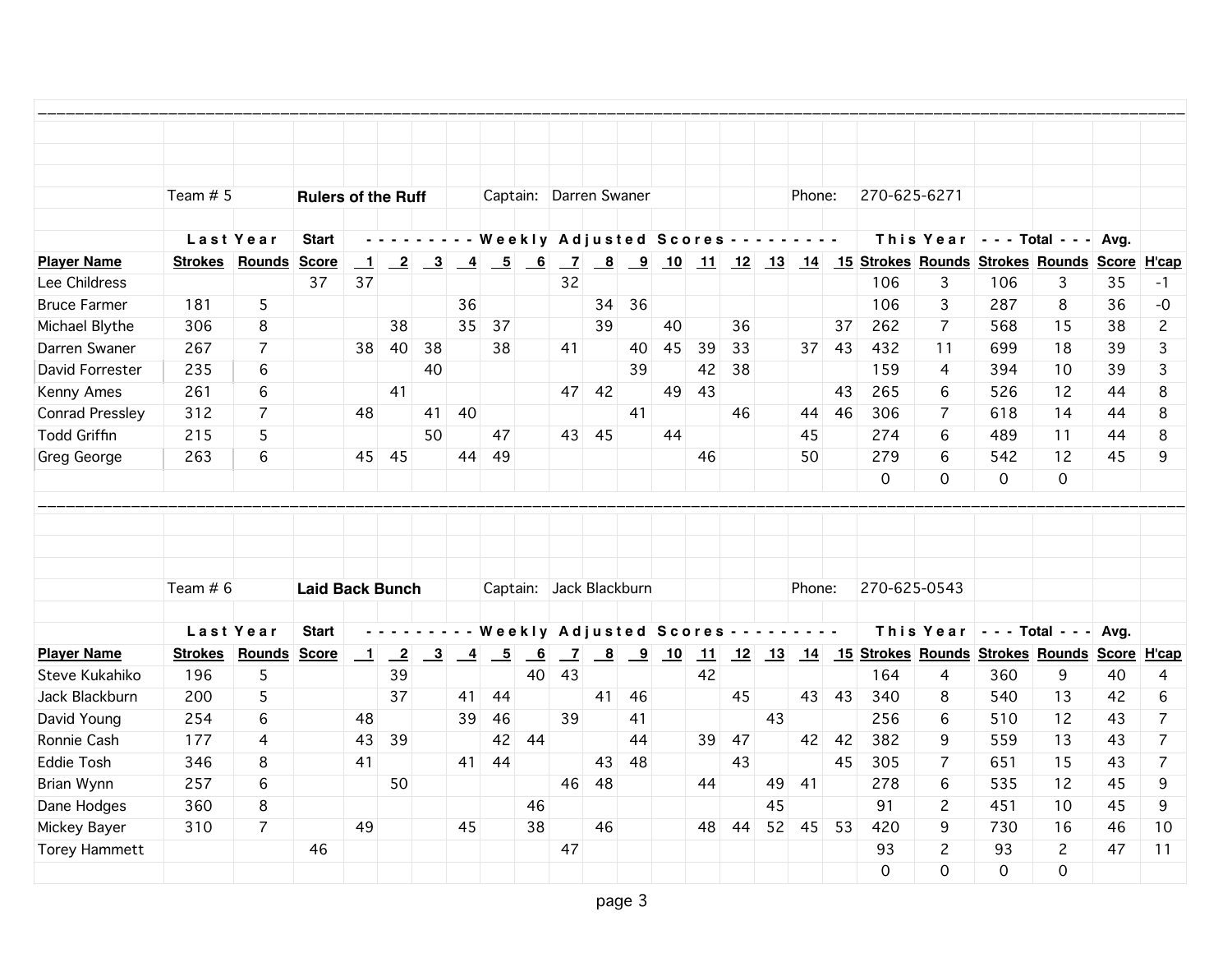| | Team # 5 | | **Rulers of the Ruff** | | | Captain: | | Darren Swaner | | | | | | Phone: | | 270-625-6271 | | | | | |
|---|---|---|---|---|---|---|---|---|---|---|---|---|---|---|---|---|---|---|---|---|---|
| | **Last Year** | | **Start** | - - - - - - - - - **Weekly Adjusted Scores** - - - - - - - - - | | | | | | | | | | | | | | | **This Year** | | **- - - Total - - -** | | **Avg.** | |
| **Player Name** | **Strokes** | **Rounds** | **Score** | **1** | **2** | **3** | **4** | **5** | **6** | **7** | **8** | **9** | **10** | **11** | **12** | **13** | **14** | **15** | **Strokes** | **Rounds** | **Strokes** | **Rounds** | **Score** | **H'cap** |
| Lee Childress | | | 37 | 37 | | | | | | 32 | | | | | | | | | 106 | 3 | 106 | 3 | 35 | -1 |
| Bruce Farmer | 181 | 5 | | | | | 36 | | | | 34 | 36 | | | | | | | 106 | 3 | 287 | 8 | 36 | -0 |
| Michael Blythe | 306 | 8 | | | 38 | | 35 | 37 | | | 39 | | 40 | | 36 | | | 37 | 262 | 7 | 568 | 15 | 38 | 2 |
| Darren Swaner | 267 | 7 | | 38 | 40 | 38 | | 38 | | 41 | | 40 | 45 | 39 | 33 | | 37 | 43 | 432 | 11 | 699 | 18 | 39 | 3 |
| David Forrester | 235 | 6 | | | | 40 | | | | | | 39 | | 42 | 38 | | | | 159 | 4 | 394 | 10 | 39 | 3 |
| Kenny Ames | 261 | 6 | | | 41 | | | | | 47 | 42 | | 49 | 43 | | | | 43 | 265 | 6 | 526 | 12 | 44 | 8 |
| Conrad Pressley | 312 | 7 | | 48 | | 41 | 40 | | | | | 41 | | | 46 | | 44 | 46 | 306 | 7 | 618 | 14 | 44 | 8 |
| Todd Griffin | 215 | 5 | | | | 50 | | 47 | | 43 | 45 | | 44 | | | | 45 | | 274 | 6 | 489 | 11 | 44 | 8 |
| Greg George | 263 | 6 | | 45 | 45 | | 44 | 49 | | | | | | 46 | | | 50 | | 279 | 6 | 542 | 12 | 45 | 9 |
| | | | | | | | | | | | | | | | | | | | 0 | 0 | 0 | 0 | | |

| | Team # 6 | | **Laid Back Bunch** | | | Captain: | | Jack Blackburn | | | | | | Phone: | | 270-625-0543 | | | | | |
|---|---|---|---|---|---|---|---|---|---|---|---|---|---|---|---|---|---|---|---|---|---|
| | **Last Year** | | **Start** | - - - - - - - - - **Weekly Adjusted Scores** - - - - - - - - - | | | | | | | | | | | | | | | **This Year** | | **- - - Total - - -** | | **Avg.** | |
| **Player Name** | **Strokes** | **Rounds** | **Score** | **1** | **2** | **3** | **4** | **5** | **6** | **7** | **8** | **9** | **10** | **11** | **12** | **13** | **14** | **15** | **Strokes** | **Rounds** | **Strokes** | **Rounds** | **Score** | **H'cap** |
| Steve Kukahiko | 196 | 5 | | | 39 | | | | 40 | 43 | | | | 42 | | | | | 164 | 4 | 360 | 9 | 40 | 4 |
| Jack Blackburn | 200 | 5 | | | 37 | | 41 | 44 | | | 41 | 46 | | | 45 | | 43 | 43 | 340 | 8 | 540 | 13 | 42 | 6 |
| David Young | 254 | 6 | | 48 | | | 39 | 46 | | 39 | | 41 | | | | 43 | | | 256 | 6 | 510 | 12 | 43 | 7 |
| Ronnie Cash | 177 | 4 | | 43 | 39 | | | 42 | 44 | | | 44 | | 39 | 47 | | 42 | 42 | 382 | 9 | 559 | 13 | 43 | 7 |
| Eddie Tosh | 346 | 8 | | 41 | | | 41 | 44 | | | 43 | 48 | | | 43 | | | 45 | 305 | 7 | 651 | 15 | 43 | 7 |
| Brian Wynn | 257 | 6 | | | 50 | | | | | 46 | 48 | | | 44 | | 49 | 41 | | 278 | 6 | 535 | 12 | 45 | 9 |
| Dane Hodges | 360 | 8 | | | | | | | 46 | | | | | | | 45 | | | 91 | 2 | 451 | 10 | 45 | 9 |
| Mickey Bayer | 310 | 7 | | 49 | | | 45 | | 38 | | 46 | | | 48 | 44 | 52 | 45 | 53 | 420 | 9 | 730 | 16 | 46 | 10 |
| Torey Hammett | | | 46 | | | | | | | 47 | | | | | | | | | 93 | 2 | 93 | 2 | 47 | 11 |
| | | | | | | | | | | | | | | | | | | | 0 | 0 | 0 | 0 | | |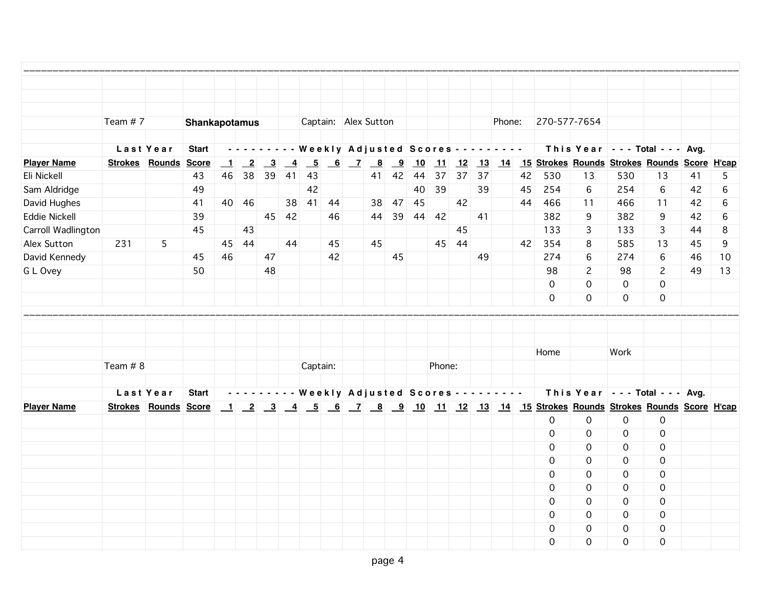| | Team # 7 | | **Shankapotamus** | | | | | Captain: | Alex Sutton | | | | | | Phone: | | 270-577-7654 | | | | | | | |
|---|---|---|---|---|---|---|---|---|---|---|---|---|---|---|---|---|---|---|---|---|---|---|---|---|
| | **Last Year** | | **Start** | - - - - - - - - - | **Weekly** | **Adjusted** | **Scores** | - - - - - - - - - | | | | | | | | | **This Year** | | **- - - Total - - -** | | **Avg.** | | | |
| **Player Name** | **Strokes** | **Rounds** | **Score** | **1** | **2** | **3** | **4** | **5** | **6** | **7** | **8** | **9** | **10** | **11** | **12** | **13** | **14** | **15** | **Strokes** | **Rounds** | **Strokes** | **Rounds** | **Score** | **H'cap** |
| Eli Nickell | | | 43 | 46 | 38 | 39 | 41 | 43 | | | 41 | 42 | 44 | 37 | 37 | 37 | | 42 | 530 | 13 | 530 | 13 | 41 | 5 |
| Sam Aldridge | | | 49 | | | | | 42 | | | | | 40 | 39 | | 39 | | 45 | 254 | 6 | 254 | 6 | 42 | 6 |
| David Hughes | | | 41 | 40 | 46 | | 38 | 41 | 44 | | 38 | 47 | 45 | | 42 | | | 44 | 466 | 11 | 466 | 11 | 42 | 6 |
| Eddie Nickell | | | 39 | | | 45 | 42 | | 46 | | 44 | 39 | 44 | 42 | | 41 | | | 382 | 9 | 382 | 9 | 42 | 6 |
| Carroll Wadlington | | | 45 | | 43 | | | | | | | | | | 45 | | | | 133 | 3 | 133 | 3 | 44 | 8 |
| Alex Sutton | 231 | 5 | | 45 | 44 | | 44 | | 45 | | 45 | | | 45 | 44 | | | 42 | 354 | 8 | 585 | 13 | 45 | 9 |
| David Kennedy | | | 45 | 46 | | 47 | | | 42 | | | 45 | | | | 49 | | | 274 | 6 | 274 | 6 | 46 | 10 |
| G L Ovey | | | 50 | | | 48 | | | | | | | | | | | | | 98 | 2 | 98 | 2 | 49 | 13 |
| | | | | | | | | | | | | | | | | | | | 0 | 0 | 0 | 0 | | |
| | | | | | | | | | | | | | | | | | | | 0 | 0 | 0 | 0 | | |

| | Team # 8 | | | | | | | Captain: | | | | | Phone: | | | | Home | | Work | | | | | |
|---|---|---|---|---|---|---|---|---|---|---|---|---|---|---|---|---|---|---|---|---|---|---|---|---|
| | **Last Year** | | **Start** | - - - - - - - - - | **Weekly** | **Adjusted** | **Scores** | - - - - - - - - - | | | | | | | | | **This Year** | | **- - - Total - - -** | | **Avg.** | | | |
| **Player Name** | **Strokes** | **Rounds** | **Score** | **1** | **2** | **3** | **4** | **5** | **6** | **7** | **8** | **9** | **10** | **11** | **12** | **13** | **14** | **15** | **Strokes** | **Rounds** | **Strokes** | **Rounds** | **Score** | **H'cap** |
| | | | | | | | | | | | | | | | | | | | 0 | 0 | 0 | 0 | | |
| | | | | | | | | | | | | | | | | | | | 0 | 0 | 0 | 0 | | |
| | | | | | | | | | | | | | | | | | | | 0 | 0 | 0 | 0 | | |
| | | | | | | | | | | | | | | | | | | | 0 | 0 | 0 | 0 | | |
| | | | | | | | | | | | | | | | | | | | 0 | 0 | 0 | 0 | | |
| | | | | | | | | | | | | | | | | | | | 0 | 0 | 0 | 0 | | |
| | | | | | | | | | | | | | | | | | | | 0 | 0 | 0 | 0 | | |
| | | | | | | | | | | | | | | | | | | | 0 | 0 | 0 | 0 | | |
| | | | | | | | | | | | | | | | | | | | 0 | 0 | 0 | 0 | | |
| | | | | | | | | | | | | | | | | | | | 0 | 0 | 0 | 0 | | |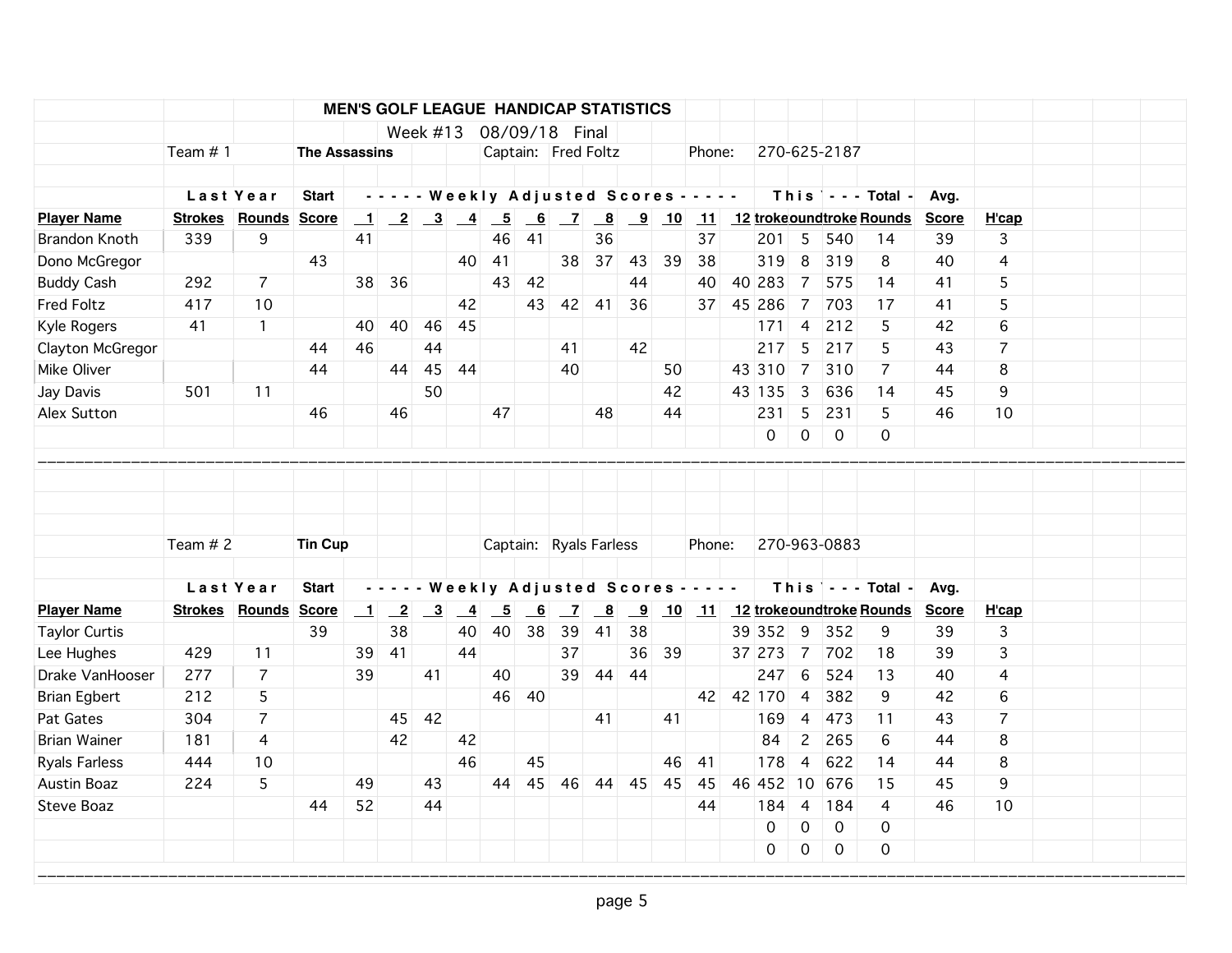# MEN'S GOLF LEAGUE HANDICAP STATISTICS

Week #13 08/09/18 Final

Team # 1 **The Assassins** Captain: Fred Foltz Phone: 270-625-2187

| | Last Year | | Start | - - - - - Weekly Adjusted Scores - - - - - | | | | | | | | | | | | This Year | | - - - Total - | | Avg. | |
|---|---|---|---|---|---|---|---|---|---|---|---|---|---|---|---|---|---|---|---|---|---|
| **Player Name** | **Strokes** | **Rounds** | **Score** | **1** | **2** | **3** | **4** | **5** | **6** | **7** | **8** | **9** | **10** | **11** | **12** | **Strokes** | **Rounds** | **Strokes** | **Rounds** | **Score** | **H'cap** |
| Brandon Knoth | 339 | 9 | | 41 | | | | 46 | 41 | | 36 | | | 37 | | 201 | 5 | 540 | 14 | 39 | 3 |
| Dono McGregor | | | 43 | | | | 40 | 41 | | 38 | 37 | 43 | 39 | 38 | | 319 | 8 | 319 | 8 | 40 | 4 |
| Buddy Cash | 292 | 7 | | 38 | 36 | | | 43 | 42 | | | 44 | | 40 | 40 | 283 | 7 | 575 | 14 | 41 | 5 |
| Fred Foltz | 417 | 10 | | | | | 42 | | 43 | 42 | 41 | 36 | | 37 | 45 | 286 | 7 | 703 | 17 | 41 | 5 |
| Kyle Rogers | 41 | 1 | | 40 | 40 | 46 | 45 | | | | | | | | | 171 | 4 | 212 | 5 | 42 | 6 |
| Clayton McGregor | | | 44 | 46 | | 44 | | | | 41 | | 42 | | | | 217 | 5 | 217 | 5 | 43 | 7 |
| Mike Oliver | | | 44 | | 44 | 45 | 44 | | | 40 | | | 50 | | 43 | 310 | 7 | 310 | 7 | 44 | 8 |
| Jay Davis | 501 | 11 | | | | 50 | | | | | | | 42 | | 43 | 135 | 3 | 636 | 14 | 45 | 9 |
| Alex Sutton | | | 46 | | 46 | | | 47 | | | 48 | | 44 | | | 231 | 5 | 231 | 5 | 46 | 10 |
| | | | | | | | | | | | | | | | | 0 | 0 | 0 | 0 | | |

Team # 2 **Tin Cup** Captain: Ryals Farless Phone: 270-963-0883

| | Last Year | | Start | - - - - - Weekly Adjusted Scores - - - - - | | | | | | | | | | | | This Year | | - - - Total - | | Avg. | |
|---|---|---|---|---|---|---|---|---|---|---|---|---|---|---|---|---|---|---|---|---|---|
| **Player Name** | **Strokes** | **Rounds** | **Score** | **1** | **2** | **3** | **4** | **5** | **6** | **7** | **8** | **9** | **10** | **11** | **12** | **Strokes** | **Rounds** | **Strokes** | **Rounds** | **Score** | **H'cap** |
| Taylor Curtis | | | 39 | | 38 | | 40 | 40 | 38 | 39 | 41 | 38 | | | 39 | 352 | 9 | 352 | 9 | 39 | 3 |
| Lee Hughes | 429 | 11 | | 39 | 41 | | 44 | | | 37 | | 36 | 39 | | 37 | 273 | 7 | 702 | 18 | 39 | 3 |
| Drake VanHooser | 277 | 7 | | 39 | | 41 | | 40 | | 39 | 44 | 44 | | | | 247 | 6 | 524 | 13 | 40 | 4 |
| Brian Egbert | 212 | 5 | | | | | | 46 | 40 | | | | | 42 | 42 | 170 | 4 | 382 | 9 | 42 | 6 |
| Pat Gates | 304 | 7 | | | 45 | 42 | | | | | 41 | | 41 | | | 169 | 4 | 473 | 11 | 43 | 7 |
| Brian Wainer | 181 | 4 | | | 42 | | 42 | | | | | | | | | 84 | 2 | 265 | 6 | 44 | 8 |
| Ryals Farless | 444 | 10 | | | | | 46 | | 45 | | | | 46 | 41 | | 178 | 4 | 622 | 14 | 44 | 8 |
| Austin Boaz | 224 | 5 | | 49 | | 43 | | 44 | 45 | 46 | 44 | 45 | 45 | 45 | 46 | 452 | 10 | 676 | 15 | 45 | 9 |
| Steve Boaz | | | 44 | 52 | | 44 | | | | | | | | 44 | | 184 | 4 | 184 | 4 | 46 | 10 |
| | | | | | | | | | | | | | | | | 0 | 0 | 0 | 0 | | |
| | | | | | | | | | | | | | | | | 0 | 0 | 0 | 0 | | |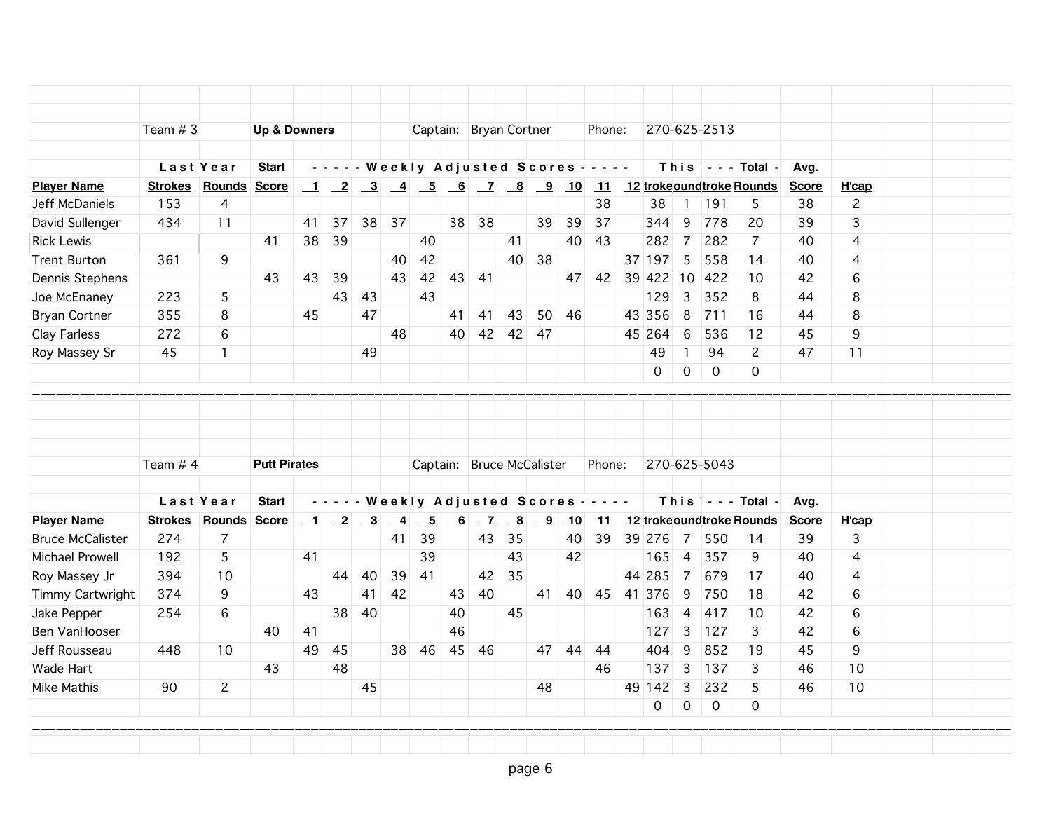Team # 3 **Up & Downers** Captain: Bryan Cortner Phone: 270-625-2513

| | Last Year | | Start | - - - - - | Weekly | Adjusted | | Scores | | - - - - - | | | | | | This Year | | - - - Total - | | Avg. | |
|---|---|---|---|---|---|---|---|---|---|---|---|---|---|---|---|---|---|---|---|---|---|
| **Player Name** | **Strokes** | **Rounds** | **Score** | **1** | **2** | **3** | **4** | **5** | **6** | **7** | **8** | **9** | **10** | **11** | **12** | **Strokes** | **Rounds** | **Strokes** | **Rounds** | **Score** | **H'cap** |
| Jeff McDaniels | 153 | 4 | | | | | | | | | | | | 38 | | 38 | 1 | 191 | 5 | 38 | 2 |
| David Sullenger | 434 | 11 | | 41 | 37 | 38 | 37 | | 38 | 38 | | 39 | 39 | 37 | | 344 | 9 | 778 | 20 | 39 | 3 |
| Rick Lewis | | | 41 | 38 | 39 | | | 40 | | | 41 | | 40 | 43 | | 282 | 7 | 282 | 7 | 40 | 4 |
| Trent Burton | 361 | 9 | | | | | 40 | 42 | | | 40 | 38 | | | 37 | 197 | 5 | 558 | 14 | 40 | 4 |
| Dennis Stephens | | | 43 | 43 | 39 | | 43 | 42 | 43 | 41 | | | 47 | 42 | 39 | 422 | 10 | 422 | 10 | 42 | 6 |
| Joe McEnaney | 223 | 5 | | | 43 | 43 | | 43 | | | | | | | | 129 | 3 | 352 | 8 | 44 | 8 |
| Bryan Cortner | 355 | 8 | | 45 | | 47 | | | 41 | 41 | 43 | 50 | 46 | | 43 | 356 | 8 | 711 | 16 | 44 | 8 |
| Clay Farless | 272 | 6 | | | | | 48 | | 40 | 42 | 42 | 47 | | | 45 | 264 | 6 | 536 | 12 | 45 | 9 |
| Roy Massey Sr | 45 | 1 | | | | 49 | | | | | | | | | | 49 | 1 | 94 | 2 | 47 | 11 |
| | | | | | | | | | | | | | | | | 0 | 0 | 0 | 0 | | |

---

Team # 4 **Putt Pirates** Captain: Bruce McCalister Phone: 270-625-5043

| | Last Year | | Start | - - - - - | Weekly | Adjusted | | Scores | | - - - - - | | | | | | This Year | | - - - Total - | | Avg. | |
|---|---|---|---|---|---|---|---|---|---|---|---|---|---|---|---|---|---|---|---|---|---|
| **Player Name** | **Strokes** | **Rounds** | **Score** | **1** | **2** | **3** | **4** | **5** | **6** | **7** | **8** | **9** | **10** | **11** | **12** | **Strokes** | **Rounds** | **Strokes** | **Rounds** | **Score** | **H'cap** |
| Bruce McCalister | 274 | 7 | | | | | 41 | 39 | | 43 | 35 | | 40 | 39 | 39 | 276 | 7 | 550 | 14 | 39 | 3 |
| Michael Prowell | 192 | 5 | | 41 | | | | 39 | | | 43 | | 42 | | | 165 | 4 | 357 | 9 | 40 | 4 |
| Roy Massey Jr | 394 | 10 | | | 44 | 40 | 39 | 41 | | 42 | 35 | | | | 44 | 285 | 7 | 679 | 17 | 40 | 4 |
| Timmy Cartwright | 374 | 9 | | 43 | | 41 | 42 | | 43 | 40 | | 41 | 40 | 45 | 41 | 376 | 9 | 750 | 18 | 42 | 6 |
| Jake Pepper | 254 | 6 | | | 38 | 40 | | | 40 | | 45 | | | | | 163 | 4 | 417 | 10 | 42 | 6 |
| Ben VanHooser | | | 40 | 41 | | | | | 46 | | | | | | | 127 | 3 | 127 | 3 | 42 | 6 |
| Jeff Rousseau | 448 | 10 | | 49 | 45 | | 38 | 46 | 45 | 46 | | 47 | 44 | 44 | | 404 | 9 | 852 | 19 | 45 | 9 |
| Wade Hart | | | 43 | | 48 | | | | | | | | | 46 | | 137 | 3 | 137 | 3 | 46 | 10 |
| Mike Mathis | 90 | 2 | | | | 45 | | | | | | 48 | | | 49 | 142 | 3 | 232 | 5 | 46 | 10 |
| | | | | | | | | | | | | | | | | 0 | 0 | 0 | 0 | | |

---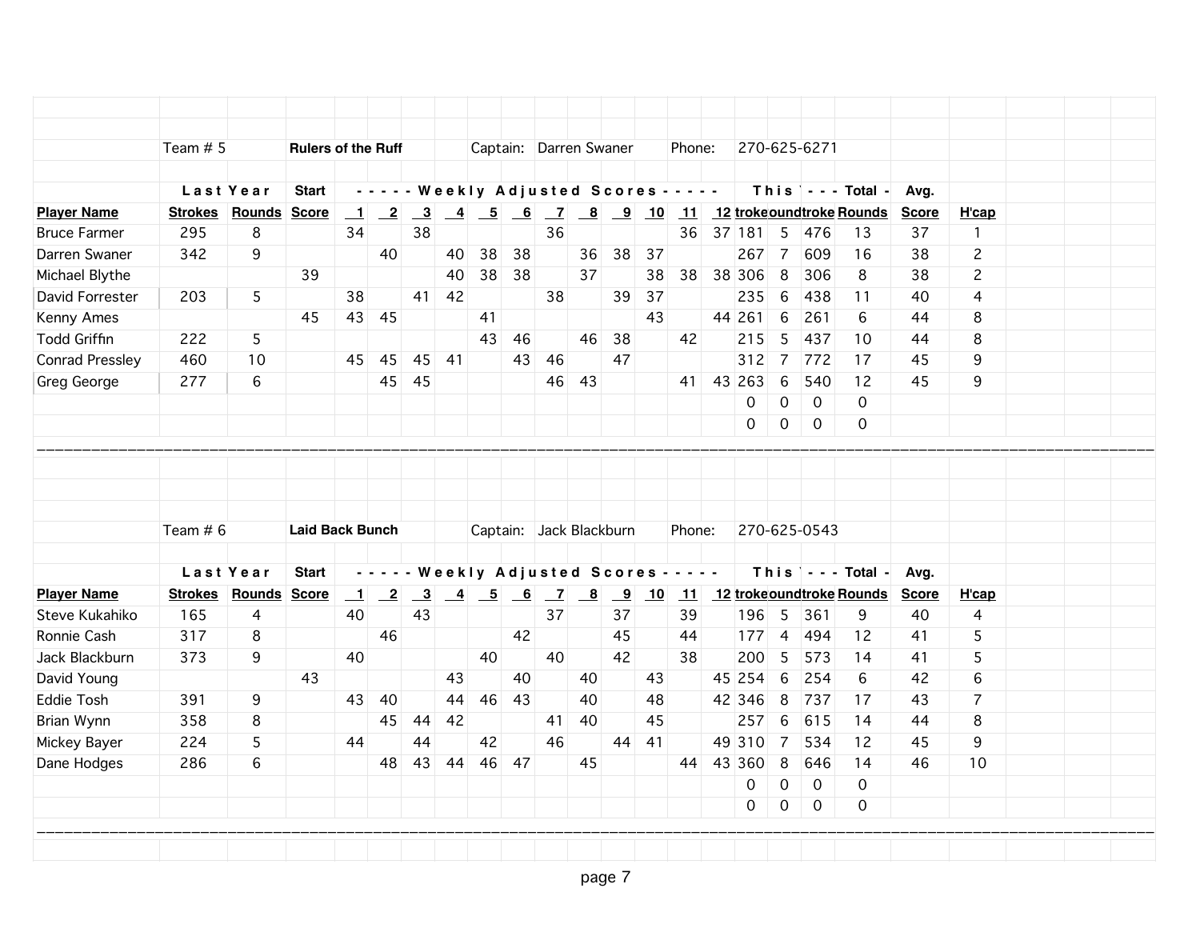Team # 5 **Rulers of the Ruff** Captain: Darren Swaner Phone: 270-625-6271

| | Last Year | | Start | - - - - - Weekly Adjusted Scores - - - - - | | | | | | | | | | | | This Year | | - - - Total - | | Avg. | |
|---|---|---|---|---|---|---|---|---|---|---|---|---|---|---|---|---|---|---|---|---|---|
| **Player Name** | **Strokes** | **Rounds** | **Score** | **1** | **2** | **3** | **4** | **5** | **6** | **7** | **8** | **9** | **10** | **11** | **12** | **Strokes** | **Rounds** | **Strokes** | **Rounds** | **Score** | **H'cap** |
| Bruce Farmer | 295 | 8 | | 34 | | 38 | | | | 36 | | | | 36 | 37 | 181 | 5 | 476 | 13 | 37 | 1 |
| Darren Swaner | 342 | 9 | | | 40 | | 40 | 38 | 38 | | 36 | 38 | 37 | | | 267 | 7 | 609 | 16 | 38 | 2 |
| Michael Blythe | | | 39 | | | | 40 | 38 | 38 | | 37 | | 38 | 38 | 38 | 306 | 8 | 306 | 8 | 38 | 2 |
| David Forrester | 203 | 5 | | 38 | | 41 | 42 | | | 38 | | 39 | 37 | | | 235 | 6 | 438 | 11 | 40 | 4 |
| Kenny Ames | | | 45 | 43 | 45 | | | 41 | | | | | 43 | | 44 | 261 | 6 | 261 | 6 | 44 | 8 |
| Todd Griffin | 222 | 5 | | | | | | 43 | 46 | | 46 | 38 | | 42 | | 215 | 5 | 437 | 10 | 44 | 8 |
| Conrad Pressley | 460 | 10 | | 45 | 45 | 45 | 41 | | 43 | 46 | | 47 | | | | 312 | 7 | 772 | 17 | 45 | 9 |
| Greg George | 277 | 6 | | | 45 | 45 | | | | 46 | 43 | | | 41 | 43 | 263 | 6 | 540 | 12 | 45 | 9 |
| | | | | | | | | | | | | | | | | 0 | 0 | 0 | 0 | | |
| | | | | | | | | | | | | | | | | 0 | 0 | 0 | 0 | | |

Team # 6 **Laid Back Bunch** Captain: Jack Blackburn Phone: 270-625-0543

| | Last Year | | Start | - - - - - Weekly Adjusted Scores - - - - - | | | | | | | | | | | | This Year | | - - - Total - | | Avg. | |
|---|---|---|---|---|---|---|---|---|---|---|---|---|---|---|---|---|---|---|---|---|---|
| **Player Name** | **Strokes** | **Rounds** | **Score** | **1** | **2** | **3** | **4** | **5** | **6** | **7** | **8** | **9** | **10** | **11** | **12** | **Strokes** | **Rounds** | **Strokes** | **Rounds** | **Score** | **H'cap** |
| Steve Kukahiko | 165 | 4 | | 40 | | 43 | | | | 37 | | 37 | | 39 | | 196 | 5 | 361 | 9 | 40 | 4 |
| Ronnie Cash | 317 | 8 | | | 46 | | | | 42 | | | 45 | | 44 | | 177 | 4 | 494 | 12 | 41 | 5 |
| Jack Blackburn | 373 | 9 | | 40 | | | | 40 | | 40 | | 42 | | 38 | | 200 | 5 | 573 | 14 | 41 | 5 |
| David Young | | | 43 | | | | 43 | | 40 | | 40 | | 43 | | 45 | 254 | 6 | 254 | 6 | 42 | 6 |
| Eddie Tosh | 391 | 9 | | 43 | 40 | | 44 | 46 | 43 | | 40 | | 48 | | 42 | 346 | 8 | 737 | 17 | 43 | 7 |
| Brian Wynn | 358 | 8 | | | 45 | 44 | 42 | | | 41 | 40 | | 45 | | | 257 | 6 | 615 | 14 | 44 | 8 |
| Mickey Bayer | 224 | 5 | | 44 | | 44 | | 42 | | 46 | | 44 | 41 | | 49 | 310 | 7 | 534 | 12 | 45 | 9 |
| Dane Hodges | 286 | 6 | | | 48 | 43 | 44 | 46 | 47 | | 45 | | | 44 | 43 | 360 | 8 | 646 | 14 | 46 | 10 |
| | | | | | | | | | | | | | | | | 0 | 0 | 0 | 0 | | |
| | | | | | | | | | | | | | | | | 0 | 0 | 0 | 0 | | |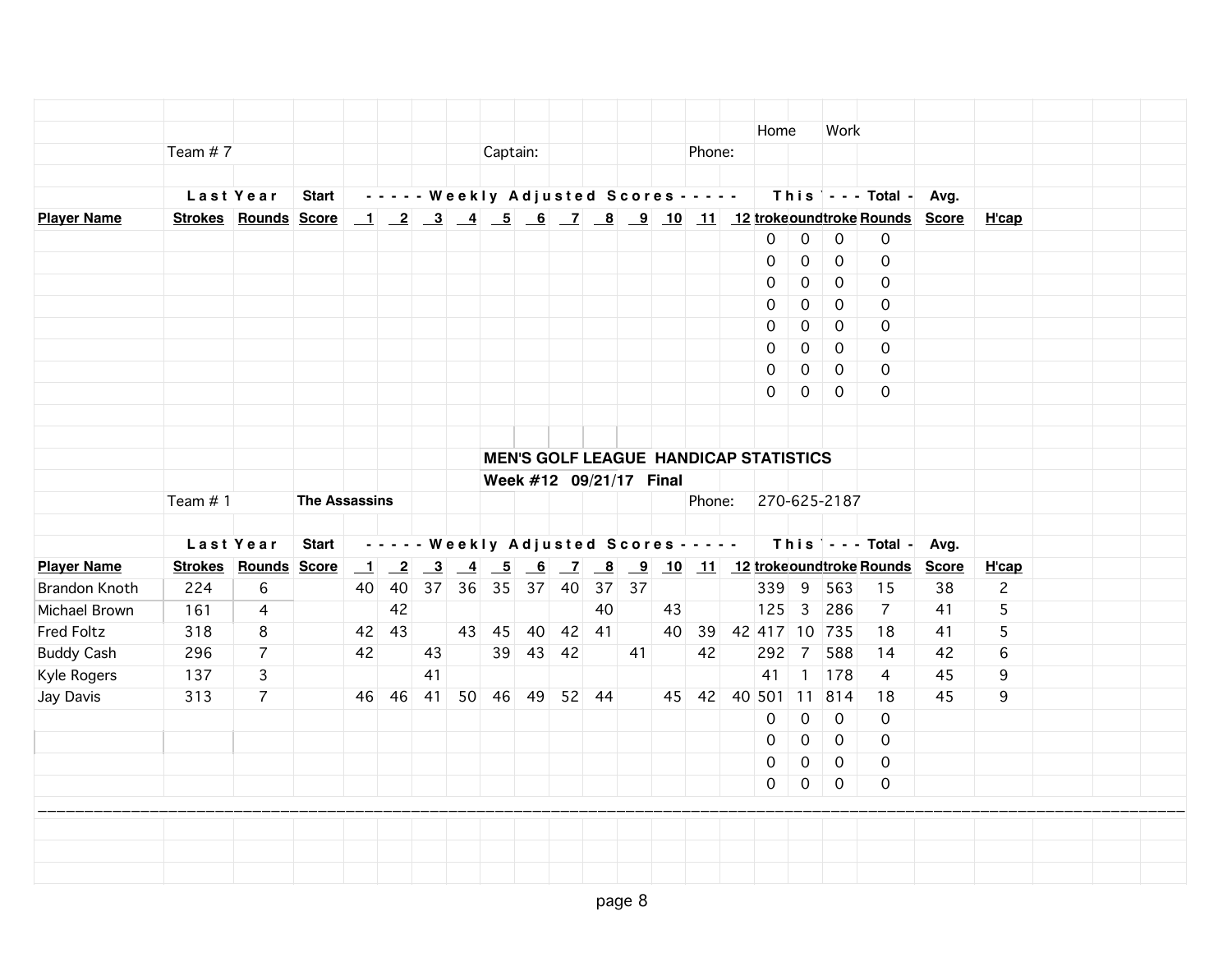| | | | | | | | | | | | | | | | | Home | | Work | | | |
|---|---|---|---|---|---|---|---|---|---|---|---|---|---|---|---|---|---|---|---|---|---|
| | Team # 7 | | | | | | | Captain: | | | | | Phone: | | | | | | | | |
| | **Last Year** | | **Start** | **- - - - - Weekly Adjusted Scores - - - - -** | | | | | | | | | | | | **This Year** | | **- - - Total -** | | **Avg.** | |
| **Player Name** | **Strokes** | **Rounds** | **Score** | **1** | **2** | **3** | **4** | **5** | **6** | **7** | **8** | **9** | **10** | **11** | **12** | **Strokes** | **Rounds** | **Strokes** | **Rounds** | **Score** | **H'cap** |
| | | | | | | | | | | | | | | | | 0 | 0 | 0 | 0 | | |
| | | | | | | | | | | | | | | | | 0 | 0 | 0 | 0 | | |
| | | | | | | | | | | | | | | | | 0 | 0 | 0 | 0 | | |
| | | | | | | | | | | | | | | | | 0 | 0 | 0 | 0 | | |
| | | | | | | | | | | | | | | | | 0 | 0 | 0 | 0 | | |
| | | | | | | | | | | | | | | | | 0 | 0 | 0 | 0 | | |
| | | | | | | | | | | | | | | | | 0 | 0 | 0 | 0 | | |
| | | | | | | | | | | | | | | | | 0 | 0 | 0 | 0 | | |

**MEN'S GOLF LEAGUE HANDICAP STATISTICS**

**Week #12 09/21/17 Final**

| | Team # 1 | | **The Assassins** | | | | | | | | | | Phone: | | | 270-625-2187 | | | | | |
|---|---|---|---|---|---|---|---|---|---|---|---|---|---|---|---|---|---|---|---|---|---|
| | **Last Year** | | **Start** | **- - - - - Weekly Adjusted Scores - - - - -** | | | | | | | | | | | | **This Year** | | **- - - Total -** | | **Avg.** | |
| **Player Name** | **Strokes** | **Rounds** | **Score** | **1** | **2** | **3** | **4** | **5** | **6** | **7** | **8** | **9** | **10** | **11** | **12** | **Strokes** | **Rounds** | **Strokes** | **Rounds** | **Score** | **H'cap** |
| Brandon Knoth | 224 | 6 | | 40 | 40 | 37 | 36 | 35 | 37 | 40 | 37 | 37 | | | | 339 | 9 | 563 | 15 | 38 | 2 |
| Michael Brown | 161 | 4 | | | 42 | | | | | | 40 | | 43 | | | 125 | 3 | 286 | 7 | 41 | 5 |
| Fred Foltz | 318 | 8 | | 42 | 43 | | 43 | 45 | 40 | 42 | 41 | | 40 | 39 | 42 | 417 | 10 | 735 | 18 | 41 | 5 |
| Buddy Cash | 296 | 7 | | 42 | | 43 | | 39 | 43 | 42 | | 41 | | 42 | | 292 | 7 | 588 | 14 | 42 | 6 |
| Kyle Rogers | 137 | 3 | | | | 41 | | | | | | | | | | 41 | 1 | 178 | 4 | 45 | 9 |
| Jay Davis | 313 | 7 | | 46 | 46 | 41 | 50 | 46 | 49 | 52 | 44 | | 45 | 42 | 40 | 501 | 11 | 814 | 18 | 45 | 9 |
| | | | | | | | | | | | | | | | | 0 | 0 | 0 | 0 | | |
| | | | | | | | | | | | | | | | | 0 | 0 | 0 | 0 | | |
| | | | | | | | | | | | | | | | | 0 | 0 | 0 | 0 | | |
| | | | | | | | | | | | | | | | | 0 | 0 | 0 | 0 | | |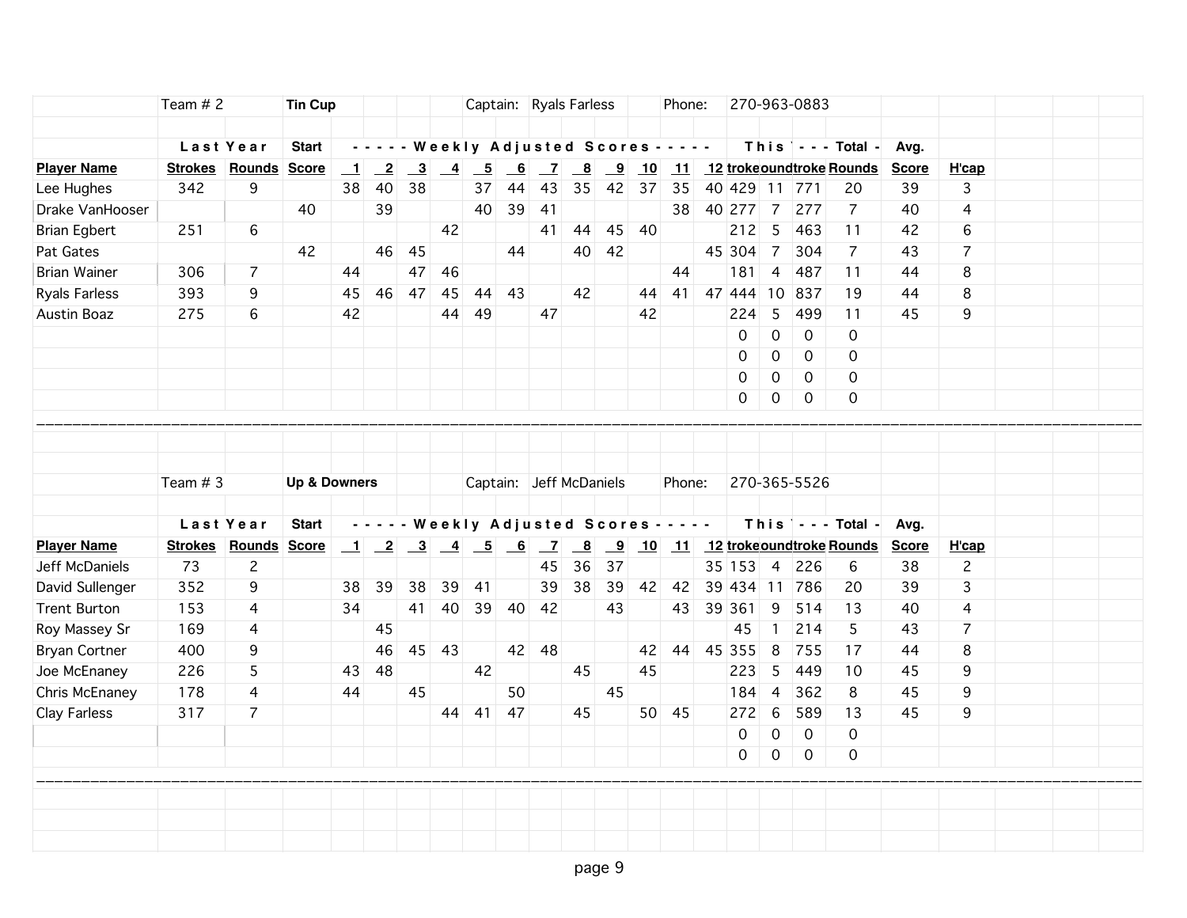| | Team # 2 | | Tin Cup | | | | | Captain: | Ryals Farless | | | | Phone: | | 270-963-0883 | | | | | |
|---|---|---|---|---|---|---|---|---|---|---|---|---|---|---|---|---|---|---|---|---|
| | **Last Year** | | **Start** | **- - - - - Weekly Adjusted Scores - - - - -** | | | | | | | | | | | | **This** | | **- - - Total -** | **Avg.** | |
| **Player Name** | **Strokes** | **Rounds** | **Score** | **1** | **2** | **3** | **4** | **5** | **6** | **7** | **8** | **9** | **10** | **11** | **12** | **troke** | **ound** | **troke** | **Rounds** | **Score** | **H'cap** |
| Lee Hughes | 342 | 9 | | 38 | 40 | 38 | | 37 | 44 | 43 | 35 | 42 | 37 | 35 | 40 | 429 | 11 | 771 | 20 | 39 | 3 |
| Drake VanHooser | | | 40 | | 39 | | | 40 | 39 | 41 | | | | 38 | 40 | 277 | 7 | 277 | 7 | 40 | 4 |
| Brian Egbert | 251 | 6 | | | | | 42 | | | 41 | 44 | 45 | 40 | | | 212 | 5 | 463 | 11 | 42 | 6 |
| Pat Gates | | | 42 | | 46 | 45 | | | 44 | | 40 | 42 | | | 45 | 304 | 7 | 304 | 7 | 43 | 7 |
| Brian Wainer | 306 | 7 | | 44 | | 47 | 46 | | | | | | | 44 | | 181 | 4 | 487 | 11 | 44 | 8 |
| Ryals Farless | 393 | 9 | | 45 | 46 | 47 | 45 | 44 | 43 | | 42 | | 44 | 41 | 47 | 444 | 10 | 837 | 19 | 44 | 8 |
| Austin Boaz | 275 | 6 | | 42 | | | 44 | 49 | | 47 | | | 42 | | | 224 | 5 | 499 | 11 | 45 | 9 |
| | | | | | | | | | | | | | | | | 0 | 0 | 0 | 0 | | |
| | | | | | | | | | | | | | | | | 0 | 0 | 0 | 0 | | |
| | | | | | | | | | | | | | | | | 0 | 0 | 0 | 0 | | |
| | | | | | | | | | | | | | | | | 0 | 0 | 0 | 0 | | |

| | Team # 3 | | Up & Downers | | | | | Captain: | Jeff McDaniels | | | | Phone: | | 270-365-5526 | | | | | |
|---|---|---|---|---|---|---|---|---|---|---|---|---|---|---|---|---|---|---|---|---|
| | **Last Year** | | **Start** | **- - - - - Weekly Adjusted Scores - - - - -** | | | | | | | | | | | | **This** | | **- - - Total -** | **Avg.** | |
| **Player Name** | **Strokes** | **Rounds** | **Score** | **1** | **2** | **3** | **4** | **5** | **6** | **7** | **8** | **9** | **10** | **11** | **12** | **troke** | **ound** | **troke** | **Rounds** | **Score** | **H'cap** |
| Jeff McDaniels | 73 | 2 | | | | | | | | 45 | 36 | 37 | | | 35 | 153 | 4 | 226 | 6 | 38 | 2 |
| David Sullenger | 352 | 9 | | 38 | 39 | 38 | 39 | 41 | | 39 | 38 | 39 | 42 | 42 | 39 | 434 | 11 | 786 | 20 | 39 | 3 |
| Trent Burton | 153 | 4 | | 34 | | 41 | 40 | 39 | 40 | 42 | | 43 | | 43 | 39 | 361 | 9 | 514 | 13 | 40 | 4 |
| Roy Massey Sr | 169 | 4 | | | 45 | | | | | | | | | | | 45 | 1 | 214 | 5 | 43 | 7 |
| Bryan Cortner | 400 | 9 | | | 46 | 45 | 43 | | 42 | 48 | | | 42 | 44 | 45 | 355 | 8 | 755 | 17 | 44 | 8 |
| Joe McEnaney | 226 | 5 | | 43 | 48 | | | 42 | | | 45 | | 45 | | | 223 | 5 | 449 | 10 | 45 | 9 |
| Chris McEnaney | 178 | 4 | | 44 | | 45 | | | 50 | | | 45 | | | | 184 | 4 | 362 | 8 | 45 | 9 |
| Clay Farless | 317 | 7 | | | | | 44 | 41 | 47 | | 45 | | 50 | 45 | | 272 | 6 | 589 | 13 | 45 | 9 |
| | | | | | | | | | | | | | | | | 0 | 0 | 0 | 0 | | |
| | | | | | | | | | | | | | | | | 0 | 0 | 0 | 0 | | |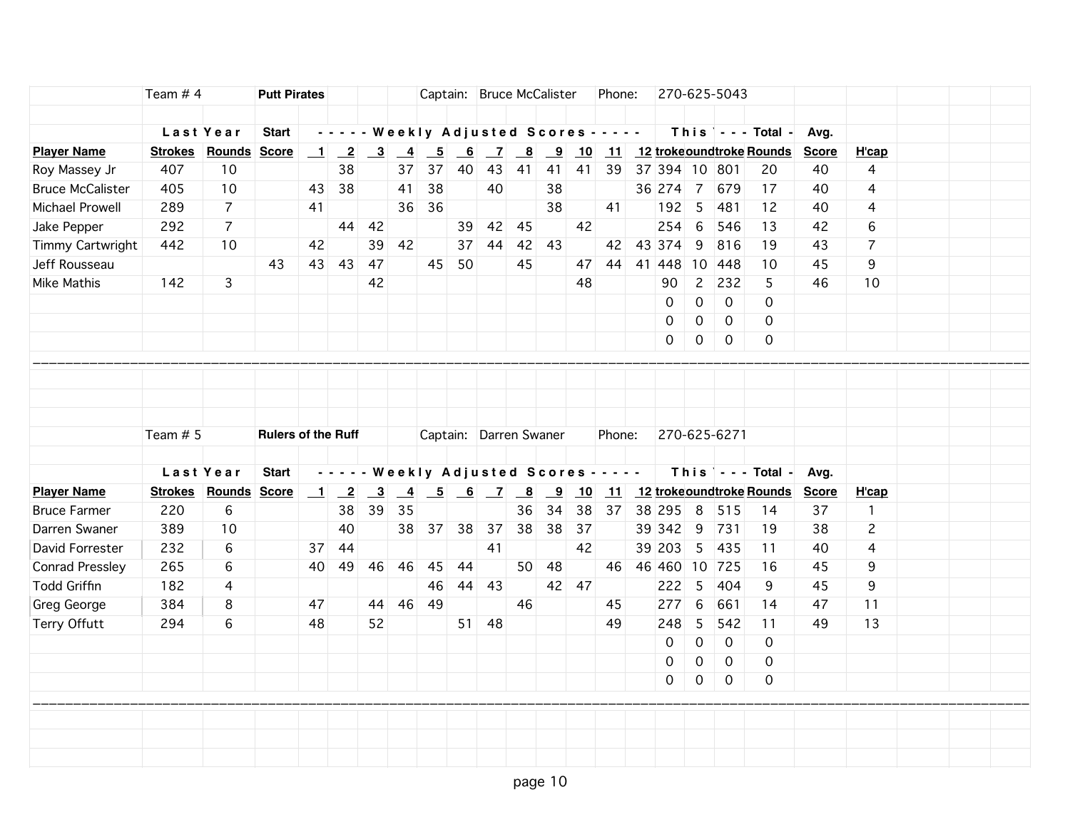| Team # 4 | | | Putt Pirates | | | | | Captain: | Bruce McCalister | | | Phone: | | 270-625-5043 | | | | | | |
|---|---|---|---|---|---|---|---|---|---|---|---|---|---|---|---|---|---|---|---|---|
| | Last Year | | Start | - - - - - Weekly Adjusted Scores - - - - - | | | | | | | | | | | | This Year | | - - - Total - | | Avg. | |
| **Player Name** | **Strokes** | **Rounds** | **Score** | **1** | **2** | **3** | **4** | **5** | **6** | **7** | **8** | **9** | **10** | **11** | **12** | **Strokes** | **Rounds** | **Strokes** | **Rounds** | **Score** | **H'cap** |
| Roy Massey Jr | 407 | 10 | | | 38 | | 37 | 37 | 40 | 43 | 41 | 41 | 41 | 39 | 37 | 394 | 10 | 801 | 20 | 40 | 4 |
| Bruce McCalister | 405 | 10 | | 43 | 38 | | 41 | 38 | | 40 | | 38 | | | 36 | 274 | 7 | 679 | 17 | 40 | 4 |
| Michael Prowell | 289 | 7 | | 41 | | | 36 | 36 | | | | 38 | | 41 | | 192 | 5 | 481 | 12 | 40 | 4 |
| Jake Pepper | 292 | 7 | | | 44 | 42 | | | 39 | 42 | 45 | | 42 | | | 254 | 6 | 546 | 13 | 42 | 6 |
| Timmy Cartwright | 442 | 10 | | 42 | | 39 | 42 | | 37 | 44 | 42 | 43 | | 42 | 43 | 374 | 9 | 816 | 19 | 43 | 7 |
| Jeff Rousseau | | | 43 | 43 | 43 | 47 | | 45 | 50 | | 45 | | 47 | 44 | 41 | 448 | 10 | 448 | 10 | 45 | 9 |
| Mike Mathis | 142 | 3 | | | | 42 | | | | | | | 48 | | | 90 | 2 | 232 | 5 | 46 | 10 |
| | | | | | | | | | | | | | | | | 0 | 0 | 0 | 0 | | |
| | | | | | | | | | | | | | | | | 0 | 0 | 0 | 0 | | |
| | | | | | | | | | | | | | | | | 0 | 0 | 0 | 0 | | |

| Team # 5 | | | Rulers of the Ruff | | | | | Captain: | Darren Swaner | | | Phone: | | 270-625-6271 | | | | | | |
|---|---|---|---|---|---|---|---|---|---|---|---|---|---|---|---|---|---|---|---|---|
| | Last Year | | Start | - - - - - Weekly Adjusted Scores - - - - - | | | | | | | | | | | | This Year | | - - - Total - | | Avg. | |
| **Player Name** | **Strokes** | **Rounds** | **Score** | **1** | **2** | **3** | **4** | **5** | **6** | **7** | **8** | **9** | **10** | **11** | **12** | **Strokes** | **Rounds** | **Strokes** | **Rounds** | **Score** | **H'cap** |
| Bruce Farmer | 220 | 6 | | | 38 | 39 | 35 | | | | 36 | 34 | 38 | 37 | 38 | 295 | 8 | 515 | 14 | 37 | 1 |
| Darren Swaner | 389 | 10 | | | 40 | | 38 | 37 | 38 | 37 | 38 | 38 | 37 | | 39 | 342 | 9 | 731 | 19 | 38 | 2 |
| David Forrester | 232 | 6 | | 37 | 44 | | | | | 41 | | | 42 | | 39 | 203 | 5 | 435 | 11 | 40 | 4 |
| Conrad Pressley | 265 | 6 | | 40 | 49 | 46 | 46 | 45 | 44 | | 50 | 48 | | 46 | 46 | 460 | 10 | 725 | 16 | 45 | 9 |
| Todd Griffin | 182 | 4 | | | | | | 46 | 44 | 43 | | 42 | 47 | | | 222 | 5 | 404 | 9 | 45 | 9 |
| Greg George | 384 | 8 | | 47 | | 44 | 46 | 49 | | | 46 | | | 45 | | 277 | 6 | 661 | 14 | 47 | 11 |
| Terry Offutt | 294 | 6 | | 48 | | 52 | | | 51 | 48 | | | | 49 | | 248 | 5 | 542 | 11 | 49 | 13 |
| | | | | | | | | | | | | | | | | 0 | 0 | 0 | 0 | | |
| | | | | | | | | | | | | | | | | 0 | 0 | 0 | 0 | | |
| | | | | | | | | | | | | | | | | 0 | 0 | 0 | 0 | | |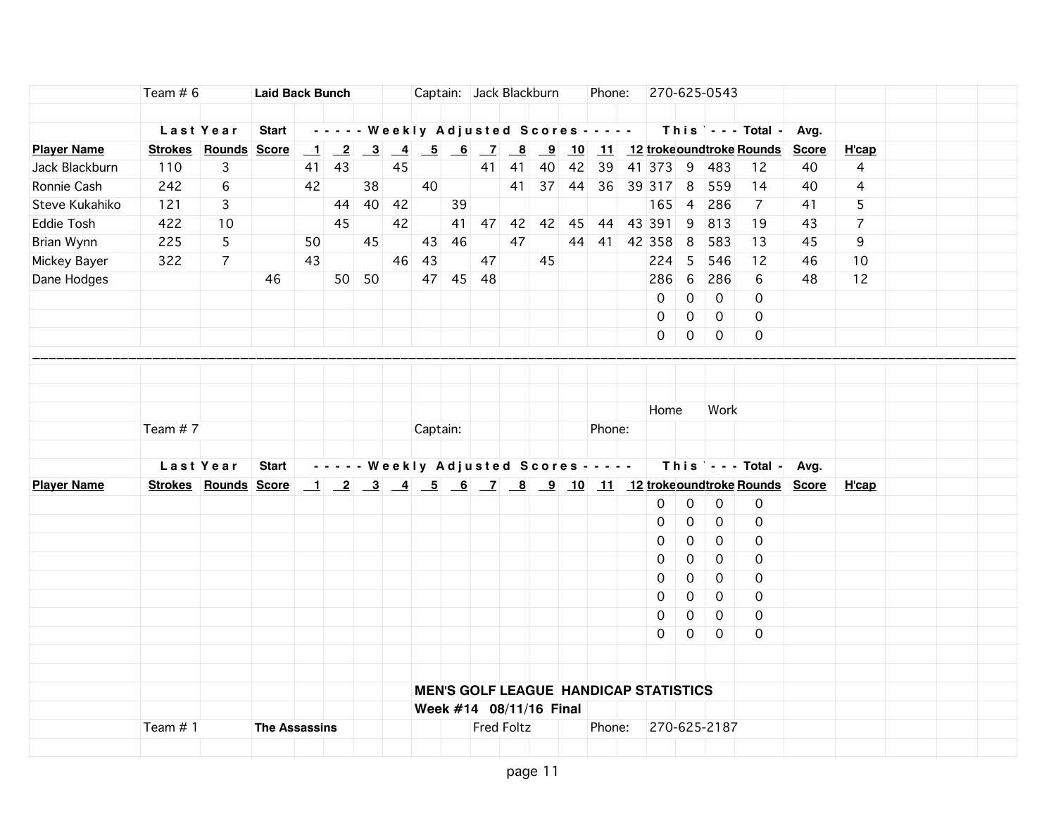| | Team # 6 | | Laid Back Bunch | | | | | Captain: | | Jack Blackburn | | | Phone: | | 270-625-0543 | | | | | |
|---|---|---|---|---|---|---|---|---|---|---|---|---|---|---|---|---|---|---|---|---|
| | Last Year | | Start | - - - - - Weekly Adjusted Scores - - - - - | | | | | | | | | | | | This ` | - - - Total - | | Avg. | |
| **Player Name** | **Strokes** | **Rounds** | **Score** | **1** | **2** | **3** | **4** | **5** | **6** | **7** | **8** | **9** | **10** | **11** | **12** | **troke** | **ound** | **troke** | **Rounds** | **Score** | **H'cap** |
| Jack Blackburn | 110 | 3 | | 41 | 43 | | 45 | | | 41 | 41 | 40 | 42 | 39 | 41 | 373 | 9 | 483 | 12 | 40 | 4 |
| Ronnie Cash | 242 | 6 | | 42 | | 38 | | 40 | | | 41 | 37 | 44 | 36 | 39 | 317 | 8 | 559 | 14 | 40 | 4 |
| Steve Kukahiko | 121 | 3 | | | 44 | 40 | 42 | | 39 | | | | | | | 165 | 4 | 286 | 7 | 41 | 5 |
| Eddie Tosh | 422 | 10 | | | 45 | | 42 | | 41 | 47 | 42 | 42 | 45 | 44 | 43 | 391 | 9 | 813 | 19 | 43 | 7 |
| Brian Wynn | 225 | 5 | | 50 | | 45 | | 43 | 46 | | 47 | | 44 | 41 | 42 | 358 | 8 | 583 | 13 | 45 | 9 |
| Mickey Bayer | 322 | 7 | | 43 | | | 46 | 43 | | 47 | | 45 | | | | 224 | 5 | 546 | 12 | 46 | 10 |
| Dane Hodges | | | 46 | | 50 | 50 | | 47 | 45 | 48 | | | | | | 286 | 6 | 286 | 6 | 48 | 12 |
| | | | | | | | | | | | | | | | | 0 | 0 | 0 | 0 | | |
| | | | | | | | | | | | | | | | | 0 | 0 | 0 | 0 | | |
| | | | | | | | | | | | | | | | | 0 | 0 | 0 | 0 | | |

| | | | | | | | | | | | | | | | | Home | | Work | | | |
|---|---|---|---|---|---|---|---|---|---|---|---|---|---|---|---|---|---|---|---|---|---|
| | Team # 7 | | | | | | | Captain: | | | | | Phone: | | | | | | | | |
| | Last Year | | Start | - - - - - Weekly Adjusted Scores - - - - - | | | | | | | | | | | | This ` | - - - Total - | | | Avg. | |
| **Player Name** | **Strokes** | **Rounds** | **Score** | **1** | **2** | **3** | **4** | **5** | **6** | **7** | **8** | **9** | **10** | **11** | **12** | **troke** | **ound** | **troke** | **Rounds** | **Score** | **H'cap** |
| | | | | | | | | | | | | | | | | 0 | 0 | 0 | 0 | | |
| | | | | | | | | | | | | | | | | 0 | 0 | 0 | 0 | | |
| | | | | | | | | | | | | | | | | 0 | 0 | 0 | 0 | | |
| | | | | | | | | | | | | | | | | 0 | 0 | 0 | 0 | | |
| | | | | | | | | | | | | | | | | 0 | 0 | 0 | 0 | | |
| | | | | | | | | | | | | | | | | 0 | 0 | 0 | 0 | | |
| | | | | | | | | | | | | | | | | 0 | 0 | 0 | 0 | | |
| | | | | | | | | | | | | | | | | 0 | 0 | 0 | 0 | | |

**MEN'S GOLF LEAGUE HANDICAP STATISTICS**

**Week #14 08/11/16 Final**

| Team # 1 | **The Assassins** | Fred Foltz | Phone: | 270-625-2187 |
|---|---|---|---|---|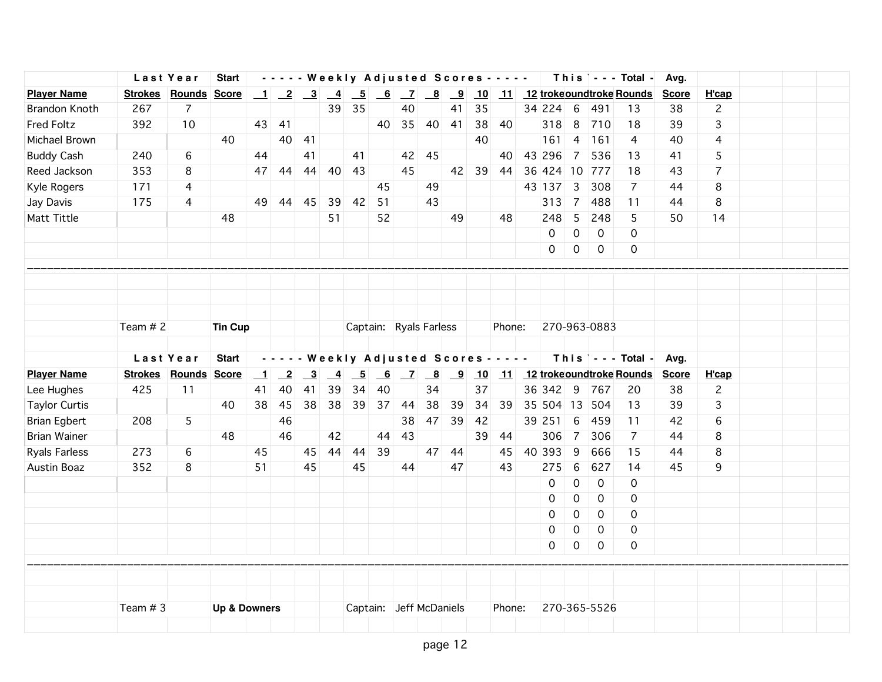| | Last Year | | Start | - - - - - Weekly Adjusted Scores - - - - - | | | | | | | | | | | | This Year | | - - - Total - | | Avg. | |
|---|---|---|---|---|---|---|---|---|---|---|---|---|---|---|---|---|---|---|---|---|---|
| **Player Name** | **Strokes** | **Rounds** | **Score** | **1** | **2** | **3** | **4** | **5** | **6** | **7** | **8** | **9** | **10** | **11** | **12** | **troke** | **ound** | **troke** | **Rounds** | **Score** | **H'cap** |
| Brandon Knoth | 267 | 7 | | | | | 39 | 35 | | 40 | | 41 | 35 | | 34 | 224 | 6 | 491 | 13 | 38 | 2 |
| Fred Foltz | 392 | 10 | | 43 | 41 | | | | 40 | 35 | 40 | 41 | 38 | 40 | | 318 | 8 | 710 | 18 | 39 | 3 |
| Michael Brown | | | 40 | | 40 | 41 | | | | | | | 40 | | | 161 | 4 | 161 | 4 | 40 | 4 |
| Buddy Cash | 240 | 6 | | 44 | | 41 | | 41 | | 42 | 45 | | | 40 | 43 | 296 | 7 | 536 | 13 | 41 | 5 |
| Reed Jackson | 353 | 8 | | 47 | 44 | 44 | 40 | 43 | | 45 | | 42 | 39 | 44 | 36 | 424 | 10 | 777 | 18 | 43 | 7 |
| Kyle Rogers | 171 | 4 | | | | | | | 45 | | 49 | | | | 43 | 137 | 3 | 308 | 7 | 44 | 8 |
| Jay Davis | 175 | 4 | | 49 | 44 | 45 | 39 | 42 | 51 | | 43 | | | | | 313 | 7 | 488 | 11 | 44 | 8 |
| Matt Tittle | | | 48 | | | | 51 | | 52 | | | 49 | | 48 | | 248 | 5 | 248 | 5 | 50 | 14 |
| | | | | | | | | | | | | | | | | 0 | 0 | 0 | 0 | | |
| | | | | | | | | | | | | | | | | 0 | 0 | 0 | 0 | | |

Team # 2 **Tin Cup** Captain: Ryals Farless Phone: 270-963-0883

| | Last Year | | Start | - - - - - Weekly Adjusted Scores - - - - - | | | | | | | | | | | | This Year | | - - - Total - | | Avg. | |
|---|---|---|---|---|---|---|---|---|---|---|---|---|---|---|---|---|---|---|---|---|---|
| **Player Name** | **Strokes** | **Rounds** | **Score** | **1** | **2** | **3** | **4** | **5** | **6** | **7** | **8** | **9** | **10** | **11** | **12** | **troke** | **ound** | **troke** | **Rounds** | **Score** | **H'cap** |
| Lee Hughes | 425 | 11 | | 41 | 40 | 41 | 39 | 34 | 40 | | 34 | | 37 | | 36 | 342 | 9 | 767 | 20 | 38 | 2 |
| Taylor Curtis | | | 40 | 38 | 45 | 38 | 38 | 39 | 37 | 44 | 38 | 39 | 34 | 39 | 35 | 504 | 13 | 504 | 13 | 39 | 3 |
| Brian Egbert | 208 | 5 | | | 46 | | | | | 38 | 47 | 39 | 42 | | 39 | 251 | 6 | 459 | 11 | 42 | 6 |
| Brian Wainer | | | 48 | | 46 | | 42 | | 44 | 43 | | | 39 | 44 | | 306 | 7 | 306 | 7 | 44 | 8 |
| Ryals Farless | 273 | 6 | | 45 | | 45 | 44 | 44 | 39 | | 47 | 44 | | 45 | 40 | 393 | 9 | 666 | 15 | 44 | 8 |
| Austin Boaz | 352 | 8 | | 51 | | 45 | | 45 | | 44 | | 47 | | 43 | | 275 | 6 | 627 | 14 | 45 | 9 |
| | | | | | | | | | | | | | | | | 0 | 0 | 0 | 0 | | |
| | | | | | | | | | | | | | | | | 0 | 0 | 0 | 0 | | |
| | | | | | | | | | | | | | | | | 0 | 0 | 0 | 0 | | |
| | | | | | | | | | | | | | | | | 0 | 0 | 0 | 0 | | |
| | | | | | | | | | | | | | | | | 0 | 0 | 0 | 0 | | |

Team # 3 **Up & Downers** Captain: Jeff McDaniels Phone: 270-365-5526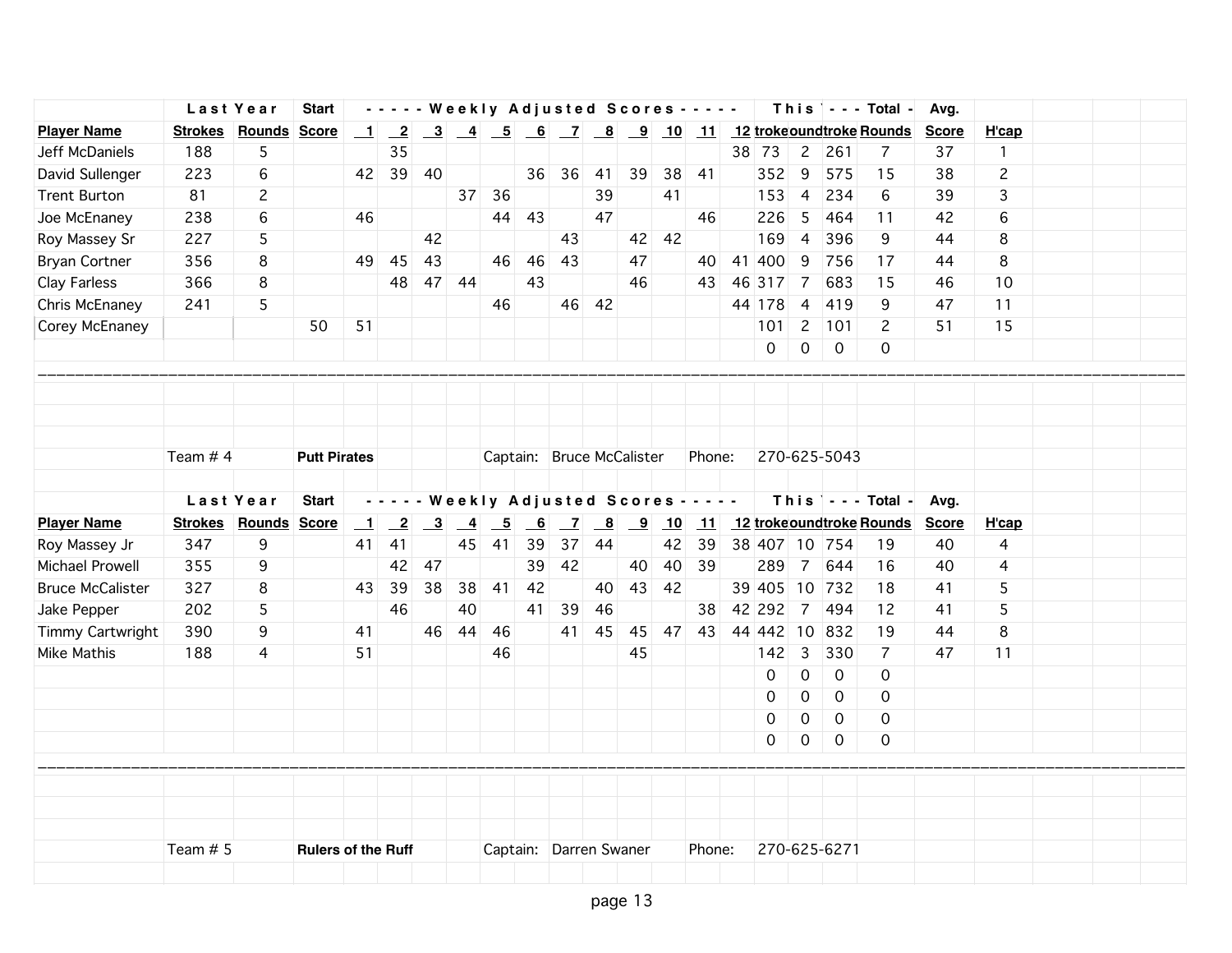| | Last Year | | Start | - - - - - Weekly Adjusted Scores - - - - - | | | | | | | | | | | | This Year | | - - - Total - - - | | Avg. | |
|---|---|---|---|---|---|---|---|---|---|---|---|---|---|---|---|---|---|---|---|---|---|
| **Player Name** | **Strokes** | **Rounds** | **Score** | **1** | **2** | **3** | **4** | **5** | **6** | **7** | **8** | **9** | **10** | **11** | **12** | **Strokes** | **Rounds** | **Strokes** | **Rounds** | **Score** | **H'cap** |
| Jeff McDaniels | 188 | 5 | | | 35 | | | | | | | | | | 38 | 73 | 2 | 261 | 7 | 37 | 1 |
| David Sullenger | 223 | 6 | | 42 | 39 | 40 | | | 36 | 36 | 41 | 39 | 38 | 41 | | 352 | 9 | 575 | 15 | 38 | 2 |
| Trent Burton | 81 | 2 | | | | | 37 | 36 | | | 39 | | 41 | | | 153 | 4 | 234 | 6 | 39 | 3 |
| Joe McEnaney | 238 | 6 | | 46 | | | | 44 | 43 | | 47 | | | 46 | | 226 | 5 | 464 | 11 | 42 | 6 |
| Roy Massey Sr | 227 | 5 | | | | 42 | | | | 43 | | 42 | 42 | | | 169 | 4 | 396 | 9 | 44 | 8 |
| Bryan Cortner | 356 | 8 | | 49 | 45 | 43 | | 46 | 46 | 43 | | 47 | | 40 | 41 | 400 | 9 | 756 | 17 | 44 | 8 |
| Clay Farless | 366 | 8 | | | 48 | 47 | 44 | | 43 | | | 46 | | 43 | 46 | 317 | 7 | 683 | 15 | 46 | 10 |
| Chris McEnaney | 241 | 5 | | | | | | 46 | | 46 | 42 | | | | 44 | 178 | 4 | 419 | 9 | 47 | 11 |
| Corey McEnaney | | | 50 | 51 | | | | | | | | | | | | 101 | 2 | 101 | 2 | 51 | 15 |
| | | | | | | | | | | | | | | | | 0 | 0 | 0 | 0 | | |

Team # 4 **Putt Pirates** Captain: Bruce McCalister Phone: 270-625-5043

| | Last Year | | Start | - - - - - Weekly Adjusted Scores - - - - - | | | | | | | | | | | | This Year | | - - - Total - - - | | Avg. | |
|---|---|---|---|---|---|---|---|---|---|---|---|---|---|---|---|---|---|---|---|---|---|
| **Player Name** | **Strokes** | **Rounds** | **Score** | **1** | **2** | **3** | **4** | **5** | **6** | **7** | **8** | **9** | **10** | **11** | **12** | **Strokes** | **Rounds** | **Strokes** | **Rounds** | **Score** | **H'cap** |
| Roy Massey Jr | 347 | 9 | | 41 | 41 | | 45 | 41 | 39 | 37 | 44 | | 42 | 39 | 38 | 407 | 10 | 754 | 19 | 40 | 4 |
| Michael Prowell | 355 | 9 | | | 42 | 47 | | | 39 | 42 | | 40 | 40 | 39 | | 289 | 7 | 644 | 16 | 40 | 4 |
| Bruce McCalister | 327 | 8 | | 43 | 39 | 38 | 38 | 41 | 42 | | 40 | 43 | 42 | | 39 | 405 | 10 | 732 | 18 | 41 | 5 |
| Jake Pepper | 202 | 5 | | | 46 | | 40 | | 41 | 39 | 46 | | | 38 | 42 | 292 | 7 | 494 | 12 | 41 | 5 |
| Timmy Cartwright | 390 | 9 | | 41 | | 46 | 44 | 46 | | 41 | 45 | 45 | 47 | 43 | 44 | 442 | 10 | 832 | 19 | 44 | 8 |
| Mike Mathis | 188 | 4 | | 51 | | | | 46 | | | | 45 | | | | 142 | 3 | 330 | 7 | 47 | 11 |
| | | | | | | | | | | | | | | | | 0 | 0 | 0 | 0 | | |
| | | | | | | | | | | | | | | | | 0 | 0 | 0 | 0 | | |
| | | | | | | | | | | | | | | | | 0 | 0 | 0 | 0 | | |
| | | | | | | | | | | | | | | | | 0 | 0 | 0 | 0 | | |

Team # 5 **Rulers of the Ruff** Captain: Darren Swaner Phone: 270-625-6271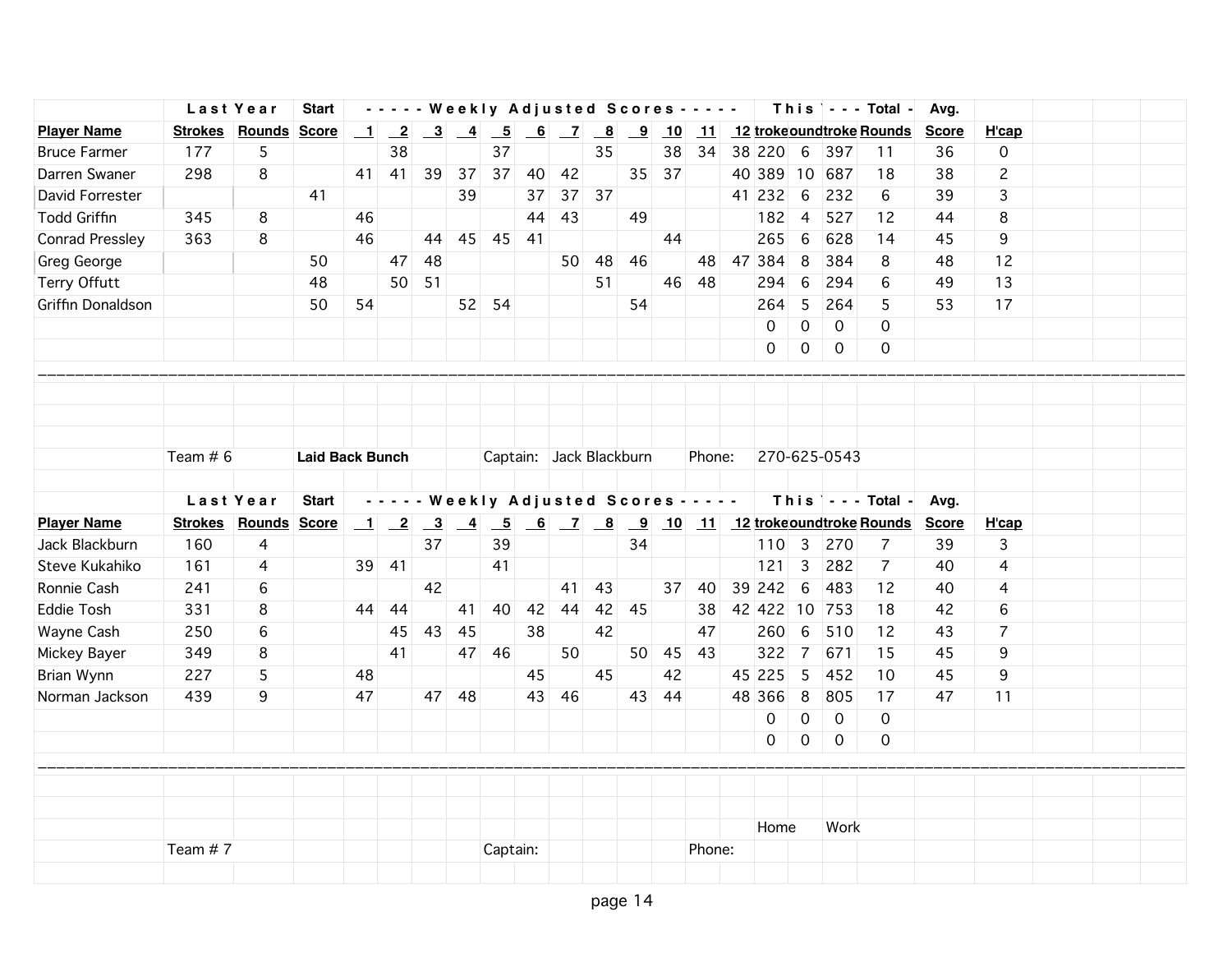| | Last Year | | Start | - - - - - Weekly Adjusted Scores - - - - - | | | | | | | | | | | | This Year | | - - - Total - | | Avg. | |
|---|---|---|---|---|---|---|---|---|---|---|---|---|---|---|---|---|---|---|---|---|---|
| **Player Name** | **Strokes** | **Rounds** | **Score** | **1** | **2** | **3** | **4** | **5** | **6** | **7** | **8** | **9** | **10** | **11** | **12** | **Strokes** | **Rounds** | **Strokes** | **Rounds** | **Score** | **H'cap** |
| Bruce Farmer | 177 | 5 | | | 38 | | | 37 | | | 35 | | 38 | 34 | 38 | 220 | 6 | 397 | 11 | 36 | 0 |
| Darren Swaner | 298 | 8 | | 41 | 41 | 39 | 37 | 37 | 40 | 42 | | 35 | 37 | | 40 | 389 | 10 | 687 | 18 | 38 | 2 |
| David Forrester | | | 41 | | | | 39 | | 37 | 37 | 37 | | | | 41 | 232 | 6 | 232 | 6 | 39 | 3 |
| Todd Griffin | 345 | 8 | | 46 | | | | | 44 | 43 | | 49 | | | | 182 | 4 | 527 | 12 | 44 | 8 |
| Conrad Pressley | 363 | 8 | | 46 | | 44 | 45 | 45 | 41 | | | | 44 | | | 265 | 6 | 628 | 14 | 45 | 9 |
| Greg George | | | 50 | | 47 | 48 | | | | 50 | 48 | 46 | | 48 | 47 | 384 | 8 | 384 | 8 | 48 | 12 |
| Terry Offutt | | | 48 | | 50 | 51 | | | | | 51 | | 46 | 48 | | 294 | 6 | 294 | 6 | 49 | 13 |
| Griffin Donaldson | | | 50 | 54 | | | 52 | 54 | | | | 54 | | | | 264 | 5 | 264 | 5 | 53 | 17 |
| | | | | | | | | | | | | | | | | 0 | 0 | 0 | 0 | | |
| | | | | | | | | | | | | | | | | 0 | 0 | 0 | 0 | | |

Team # 6 **Laid Back Bunch** Captain: Jack Blackburn Phone: 270-625-0543

| | Last Year | | Start | - - - - - Weekly Adjusted Scores - - - - - | | | | | | | | | | | | This Year | | - - - Total - | | Avg. | |
|---|---|---|---|---|---|---|---|---|---|---|---|---|---|---|---|---|---|---|---|---|---|
| **Player Name** | **Strokes** | **Rounds** | **Score** | **1** | **2** | **3** | **4** | **5** | **6** | **7** | **8** | **9** | **10** | **11** | **12** | **Strokes** | **Rounds** | **Strokes** | **Rounds** | **Score** | **H'cap** |
| Jack Blackburn | 160 | 4 | | | | 37 | | 39 | | | | 34 | | | | 110 | 3 | 270 | 7 | 39 | 3 |
| Steve Kukahiko | 161 | 4 | | 39 | 41 | | | 41 | | | | | | | | 121 | 3 | 282 | 7 | 40 | 4 |
| Ronnie Cash | 241 | 6 | | | | 42 | | | | 41 | 43 | | 37 | 40 | 39 | 242 | 6 | 483 | 12 | 40 | 4 |
| Eddie Tosh | 331 | 8 | | 44 | 44 | | 41 | 40 | 42 | 44 | 42 | 45 | | 38 | 42 | 422 | 10 | 753 | 18 | 42 | 6 |
| Wayne Cash | 250 | 6 | | | 45 | 43 | 45 | | 38 | | 42 | | | 47 | | 260 | 6 | 510 | 12 | 43 | 7 |
| Mickey Bayer | 349 | 8 | | | 41 | | 47 | 46 | | 50 | | 50 | 45 | 43 | | 322 | 7 | 671 | 15 | 45 | 9 |
| Brian Wynn | 227 | 5 | | 48 | | | | | 45 | | 45 | | 42 | | 45 | 225 | 5 | 452 | 10 | 45 | 9 |
| Norman Jackson | 439 | 9 | | 47 | | 47 | 48 | | 43 | 46 | | 43 | 44 | | 48 | 366 | 8 | 805 | 17 | 47 | 11 |
| | | | | | | | | | | | | | | | | 0 | 0 | 0 | 0 | | |
| | | | | | | | | | | | | | | | | 0 | 0 | 0 | 0 | | |

Home Work

Team # 7 Captain: Phone: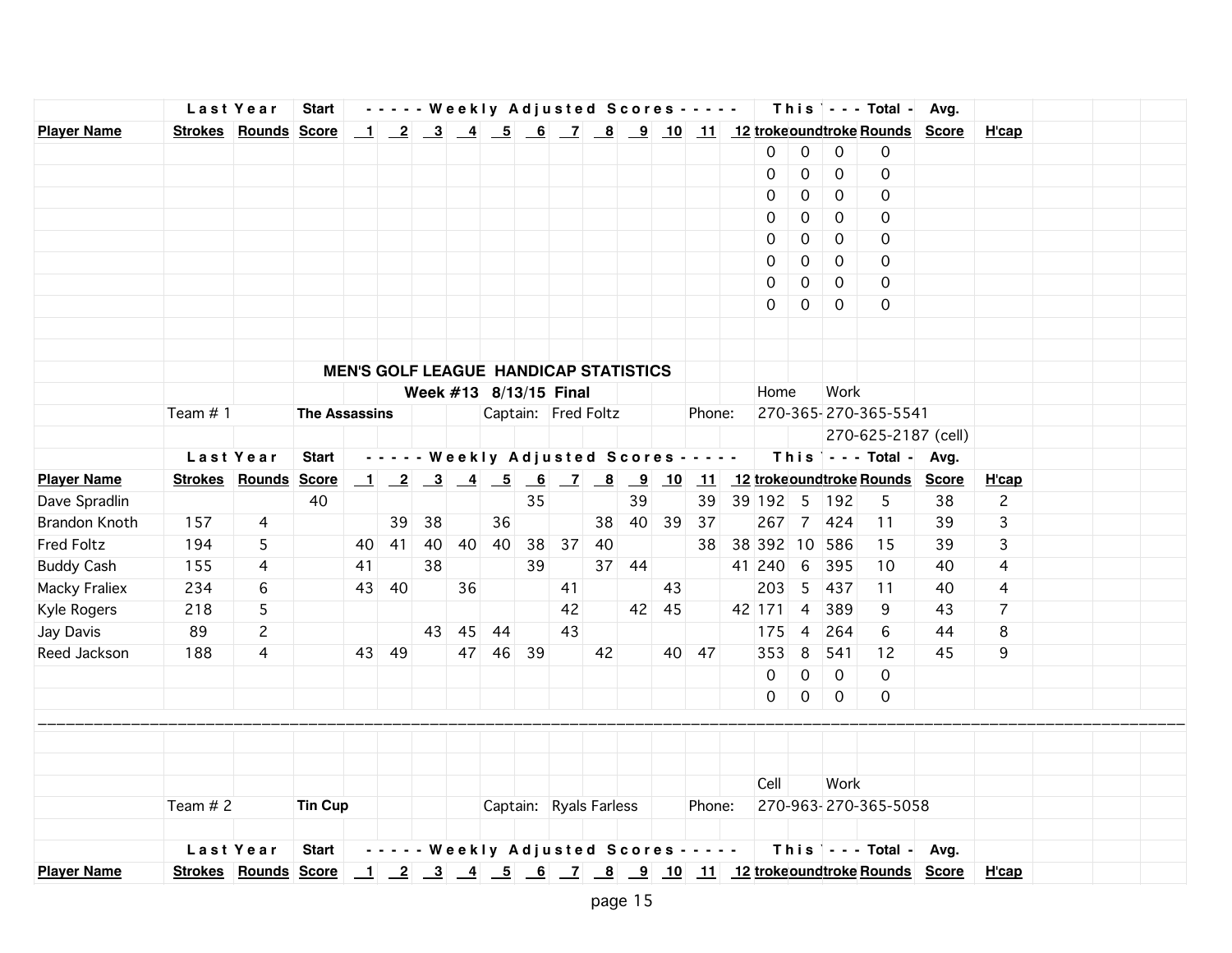| | Last Year | | Start | ----- Weekly Adjusted Scores ----- | | | | | | | | | | | | This Year | | --- Total - | | Avg. | |
|---|---|---|---|---|---|---|---|---|---|---|---|---|---|---|---|---|---|---|---|---|---|
| **Player Name** | **Strokes** | **Rounds** | **Score** | **1** | **2** | **3** | **4** | **5** | **6** | **7** | **8** | **9** | **10** | **11** | **12** | **Strokes** | **Rounds** | **Strokes** | **Rounds** | **Score** | **H'cap** |
| | | | | | | | | | | | | | | | | 0 | 0 | 0 | 0 | | |
| | | | | | | | | | | | | | | | | 0 | 0 | 0 | 0 | | |
| | | | | | | | | | | | | | | | | 0 | 0 | 0 | 0 | | |
| | | | | | | | | | | | | | | | | 0 | 0 | 0 | 0 | | |
| | | | | | | | | | | | | | | | | 0 | 0 | 0 | 0 | | |
| | | | | | | | | | | | | | | | | 0 | 0 | 0 | 0 | | |
| | | | | | | | | | | | | | | | | 0 | 0 | 0 | 0 | | |
| | | | | | | | | | | | | | | | | 0 | 0 | 0 | 0 | | |

**MEN'S GOLF LEAGUE HANDICAP STATISTICS**

**Week #13 8/13/15 Final**

Team # 1 **The Assassins** Captain: Fred Foltz Phone: Home 270-365- Work 270-365-5541, 270-625-2187 (cell)

| | Last Year | | Start | ----- Weekly Adjusted Scores ----- | | | | | | | | | | | | This Year | | --- Total - | | Avg. | |
|---|---|---|---|---|---|---|---|---|---|---|---|---|---|---|---|---|---|---|---|---|---|
| **Player Name** | **Strokes** | **Rounds** | **Score** | **1** | **2** | **3** | **4** | **5** | **6** | **7** | **8** | **9** | **10** | **11** | **12** | **Strokes** | **Rounds** | **Strokes** | **Rounds** | **Score** | **H'cap** |
| Dave Spradlin | | | 40 | | | | | | 35 | | | 39 | | 39 | 39 | 192 | 5 | 192 | 5 | 38 | 2 |
| Brandon Knoth | 157 | 4 | | | 39 | 38 | | 36 | | | 38 | 40 | 39 | 37 | | 267 | 7 | 424 | 11 | 39 | 3 |
| Fred Foltz | 194 | 5 | | 40 | 41 | 40 | 40 | 40 | 38 | 37 | 40 | | | 38 | 38 | 392 | 10 | 586 | 15 | 39 | 3 |
| Buddy Cash | 155 | 4 | | 41 | | 38 | | | 39 | | 37 | 44 | | | 41 | 240 | 6 | 395 | 10 | 40 | 4 |
| Macky Fraliex | 234 | 6 | | 43 | 40 | | 36 | | | 41 | | | 43 | | | 203 | 5 | 437 | 11 | 40 | 4 |
| Kyle Rogers | 218 | 5 | | | | | | | | 42 | | 42 | 45 | | 42 | 171 | 4 | 389 | 9 | 43 | 7 |
| Jay Davis | 89 | 2 | | | | 43 | 45 | 44 | | 43 | | | | | | 175 | 4 | 264 | 6 | 44 | 8 |
| Reed Jackson | 188 | 4 | | 43 | 49 | | 47 | 46 | 39 | | 42 | | 40 | 47 | | 353 | 8 | 541 | 12 | 45 | 9 |
| | | | | | | | | | | | | | | | | 0 | 0 | 0 | 0 | | |
| | | | | | | | | | | | | | | | | 0 | 0 | 0 | 0 | | |

---

Team # 2 **Tin Cup** Captain: Ryals Farless Phone: Cell 270-963- Work 270-365-5058

| | Last Year | | Start | ----- Weekly Adjusted Scores ----- | | | | | | | | | | | | This Year | | --- Total - | | Avg. | |
|---|---|---|---|---|---|---|---|---|---|---|---|---|---|---|---|---|---|---|---|---|---|
| **Player Name** | **Strokes** | **Rounds** | **Score** | **1** | **2** | **3** | **4** | **5** | **6** | **7** | **8** | **9** | **10** | **11** | **12** | **Strokes** | **Rounds** | **Strokes** | **Rounds** | **Score** | **H'cap** |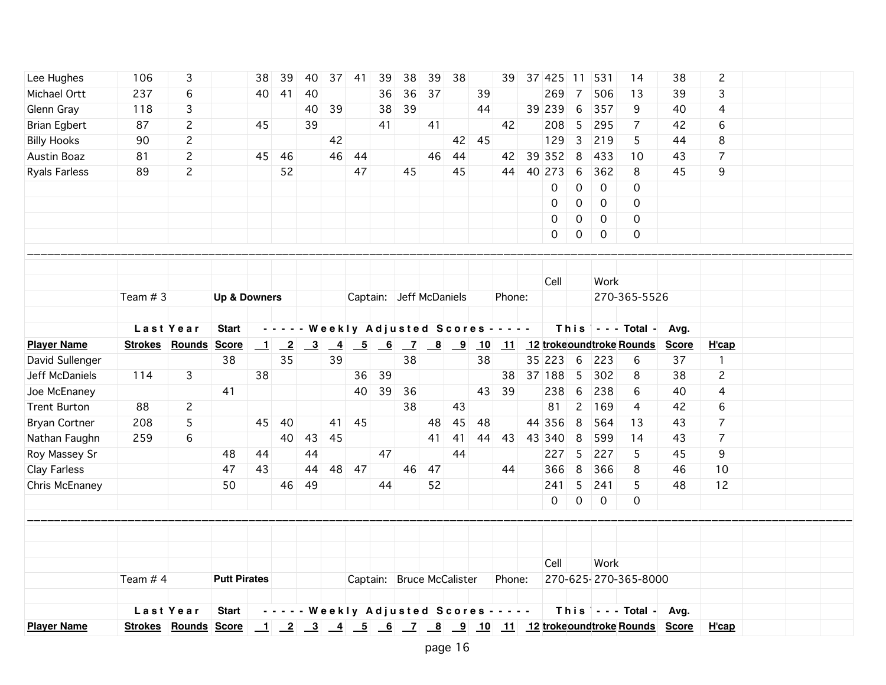| Player Name | Strokes | Rounds | Score | 1 | 2 | 3 | 4 | 5 | 6 | 7 | 8 | 9 | 10 | 11 | 12 | troke | ound | troke | Rounds | Score | H'cap |
|---|---|---|---|---|---|---|---|---|---|---|---|---|---|---|---|---|---|---|---|---|---|
| Lee Hughes | 106 | 3 | | 38 | 39 | 40 | 37 | 41 | 39 | 38 | 39 | 38 | | 39 | 37 | 425 | 11 | 531 | 14 | 38 | 2 |
| Michael Ortt | 237 | 6 | | 40 | 41 | 40 | | | 36 | 36 | 37 | | 39 | | | 269 | 7 | 506 | 13 | 39 | 3 |
| Glenn Gray | 118 | 3 | | | | 40 | 39 | | 38 | 39 | | | 44 | | 39 | 239 | 6 | 357 | 9 | 40 | 4 |
| Brian Egbert | 87 | 2 | | 45 | | 39 | | | 41 | | 41 | | | 42 | | 208 | 5 | 295 | 7 | 42 | 6 |
| Billy Hooks | 90 | 2 | | | | | 42 | | | | | 42 | 45 | | | 129 | 3 | 219 | 5 | 44 | 8 |
| Austin Boaz | 81 | 2 | | 45 | 46 | | 46 | 44 | | | 46 | 44 | | 42 | 39 | 352 | 8 | 433 | 10 | 43 | 7 |
| Ryals Farless | 89 | 2 | | | 52 | | | 47 | | 45 | | 45 | | 44 | 40 | 273 | 6 | 362 | 8 | 45 | 9 |
| | | | | | | | | | | | | | | | | 0 | 0 | 0 | 0 | | |
| | | | | | | | | | | | | | | | | 0 | 0 | 0 | 0 | | |
| | | | | | | | | | | | | | | | | 0 | 0 | 0 | 0 | | |
| | | | | | | | | | | | | | | | | 0 | 0 | 0 | 0 | | |

Team # 3 **Up & Downers** Captain: Jeff McDaniels Phone: Cell: Work: 270-365-5526

| | Last Year | | Start | ----- Weekly Adjusted Scores ----- | | | | | | | | | | | | This ` | | --- Total - | | Avg. | |
|---|---|---|---|---|---|---|---|---|---|---|---|---|---|---|---|---|---|---|---|---|---|
| **Player Name** | **Strokes** | **Rounds** | **Score** | **1** | **2** | **3** | **4** | **5** | **6** | **7** | **8** | **9** | **10** | **11** | **12** | **troke** | **ound** | **troke** | **Rounds** | **Score** | **H'cap** |
| David Sullenger | | | 38 | | 35 | | 39 | | | 38 | | | 38 | | 35 | 223 | 6 | 223 | 6 | 37 | 1 |
| Jeff McDaniels | 114 | 3 | | 38 | | | | 36 | 39 | | | | | 38 | 37 | 188 | 5 | 302 | 8 | 38 | 2 |
| Joe McEnaney | | | 41 | | | | | 40 | 39 | 36 | | | 43 | 39 | | 238 | 6 | 238 | 6 | 40 | 4 |
| Trent Burton | 88 | 2 | | | | | | | | 38 | | 43 | | | | 81 | 2 | 169 | 4 | 42 | 6 |
| Bryan Cortner | 208 | 5 | | 45 | 40 | | 41 | 45 | | | 48 | 45 | 48 | | 44 | 356 | 8 | 564 | 13 | 43 | 7 |
| Nathan Faughn | 259 | 6 | | | 40 | 43 | 45 | | | | 41 | 41 | 44 | 43 | 43 | 340 | 8 | 599 | 14 | 43 | 7 |
| Roy Massey Sr | | | 48 | 44 | | 44 | | | 47 | | | 44 | | | | 227 | 5 | 227 | 5 | 45 | 9 |
| Clay Farless | | | 47 | 43 | | 44 | 48 | 47 | | 46 | 47 | | | 44 | | 366 | 8 | 366 | 8 | 46 | 10 |
| Chris McEnaney | | | 50 | | 46 | 49 | | | 44 | | 52 | | | | | 241 | 5 | 241 | 5 | 48 | 12 |
| | | | | | | | | | | | | | | | | 0 | 0 | 0 | 0 | | |

Team # 4 **Putt Pirates** Captain: Bruce McCalister Phone: Cell: 270-625- Work: 270-365-8000

| | Last Year | | Start | ----- Weekly Adjusted Scores ----- | | | | | | | | | | | | This ` | | --- Total - | | Avg. | |
|---|---|---|---|---|---|---|---|---|---|---|---|---|---|---|---|---|---|---|---|---|---|
| **Player Name** | **Strokes** | **Rounds** | **Score** | **1** | **2** | **3** | **4** | **5** | **6** | **7** | **8** | **9** | **10** | **11** | **12** | **troke** | **ound** | **troke** | **Rounds** | **Score** | **H'cap** |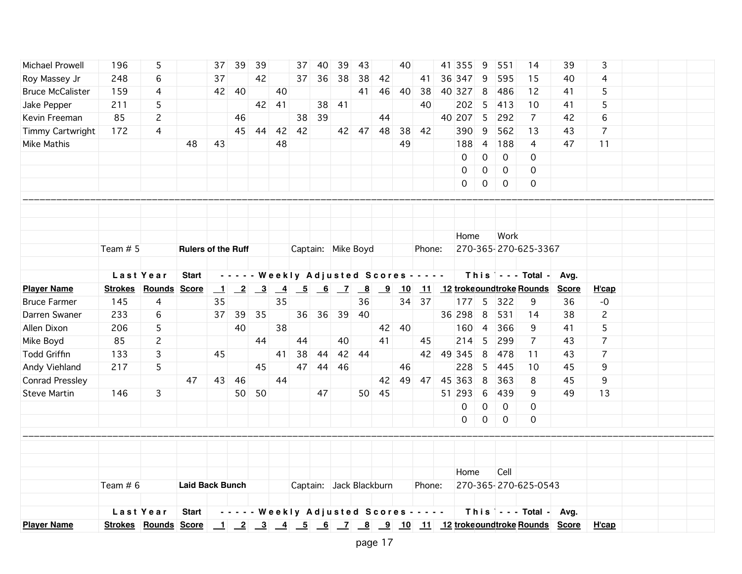| | | | | | | | | | | | | | | | | | | | | | |
|---|---|---|---|---|---|---|---|---|---|---|---|---|---|---|---|---|---|---|---|---|---|
| Michael Prowell | 196 | 5 | | 37 | 39 | 39 | | 37 | 40 | 39 | 43 | | 40 | | 41 | 355 | 9 | 551 | 14 | 39 | 3 |
| Roy Massey Jr | 248 | 6 | | 37 | | 42 | | 37 | 36 | 38 | 38 | 42 | | 41 | 36 | 347 | 9 | 595 | 15 | 40 | 4 |
| Bruce McCalister | 159 | 4 | | 42 | 40 | | 40 | | | | 41 | 46 | 40 | 38 | 40 | 327 | 8 | 486 | 12 | 41 | 5 |
| Jake Pepper | 211 | 5 | | | | 42 | 41 | | 38 | 41 | | | | 40 | | 202 | 5 | 413 | 10 | 41 | 5 |
| Kevin Freeman | 85 | 2 | | | 46 | | | 38 | 39 | | | 44 | | | 40 | 207 | 5 | 292 | 7 | 42 | 6 |
| Timmy Cartwright | 172 | 4 | | | 45 | 44 | 42 | 42 | | 42 | 47 | 48 | 38 | 42 | | 390 | 9 | 562 | 13 | 43 | 7 |
| Mike Mathis | | | 48 | 43 | | | 48 | | | | | | 49 | | | 188 | 4 | 188 | 4 | 47 | 11 |
| | | | | | | | | | | | | | | | | 0 | 0 | 0 | 0 | | |
| | | | | | | | | | | | | | | | | 0 | 0 | 0 | 0 | | |
| | | | | | | | | | | | | | | | | 0 | 0 | 0 | 0 | | |

---

Team # 5 **Rulers of the Ruff** Captain: Mike Boyd Phone: Home 270-365- Work 270-625-3367

| | Last Year | | Start | - - - - - Weekly Adjusted Scores - - - - - | | | | | | | | | | | | This Y | | - - - Total - | | Avg. | |
|---|---|---|---|---|---|---|---|---|---|---|---|---|---|---|---|---|---|---|---|---|---|
| **Player Name** | **Strokes** | **Rounds** | **Score** | **1** | **2** | **3** | **4** | **5** | **6** | **7** | **8** | **9** | **10** | **11** | **12** | **troke** | **ound** | **troke** | **Rounds** | **Score** | **H'cap** |
| Bruce Farmer | 145 | 4 | | 35 | | | 35 | | | | 36 | | 34 | 37 | | 177 | 5 | 322 | 9 | 36 | -0 |
| Darren Swaner | 233 | 6 | | 37 | 39 | 35 | | 36 | 36 | 39 | 40 | | | | 36 | 298 | 8 | 531 | 14 | 38 | 2 |
| Allen Dixon | 206 | 5 | | | 40 | | 38 | | | | | 42 | 40 | | | 160 | 4 | 366 | 9 | 41 | 5 |
| Mike Boyd | 85 | 2 | | | | 44 | | 44 | | 40 | | 41 | | 45 | | 214 | 5 | 299 | 7 | 43 | 7 |
| Todd Griffin | 133 | 3 | | 45 | | | 41 | 38 | 44 | 42 | 44 | | | 42 | 49 | 345 | 8 | 478 | 11 | 43 | 7 |
| Andy Viehland | 217 | 5 | | | | 45 | | 47 | 44 | 46 | | | 46 | | | 228 | 5 | 445 | 10 | 45 | 9 |
| Conrad Pressley | | | 47 | 43 | 46 | | 44 | | | | | 42 | 49 | 47 | 45 | 363 | 8 | 363 | 8 | 45 | 9 |
| Steve Martin | 146 | 3 | | | 50 | 50 | | | 47 | | 50 | 45 | | | 51 | 293 | 6 | 439 | 9 | 49 | 13 |
| | | | | | | | | | | | | | | | | 0 | 0 | 0 | 0 | | |
| | | | | | | | | | | | | | | | | 0 | 0 | 0 | 0 | | |

---

Team # 6 **Laid Back Bunch** Captain: Jack Blackburn Phone: Home 270-365- Cell 270-625-0543

| | Last Year | | Start | - - - - - Weekly Adjusted Scores - - - - - | | | | | | | | | | | | This Y | | - - - Total - | | Avg. | |
|---|---|---|---|---|---|---|---|---|---|---|---|---|---|---|---|---|---|---|---|---|---|
| **Player Name** | **Strokes** | **Rounds** | **Score** | **1** | **2** | **3** | **4** | **5** | **6** | **7** | **8** | **9** | **10** | **11** | **12** | **troke** | **ound** | **troke** | **Rounds** | **Score** | **H'cap** |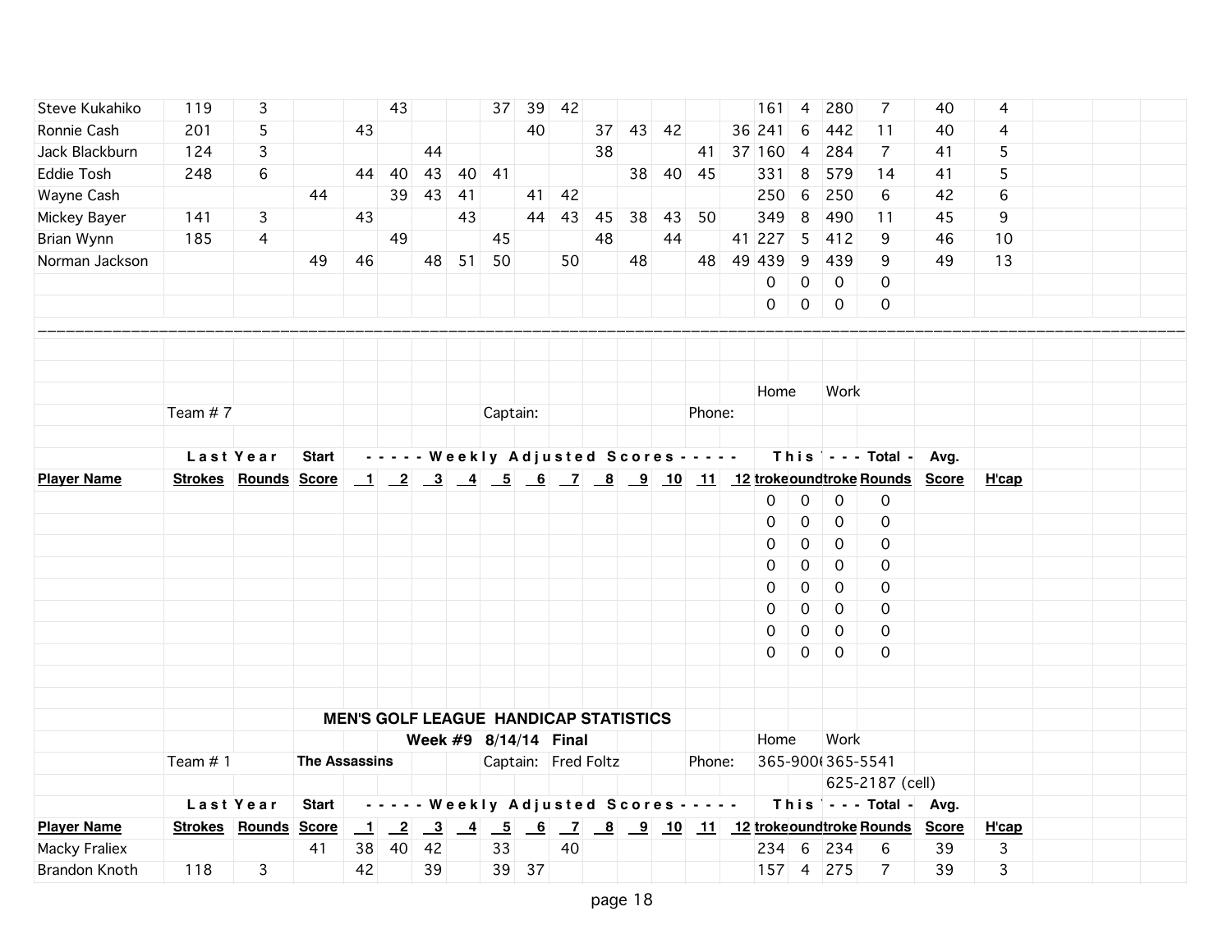| Player Name | Last Year Strokes | Last Year Rounds | Start Score | 1 | 2 | 3 | 4 | 5 | 6 | 7 | 8 | 9 | 10 | 11 | 12 | This Year Strokes | This Year Rounds | Total Strokes | Total Rounds | Avg. Score | H'cap |
|---|---|---|---|---|---|---|---|---|---|---|---|---|---|---|---|---|---|---|---|---|---|
| Steve Kukahiko | 119 | 3 | | | 43 | | | 37 | 39 | 42 | | | | | | 161 | 4 | 280 | 7 | 40 | 4 |
| Ronnie Cash | 201 | 5 | | 43 | | | | | 40 | | 37 | 43 | 42 | | 36 | 241 | 6 | 442 | 11 | 40 | 4 |
| Jack Blackburn | 124 | 3 | | | | 44 | | | | | 38 | | | 41 | 37 | 160 | 4 | 284 | 7 | 41 | 5 |
| Eddie Tosh | 248 | 6 | | 44 | 40 | 43 | 40 | 41 | | | | 38 | 40 | 45 | | 331 | 8 | 579 | 14 | 41 | 5 |
| Wayne Cash | | | 44 | | 39 | 43 | 41 | | 41 | 42 | | | | | | 250 | 6 | 250 | 6 | 42 | 6 |
| Mickey Bayer | 141 | 3 | | 43 | | | 43 | | 44 | 43 | 45 | 38 | 43 | 50 | | 349 | 8 | 490 | 11 | 45 | 9 |
| Brian Wynn | 185 | 4 | | | 49 | | | 45 | | | 48 | | 44 | | 41 | 227 | 5 | 412 | 9 | 46 | 10 |
| Norman Jackson | | | 49 | 46 | | 48 | 51 | 50 | | 50 | | 48 | | 48 | 49 | 439 | 9 | 439 | 9 | 49 | 13 |
| | | | | | | | | | | | | | | | | 0 | 0 | 0 | 0 | | |
| | | | | | | | | | | | | | | | | 0 | 0 | 0 | 0 | | |

---

Team # 7 — Captain: — Phone: Home / Work

| Player Name | Last Year Strokes | Last Year Rounds | Start Score | 1 | 2 | 3 | 4 | 5 | 6 | 7 | 8 | 9 | 10 | 11 | 12 | This Year Strokes | This Year Rounds | Total Strokes | Total Rounds | Avg. Score | H'cap |
|---|---|---|---|---|---|---|---|---|---|---|---|---|---|---|---|---|---|---|---|---|---|
| | | | | | | | | | | | | | | | | 0 | 0 | 0 | 0 | | |
| | | | | | | | | | | | | | | | | 0 | 0 | 0 | 0 | | |
| | | | | | | | | | | | | | | | | 0 | 0 | 0 | 0 | | |
| | | | | | | | | | | | | | | | | 0 | 0 | 0 | 0 | | |
| | | | | | | | | | | | | | | | | 0 | 0 | 0 | 0 | | |
| | | | | | | | | | | | | | | | | 0 | 0 | 0 | 0 | | |
| | | | | | | | | | | | | | | | | 0 | 0 | 0 | 0 | | |
| | | | | | | | | | | | | | | | | 0 | 0 | 0 | 0 | | |

## MEN'S GOLF LEAGUE HANDICAP STATISTICS

**Week #9 8/14/14 Final**

Team # 1 — **The Assassins** — Captain: Fred Foltz — Phone: Home 365-900( Work 365-5541, 625-2187 (cell)

| Player Name | Last Year Strokes | Last Year Rounds | Start Score | 1 | 2 | 3 | 4 | 5 | 6 | 7 | 8 | 9 | 10 | 11 | 12 | This Year Strokes | This Year Rounds | Total Strokes | Total Rounds | Avg. Score | H'cap |
|---|---|---|---|---|---|---|---|---|---|---|---|---|---|---|---|---|---|---|---|---|---|
| Macky Fraliex | | | 41 | 38 | 40 | 42 | | 33 | | 40 | | | | | | 234 | 6 | 234 | 6 | 39 | 3 |
| Brandon Knoth | 118 | 3 | | 42 | | 39 | | 39 | 37 | | | | | | | 157 | 4 | 275 | 7 | 39 | 3 |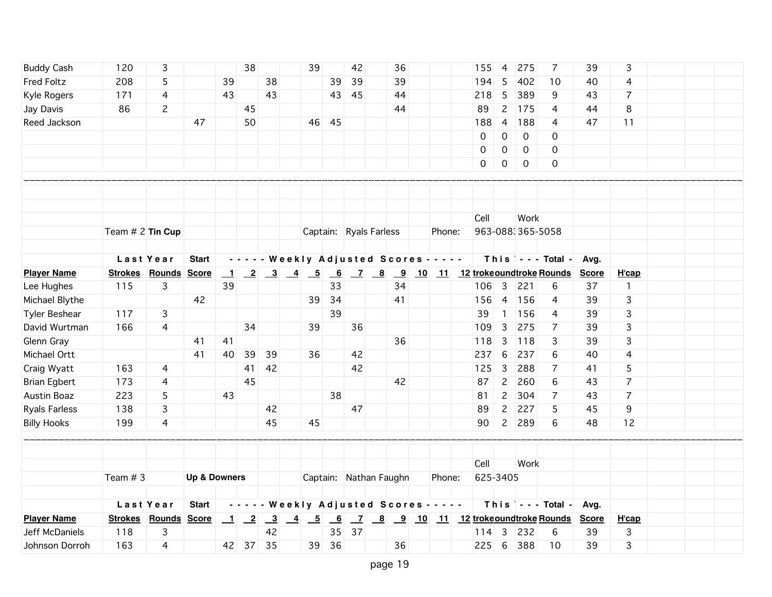| Player Name | Last Year Strokes | Last Year Rounds | Start Score | 1 | 2 | 3 | 4 | 5 | 6 | 7 | 8 | 9 | 10 | 11 | 12 | This Year Strokes | This Year Rounds | Total Strokes | Total Rounds | Avg. Score | H'cap |
|---|---|---|---|---|---|---|---|---|---|---|---|---|---|---|---|---|---|---|---|---|---|
| Buddy Cash | 120 | 3 | | | 38 | | | 39 | | 42 | | 36 | | | | 155 | 4 | 275 | 7 | 39 | 3 |
| Fred Foltz | 208 | 5 | | 39 | | 38 | | | 39 | 39 | | 39 | | | | 194 | 5 | 402 | 10 | 40 | 4 |
| Kyle Rogers | 171 | 4 | | 43 | | 43 | | | 43 | 45 | | 44 | | | | 218 | 5 | 389 | 9 | 43 | 7 |
| Jay Davis | 86 | 2 | | | 45 | | | | | | | 44 | | | | 89 | 2 | 175 | 4 | 44 | 8 |
| Reed Jackson | | | 47 | | 50 | | | 46 | 45 | | | | | | | 188 | 4 | 188 | 4 | 47 | 11 |
| | | | | | | | | | | | | | | | | 0 | 0 | 0 | 0 | | |
| | | | | | | | | | | | | | | | | 0 | 0 | 0 | 0 | | |
| | | | | | | | | | | | | | | | | 0 | 0 | 0 | 0 | | |

---

Team # 2 **Tin Cup** — Captain: Ryals Farless — Phone: Cell 963-0883, Work 365-5058

| Player Name | Last Year Strokes | Last Year Rounds | Start Score | 1 | 2 | 3 | 4 | 5 | 6 | 7 | 8 | 9 | 10 | 11 | 12 | This Year Strokes | This Year Rounds | Total Strokes | Total Rounds | Avg. Score | H'cap |
|---|---|---|---|---|---|---|---|---|---|---|---|---|---|---|---|---|---|---|---|---|---|
| Lee Hughes | 115 | 3 | | 39 | | | | | 33 | | | 34 | | | | 106 | 3 | 221 | 6 | 37 | 1 |
| Michael Blythe | | | 42 | | | | | 39 | 34 | | | 41 | | | | 156 | 4 | 156 | 4 | 39 | 3 |
| Tyler Beshear | 117 | 3 | | | | | | | 39 | | | | | | | 39 | 1 | 156 | 4 | 39 | 3 |
| David Wurtman | 166 | 4 | | | 34 | | | 39 | | 36 | | | | | | 109 | 3 | 275 | 7 | 39 | 3 |
| Glenn Gray | | | 41 | 41 | | | | | | | | 36 | | | | 118 | 3 | 118 | 3 | 39 | 3 |
| Michael Ortt | | | 41 | 40 | 39 | 39 | | 36 | | 42 | | | | | | 237 | 6 | 237 | 6 | 40 | 4 |
| Craig Wyatt | 163 | 4 | | | 41 | 42 | | | | 42 | | | | | | 125 | 3 | 288 | 7 | 41 | 5 |
| Brian Egbert | 173 | 4 | | | 45 | | | | | | | 42 | | | | 87 | 2 | 260 | 6 | 43 | 7 |
| Austin Boaz | 223 | 5 | | 43 | | | | | 38 | | | | | | | 81 | 2 | 304 | 7 | 43 | 7 |
| Ryals Farless | 138 | 3 | | | | 42 | | | | 47 | | | | | | 89 | 2 | 227 | 5 | 45 | 9 |
| Billy Hooks | 199 | 4 | | | | 45 | | 45 | | | | | | | | 90 | 2 | 289 | 6 | 48 | 12 |

---

Team # 3 **Up & Downers** — Captain: Nathan Faughn — Phone: Cell 625-3405, Work

| Player Name | Last Year Strokes | Last Year Rounds | Start Score | 1 | 2 | 3 | 4 | 5 | 6 | 7 | 8 | 9 | 10 | 11 | 12 | This Year Strokes | This Year Rounds | Total Strokes | Total Rounds | Avg. Score | H'cap |
|---|---|---|---|---|---|---|---|---|---|---|---|---|---|---|---|---|---|---|---|---|---|
| Jeff McDaniels | 118 | 3 | | | | 42 | | | 35 | 37 | | | | | | 114 | 3 | 232 | 6 | 39 | 3 |
| Johnson Dorroh | 163 | 4 | | 42 | 37 | 35 | | 39 | 36 | | | 36 | | | | 225 | 6 | 388 | 10 | 39 | 3 |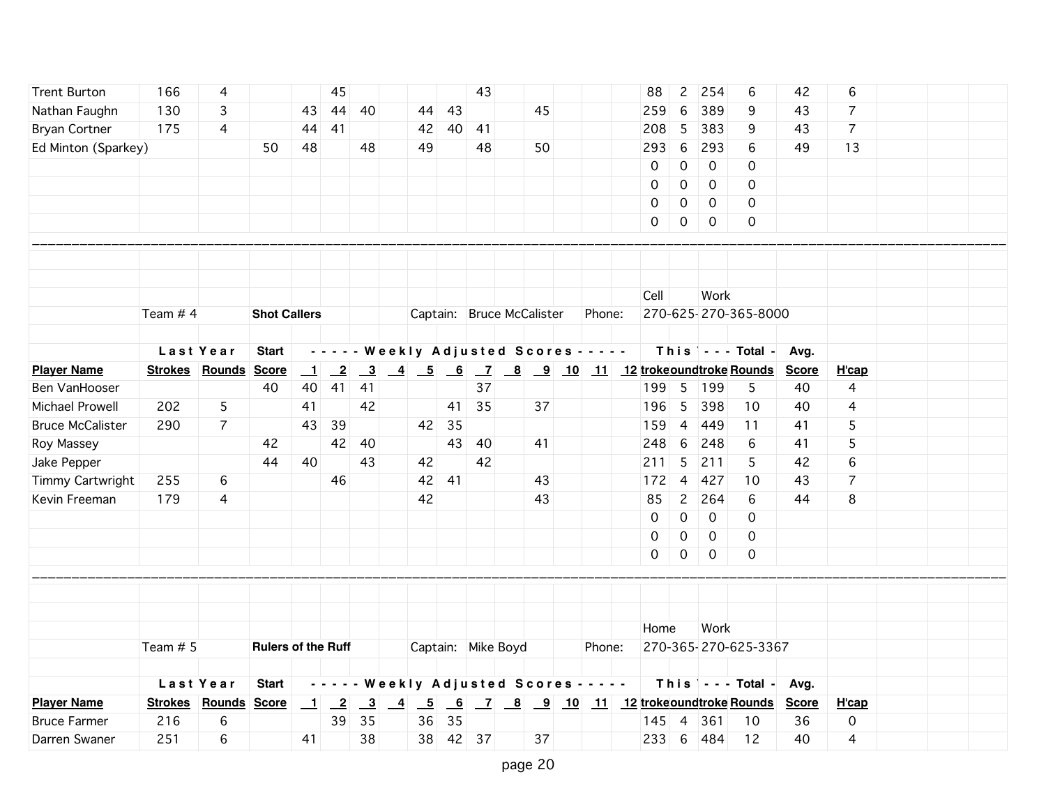| Player Name | Strokes | Rounds | Start Score | 1 | 2 | 3 | 4 | 5 | 6 | 7 | 8 | 9 | 10 | 11 | 12 | troke | ound | troke | Rounds | Avg. Score | H'cap |
|---|---|---|---|---|---|---|---|---|---|---|---|---|---|---|---|---|---|---|---|---|---|
| Trent Burton | 166 | 4 | | | 45 | | | | | 43 | | | | | | 88 | 2 | 254 | 6 | 42 | 6 |
| Nathan Faughn | 130 | 3 | | 43 | 44 | 40 | | 44 | 43 | | | 45 | | | | 259 | 6 | 389 | 9 | 43 | 7 |
| Bryan Cortner | 175 | 4 | | 44 | 41 | | | 42 | 40 | 41 | | | | | | 208 | 5 | 383 | 9 | 43 | 7 |
| Ed Minton (Sparkey) | | | 50 | 48 | | 48 | | 49 | | 48 | | 50 | | | | 293 | 6 | 293 | 6 | 49 | 13 |
| | | | | | | | | | | | | | | | | 0 | 0 | 0 | 0 | | |
| | | | | | | | | | | | | | | | | 0 | 0 | 0 | 0 | | |
| | | | | | | | | | | | | | | | | 0 | 0 | 0 | 0 | | |
| | | | | | | | | | | | | | | | | 0 | 0 | 0 | 0 | | |

---

Team # 4 **Shot Callers** Captain: Bruce McCalister Phone: Cell 270-625- Work 270-365-8000

| | Last Year | | Start | - - - - - Weekly | Adjusted | Scores - - - - - | | | | | | | | | | This | | - - - Total - | | Avg. | |
|---|---|---|---|---|---|---|---|---|---|---|---|---|---|---|---|---|---|---|---|---|---|
| **Player Name** | **Strokes** | **Rounds** | **Score** | **1** | **2** | **3** | **4** | **5** | **6** | **7** | **8** | **9** | **10** | **11** | **12** | **troke** | **ound** | **troke** | **Rounds** | **Score** | **H'cap** |
| Ben VanHooser | | | 40 | 40 | 41 | 41 | | | | 37 | | | | | | 199 | 5 | 199 | 5 | 40 | 4 |
| Michael Prowell | 202 | 5 | | 41 | | 42 | | | 41 | 35 | | 37 | | | | 196 | 5 | 398 | 10 | 40 | 4 |
| Bruce McCalister | 290 | 7 | | 43 | 39 | | | 42 | 35 | | | | | | | 159 | 4 | 449 | 11 | 41 | 5 |
| Roy Massey | | | 42 | | 42 | 40 | | | 43 | 40 | | 41 | | | | 248 | 6 | 248 | 6 | 41 | 5 |
| Jake Pepper | | | 44 | 40 | | 43 | | 42 | | 42 | | | | | | 211 | 5 | 211 | 5 | 42 | 6 |
| Timmy Cartwright | 255 | 6 | | | 46 | | | 42 | 41 | | | 43 | | | | 172 | 4 | 427 | 10 | 43 | 7 |
| Kevin Freeman | 179 | 4 | | | | | | 42 | | | | 43 | | | | 85 | 2 | 264 | 6 | 44 | 8 |
| | | | | | | | | | | | | | | | | 0 | 0 | 0 | 0 | | |
| | | | | | | | | | | | | | | | | 0 | 0 | 0 | 0 | | |
| | | | | | | | | | | | | | | | | 0 | 0 | 0 | 0 | | |

---

Team # 5 **Rulers of the Ruff** Captain: Mike Boyd Phone: Home 270-365- Work 270-625-3367

| | Last Year | | Start | - - - - - Weekly | Adjusted | Scores - - - - - | | | | | | | | | | This | | - - - Total - | | Avg. | |
|---|---|---|---|---|---|---|---|---|---|---|---|---|---|---|---|---|---|---|---|---|---|
| **Player Name** | **Strokes** | **Rounds** | **Score** | **1** | **2** | **3** | **4** | **5** | **6** | **7** | **8** | **9** | **10** | **11** | **12** | **troke** | **ound** | **troke** | **Rounds** | **Score** | **H'cap** |
| Bruce Farmer | 216 | 6 | | | 39 | 35 | | 36 | 35 | | | | | | | 145 | 4 | 361 | 10 | 36 | 0 |
| Darren Swaner | 251 | 6 | | 41 | | 38 | | 38 | 42 | 37 | | 37 | | | | 233 | 6 | 484 | 12 | 40 | 4 |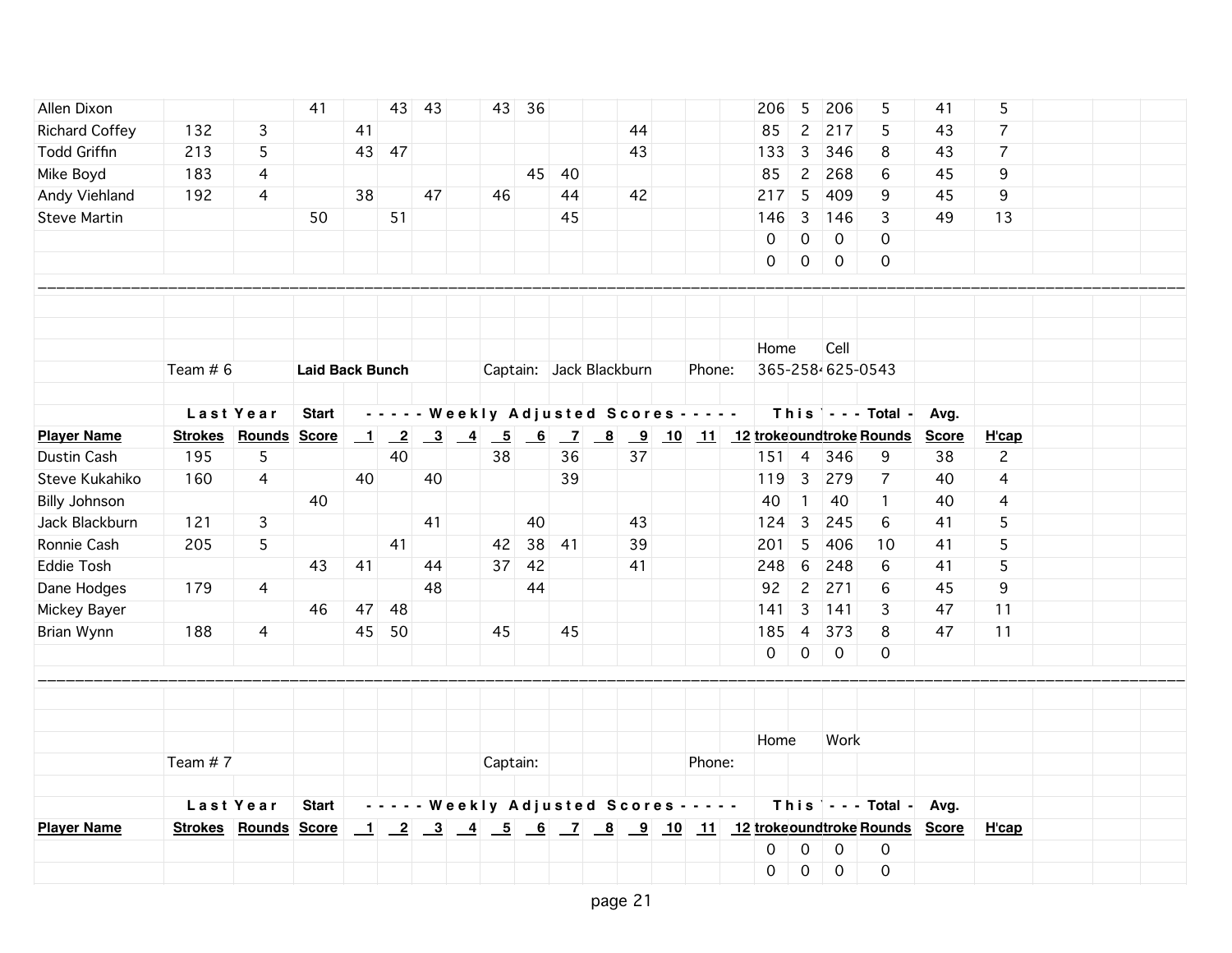| Player Name | Last Year Strokes | Last Year Rounds | Start Score | 1 | 2 | 3 | 4 | 5 | 6 | 7 | 8 | 9 | 10 | 11 | 12 | This Year Strokes | This Year Rounds | Total Strokes | Total Rounds | Avg. Score | H'cap |
|---|---|---|---|---|---|---|---|---|---|---|---|---|---|---|---|---|---|---|---|---|---|
| Allen Dixon | | | 41 | | 43 | 43 | | 43 | 36 | | | | | | | 206 | 5 | 206 | 5 | 41 | 5 |
| Richard Coffey | 132 | 3 | | 41 | | | | | | | | 44 | | | | 85 | 2 | 217 | 5 | 43 | 7 |
| Todd Griffin | 213 | 5 | | 43 | 47 | | | | | | | 43 | | | | 133 | 3 | 346 | 8 | 43 | 7 |
| Mike Boyd | 183 | 4 | | | | | | | 45 | 40 | | | | | | 85 | 2 | 268 | 6 | 45 | 9 |
| Andy Viehland | 192 | 4 | | 38 | | 47 | | 46 | | 44 | | 42 | | | | 217 | 5 | 409 | 9 | 45 | 9 |
| Steve Martin | | | 50 | | 51 | | | | | 45 | | | | | | 146 | 3 | 146 | 3 | 49 | 13 |
| | | | | | | | | | | | | | | | | 0 | 0 | 0 | 0 | | |
| | | | | | | | | | | | | | | | | 0 | 0 | 0 | 0 | | |

---

Team # 6 **Laid Back Bunch** Captain: Jack Blackburn Phone: Home 365-258 Cell 625-0543

| Player Name | Last Year Strokes | Last Year Rounds | Start Score | 1 | 2 | 3 | 4 | 5 | 6 | 7 | 8 | 9 | 10 | 11 | 12 | This Year Strokes | This Year Rounds | Total Strokes | Total Rounds | Avg. Score | H'cap |
|---|---|---|---|---|---|---|---|---|---|---|---|---|---|---|---|---|---|---|---|---|---|
| Dustin Cash | 195 | 5 | | | 40 | | | 38 | | 36 | | 37 | | | | 151 | 4 | 346 | 9 | 38 | 2 |
| Steve Kukahiko | 160 | 4 | | 40 | | 40 | | | | 39 | | | | | | 119 | 3 | 279 | 7 | 40 | 4 |
| Billy Johnson | | | 40 | | | | | | | | | | | | | 40 | 1 | 40 | 1 | 40 | 4 |
| Jack Blackburn | 121 | 3 | | | | 41 | | | 40 | | | 43 | | | | 124 | 3 | 245 | 6 | 41 | 5 |
| Ronnie Cash | 205 | 5 | | | 41 | | | 42 | 38 | 41 | | 39 | | | | 201 | 5 | 406 | 10 | 41 | 5 |
| Eddie Tosh | | | 43 | 41 | | 44 | | 37 | 42 | | | 41 | | | | 248 | 6 | 248 | 6 | 41 | 5 |
| Dane Hodges | 179 | 4 | | | | 48 | | | 44 | | | | | | | 92 | 2 | 271 | 6 | 45 | 9 |
| Mickey Bayer | | | 46 | 47 | 48 | | | | | | | | | | | 141 | 3 | 141 | 3 | 47 | 11 |
| Brian Wynn | 188 | 4 | | 45 | 50 | | | 45 | | 45 | | | | | | 185 | 4 | 373 | 8 | 47 | 11 |
| | | | | | | | | | | | | | | | | 0 | 0 | 0 | 0 | | |

---

Team # 7 Captain: Phone: Home Work

| Player Name | Last Year Strokes | Last Year Rounds | Start Score | 1 | 2 | 3 | 4 | 5 | 6 | 7 | 8 | 9 | 10 | 11 | 12 | This Year Strokes | This Year Rounds | Total Strokes | Total Rounds | Avg. Score | H'cap |
|---|---|---|---|---|---|---|---|---|---|---|---|---|---|---|---|---|---|---|---|---|---|
| | | | | | | | | | | | | | | | | 0 | 0 | 0 | 0 | | |
| | | | | | | | | | | | | | | | | 0 | 0 | 0 | 0 | | |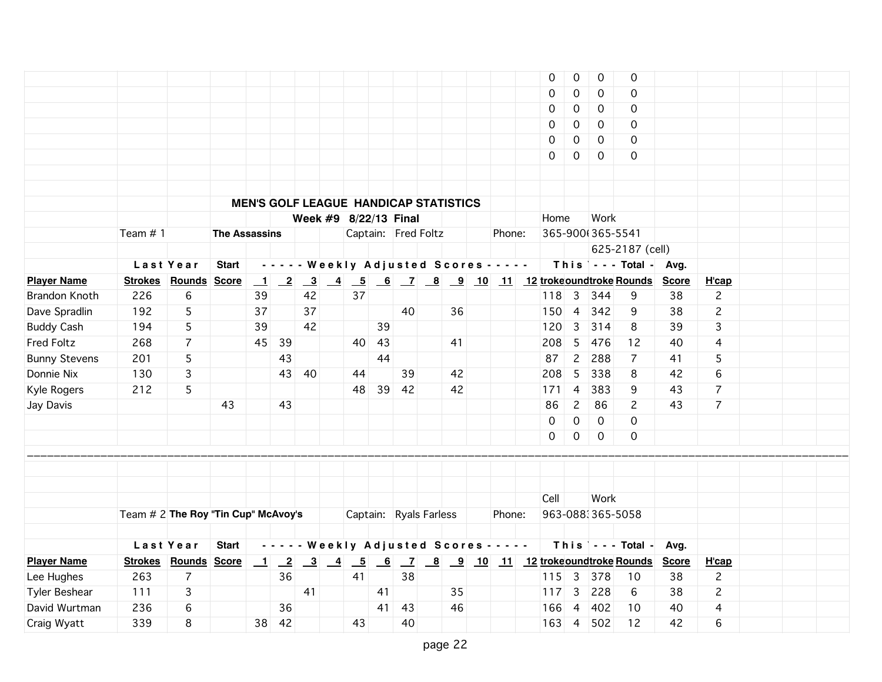| | | | | |
|---|---|---|---|---|
| 0 | 0 | 0 | 0 | |
| 0 | 0 | 0 | 0 | |
| 0 | 0 | 0 | 0 | |
| 0 | 0 | 0 | 0 | |
| 0 | 0 | 0 | 0 | |
| 0 | 0 | 0 | 0 | |

**MEN'S GOLF LEAGUE HANDICAP STATISTICS**

**Week #9 8/22/13 Final**

Team # 1 **The Assassins** Captain: Fred Foltz Phone: Home 365-900( Work 365-5541, 625-2187 (cell)

| | Last Year | | Start | - - - - - Weekly Adjusted Scores - - - - - | | | | | | | | | | | | This Y | | - - - Total - | | Avg. | |
|---|---|---|---|---|---|---|---|---|---|---|---|---|---|---|---|---|---|---|---|---|---|
| **Player Name** | **Strokes** | **Rounds** | **Score** | **1** | **2** | **3** | **4** | **5** | **6** | **7** | **8** | **9** | **10** | **11** | **12** | **Strokes** | **Rounds** | **Strokes** | **Rounds** | **Score** | **H'cap** |
| Brandon Knoth | 226 | 6 | | 39 | | 42 | | 37 | | | | | | | | 118 | 3 | 344 | 9 | 38 | 2 |
| Dave Spradlin | 192 | 5 | | 37 | | 37 | | | | 40 | | 36 | | | | 150 | 4 | 342 | 9 | 38 | 2 |
| Buddy Cash | 194 | 5 | | 39 | | 42 | | | 39 | | | | | | | 120 | 3 | 314 | 8 | 39 | 3 |
| Fred Foltz | 268 | 7 | | 45 | 39 | | | 40 | 43 | | | 41 | | | | 208 | 5 | 476 | 12 | 40 | 4 |
| Bunny Stevens | 201 | 5 | | | 43 | | | | 44 | | | | | | | 87 | 2 | 288 | 7 | 41 | 5 |
| Donnie Nix | 130 | 3 | | | 43 | 40 | | 44 | | 39 | | 42 | | | | 208 | 5 | 338 | 8 | 42 | 6 |
| Kyle Rogers | 212 | 5 | | | | | | 48 | 39 | 42 | | 42 | | | | 171 | 4 | 383 | 9 | 43 | 7 |
| Jay Davis | | | 43 | | 43 | | | | | | | | | | | 86 | 2 | 86 | 2 | 43 | 7 |
| | | | | | | | | | | | | | | | | 0 | 0 | 0 | 0 | | |
| | | | | | | | | | | | | | | | | 0 | 0 | 0 | 0 | | |

---

Team # 2 **The Roy "Tin Cup" McAvoy's** Captain: Ryals Farless Phone: Cell 963-0883 Work 365-5058

| | Last Year | | Start | - - - - - Weekly Adjusted Scores - - - - - | | | | | | | | | | | | This Y | | - - - Total - | | Avg. | |
|---|---|---|---|---|---|---|---|---|---|---|---|---|---|---|---|---|---|---|---|---|---|
| **Player Name** | **Strokes** | **Rounds** | **Score** | **1** | **2** | **3** | **4** | **5** | **6** | **7** | **8** | **9** | **10** | **11** | **12** | **Strokes** | **Rounds** | **Strokes** | **Rounds** | **Score** | **H'cap** |
| Lee Hughes | 263 | 7 | | | 36 | | | 41 | | 38 | | | | | | 115 | 3 | 378 | 10 | 38 | 2 |
| Tyler Beshear | 111 | 3 | | | | 41 | | | 41 | | | 35 | | | | 117 | 3 | 228 | 6 | 38 | 2 |
| David Wurtman | 236 | 6 | | | 36 | | | | 41 | 43 | | 46 | | | | 166 | 4 | 402 | 10 | 40 | 4 |
| Craig Wyatt | 339 | 8 | | 38 | 42 | | | 43 | | 40 | | | | | | 163 | 4 | 502 | 12 | 42 | 6 |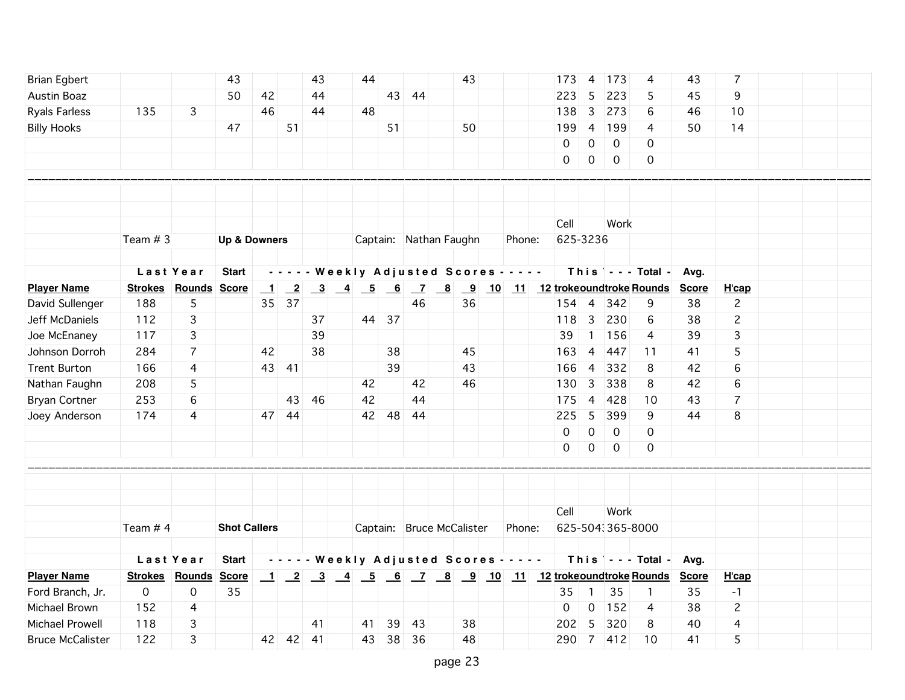| Player Name | Last Year Strokes | Last Year Rounds | Start Score | 1 | 2 | 3 | 4 | 5 | 6 | 7 | 8 | 9 | 10 | 11 | 12 | This Yr Strokes | This Yr Rounds | Total Strokes | Total Rounds | Avg. Score | H'cap |
|---|---|---|---|---|---|---|---|---|---|---|---|---|---|---|---|---|---|---|---|---|---|
| Brian Egbert | | | 43 | | | 43 | | 44 | | | | 43 | | | | 173 | 4 | 173 | 4 | 43 | 7 |
| Austin Boaz | | | 50 | 42 | | 44 | | | 43 | 44 | | | | | | 223 | 5 | 223 | 5 | 45 | 9 |
| Ryals Farless | 135 | 3 | | 46 | | 44 | | 48 | | | | | | | | 138 | 3 | 273 | 6 | 46 | 10 |
| Billy Hooks | | | 47 | | 51 | | | | 51 | | | 50 | | | | 199 | 4 | 199 | 4 | 50 | 14 |
| | | | | | | | | | | | | | | | | 0 | 0 | 0 | 0 | | |
| | | | | | | | | | | | | | | | | 0 | 0 | 0 | 0 | | |

---

Team # 3 **Up & Downners** Captain: Nathan Faughn Phone: Cell 625-3236 Work

| Player Name | Last Year Strokes | Last Year Rounds | Start Score | 1 | 2 | 3 | 4 | 5 | 6 | 7 | 8 | 9 | 10 | 11 | 12 | This Yr Strokes | This Yr Rounds | Total Strokes | Total Rounds | Avg. Score | H'cap |
|---|---|---|---|---|---|---|---|---|---|---|---|---|---|---|---|---|---|---|---|---|---|
| David Sullenger | 188 | 5 | | 35 | 37 | | | | | 46 | | 36 | | | | 154 | 4 | 342 | 9 | 38 | 2 |
| Jeff McDaniels | 112 | 3 | | | | 37 | | 44 | 37 | | | | | | | 118 | 3 | 230 | 6 | 38 | 2 |
| Joe McEnaney | 117 | 3 | | | | 39 | | | | | | | | | | 39 | 1 | 156 | 4 | 39 | 3 |
| Johnson Dorroh | 284 | 7 | | 42 | | 38 | | | 38 | | | 45 | | | | 163 | 4 | 447 | 11 | 41 | 5 |
| Trent Burton | 166 | 4 | | 43 | 41 | | | | 39 | | | 43 | | | | 166 | 4 | 332 | 8 | 42 | 6 |
| Nathan Faughn | 208 | 5 | | | | | | 42 | | 42 | | 46 | | | | 130 | 3 | 338 | 8 | 42 | 6 |
| Bryan Cortner | 253 | 6 | | | 43 | 46 | | 42 | | 44 | | | | | | 175 | 4 | 428 | 10 | 43 | 7 |
| Joey Anderson | 174 | 4 | | 47 | 44 | | | 42 | 48 | 44 | | | | | | 225 | 5 | 399 | 9 | 44 | 8 |
| | | | | | | | | | | | | | | | | 0 | 0 | 0 | 0 | | |
| | | | | | | | | | | | | | | | | 0 | 0 | 0 | 0 | | |

---

Team # 4 **Shot Callers** Captain: Bruce McCalister Phone: Cell 625-5043 Work 365-8000

| Player Name | Last Year Strokes | Last Year Rounds | Start Score | 1 | 2 | 3 | 4 | 5 | 6 | 7 | 8 | 9 | 10 | 11 | 12 | This Yr Strokes | This Yr Rounds | Total Strokes | Total Rounds | Avg. Score | H'cap |
|---|---|---|---|---|---|---|---|---|---|---|---|---|---|---|---|---|---|---|---|---|---|
| Ford Branch, Jr. | 0 | 0 | 35 | | | | | | | | | | | | | 35 | 1 | 35 | 1 | 35 | -1 |
| Michael Brown | 152 | 4 | | | | | | | | | | | | | | 0 | 0 | 152 | 4 | 38 | 2 |
| Michael Prowell | 118 | 3 | | | | 41 | | 41 | 39 | 43 | | 38 | | | | 202 | 5 | 320 | 8 | 40 | 4 |
| Bruce McCalister | 122 | 3 | | 42 | 42 | 41 | | 43 | 38 | 36 | | 48 | | | | 290 | 7 | 412 | 10 | 41 | 5 |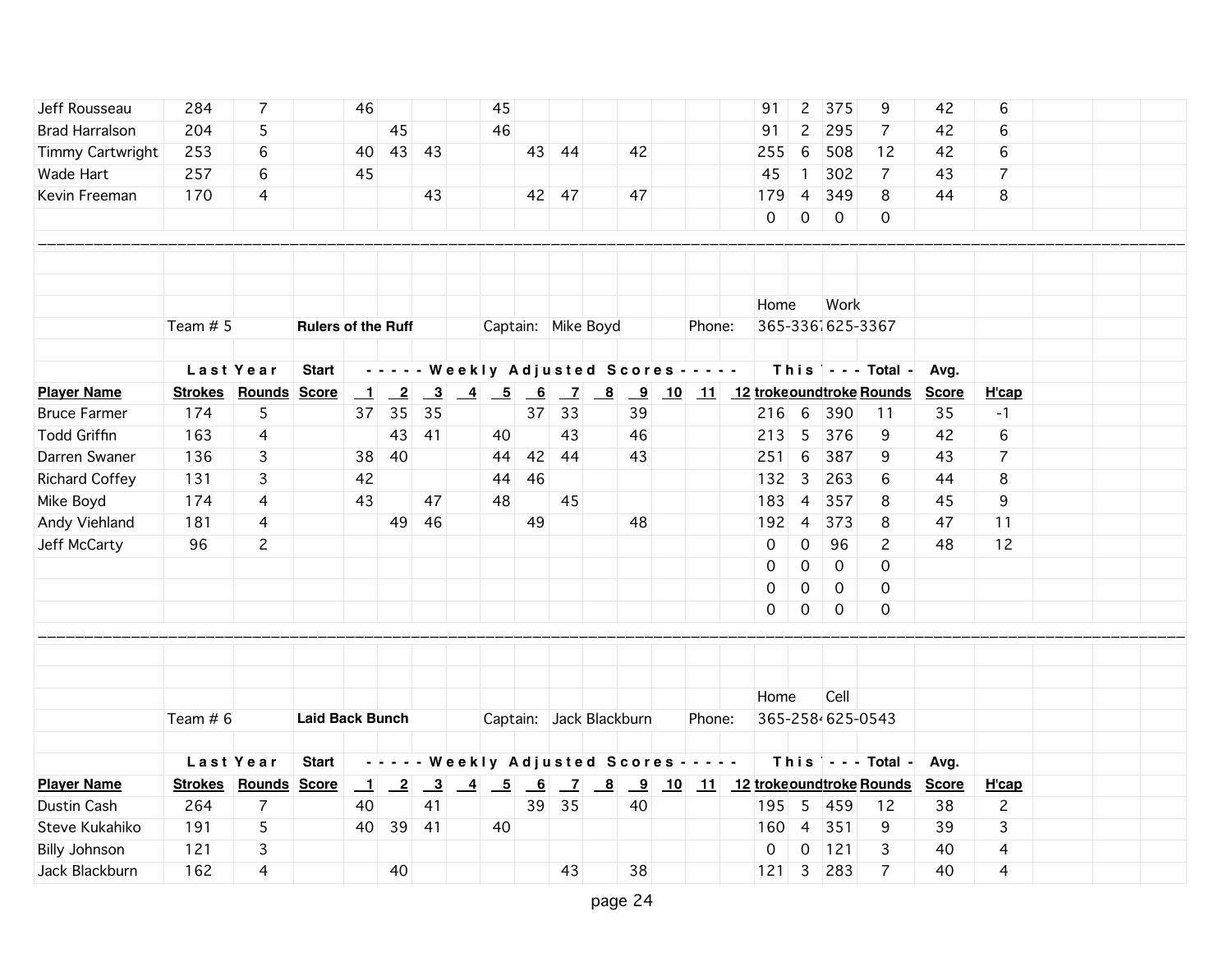| Player Name | Last Year Strokes | Last Year Rounds | Start Score | 1 | 2 | 3 | 4 | 5 | 6 | 7 | 8 | 9 | 10 | 11 | 12 | This Year Strokes | This Year Rounds | Total Strokes | Total Rounds | Avg. Score | H'cap |
|---|---|---|---|---|---|---|---|---|---|---|---|---|---|---|---|---|---|---|---|---|---|
| Jeff Rousseau | 284 | 7 | | 46 | | | | 45 | | | | | | | | 91 | 2 | 375 | 9 | 42 | 6 |
| Brad Harralson | 204 | 5 | | | 45 | | | 46 | | | | | | | | 91 | 2 | 295 | 7 | 42 | 6 |
| Timmy Cartwright | 253 | 6 | | 40 | 43 | 43 | | | 43 | 44 | | 42 | | | | 255 | 6 | 508 | 12 | 42 | 6 |
| Wade Hart | 257 | 6 | | 45 | | | | | | | | | | | | 45 | 1 | 302 | 7 | 43 | 7 |
| Kevin Freeman | 170 | 4 | | | | 43 | | | 42 | 47 | | 47 | | | | 179 | 4 | 349 | 8 | 44 | 8 |
| | | | | | | | | | | | | | | | | 0 | 0 | 0 | 0 | | |

Team # 5 **Rulers of the Ruff** Captain: Mike Boyd Phone: Home 365-3367 Work 625-3367

| Player Name | Last Year Strokes | Last Year Rounds | Start Score | 1 | 2 | 3 | 4 | 5 | 6 | 7 | 8 | 9 | 10 | 11 | 12 | This Year Strokes | This Year Rounds | Total Strokes | Total Rounds | Avg. Score | H'cap |
|---|---|---|---|---|---|---|---|---|---|---|---|---|---|---|---|---|---|---|---|---|---|
| Bruce Farmer | 174 | 5 | | 37 | 35 | 35 | | | 37 | 33 | | 39 | | | | 216 | 6 | 390 | 11 | 35 | -1 |
| Todd Griffin | 163 | 4 | | | 43 | 41 | | 40 | | 43 | | 46 | | | | 213 | 5 | 376 | 9 | 42 | 6 |
| Darren Swaner | 136 | 3 | | 38 | 40 | | | 44 | 42 | 44 | | 43 | | | | 251 | 6 | 387 | 9 | 43 | 7 |
| Richard Coffey | 131 | 3 | | 42 | | | | 44 | 46 | | | | | | | 132 | 3 | 263 | 6 | 44 | 8 |
| Mike Boyd | 174 | 4 | | 43 | | 47 | | 48 | | 45 | | | | | | 183 | 4 | 357 | 8 | 45 | 9 |
| Andy Viehland | 181 | 4 | | | 49 | 46 | | | 49 | | | 48 | | | | 192 | 4 | 373 | 8 | 47 | 11 |
| Jeff McCarty | 96 | 2 | | | | | | | | | | | | | | 0 | 0 | 96 | 2 | 48 | 12 |
| | | | | | | | | | | | | | | | | 0 | 0 | 0 | 0 | | |
| | | | | | | | | | | | | | | | | 0 | 0 | 0 | 0 | | |
| | | | | | | | | | | | | | | | | 0 | 0 | 0 | 0 | | |

Team # 6 **Laid Back Bunch** Captain: Jack Blackburn Phone: Home 365-258 Cell 625-0543

| Player Name | Last Year Strokes | Last Year Rounds | Start Score | 1 | 2 | 3 | 4 | 5 | 6 | 7 | 8 | 9 | 10 | 11 | 12 | This Year Strokes | This Year Rounds | Total Strokes | Total Rounds | Avg. Score | H'cap |
|---|---|---|---|---|---|---|---|---|---|---|---|---|---|---|---|---|---|---|---|---|---|
| Dustin Cash | 264 | 7 | | 40 | | 41 | | | 39 | 35 | | 40 | | | | 195 | 5 | 459 | 12 | 38 | 2 |
| Steve Kukahiko | 191 | 5 | | 40 | 39 | 41 | | 40 | | | | | | | | 160 | 4 | 351 | 9 | 39 | 3 |
| Billy Johnson | 121 | 3 | | | | | | | | | | | | | | 0 | 0 | 121 | 3 | 40 | 4 |
| Jack Blackburn | 162 | 4 | | | 40 | | | | | 43 | | 38 | | | | 121 | 3 | 283 | 7 | 40 | 4 |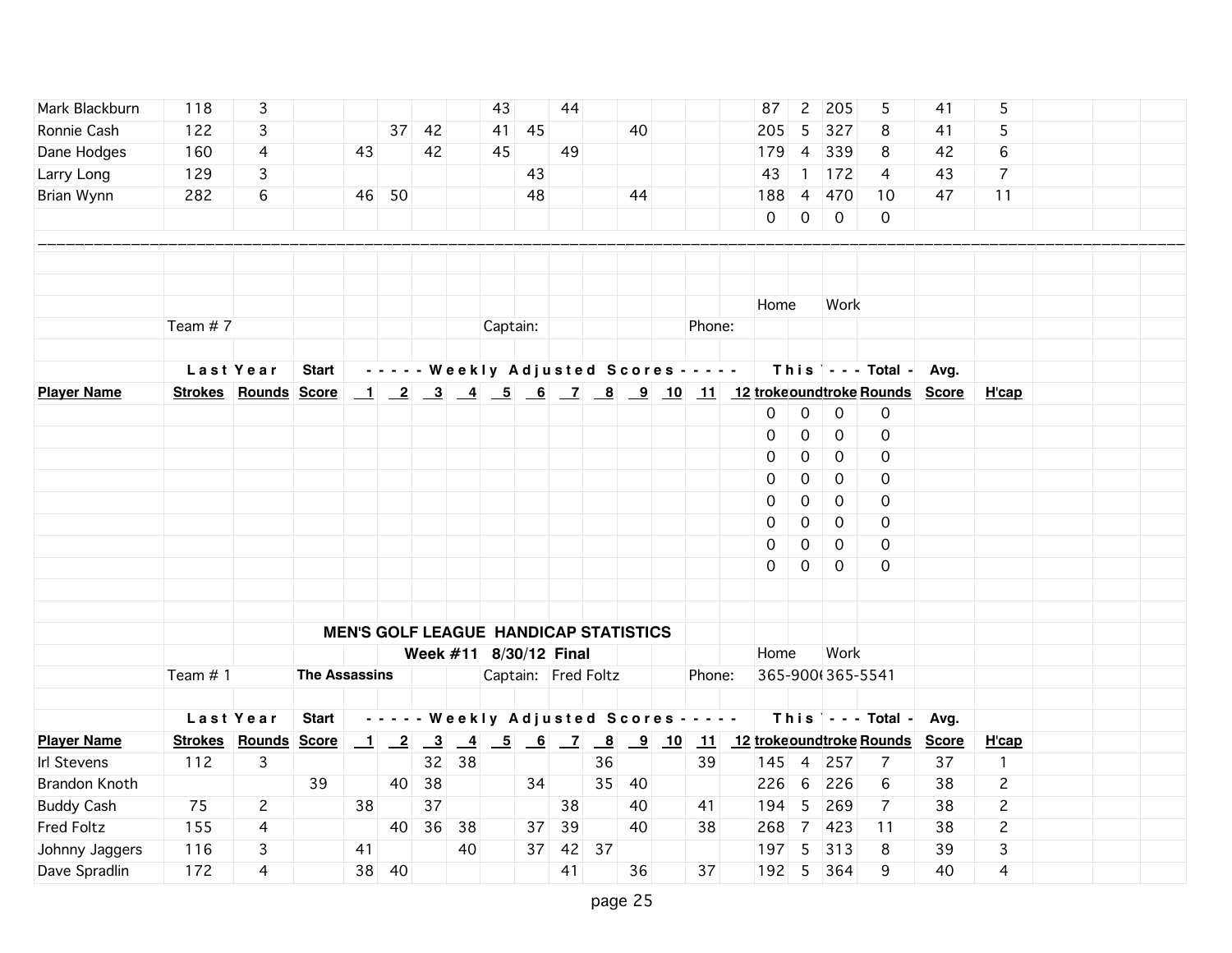| Player Name | Strokes | Rounds | Start Score | 1 | 2 | 3 | 4 | 5 | 6 | 7 | 8 | 9 | 10 | 11 | 12 | This Year Strokes | This Year Rounds | Total Strokes | Total Rounds | Avg. Score | H'cap |
|---|---|---|---|---|---|---|---|---|---|---|---|---|---|---|---|---|---|---|---|---|---|
| Mark Blackburn | 118 | 3 | | | | | | 43 | | 44 | | | | | | 87 | 2 | 205 | 5 | 41 | 5 |
| Ronnie Cash | 122 | 3 | | | 37 | 42 | | 41 | 45 | | | 40 | | | | 205 | 5 | 327 | 8 | 41 | 5 |
| Dane Hodges | 160 | 4 | | 43 | | 42 | | 45 | | 49 | | | | | | 179 | 4 | 339 | 8 | 42 | 6 |
| Larry Long | 129 | 3 | | | | | | | 43 | | | | | | | 43 | 1 | 172 | 4 | 43 | 7 |
| Brian Wynn | 282 | 6 | | 46 | 50 | | | | 48 | | | 44 | | | | 188 | 4 | 470 | 10 | 47 | 11 |
| | | | | | | | | | | | | | | | | 0 | 0 | 0 | 0 | | |

Team # 7 Captain: Phone: Home Work

| Player Name | Last Year Strokes | Last Year Rounds | Start Score | 1 | 2 | 3 | 4 | 5 | 6 | 7 | 8 | 9 | 10 | 11 | 12 | This Year Strokes | This Year Rounds | Total Strokes | Total Rounds | Avg. Score | H'cap |
|---|---|---|---|---|---|---|---|---|---|---|---|---|---|---|---|---|---|---|---|---|---|
| | | | | | | | | | | | | | | | | 0 | 0 | 0 | 0 | | |
| | | | | | | | | | | | | | | | | 0 | 0 | 0 | 0 | | |
| | | | | | | | | | | | | | | | | 0 | 0 | 0 | 0 | | |
| | | | | | | | | | | | | | | | | 0 | 0 | 0 | 0 | | |
| | | | | | | | | | | | | | | | | 0 | 0 | 0 | 0 | | |
| | | | | | | | | | | | | | | | | 0 | 0 | 0 | 0 | | |
| | | | | | | | | | | | | | | | | 0 | 0 | 0 | 0 | | |
| | | | | | | | | | | | | | | | | 0 | 0 | 0 | 0 | | |

## MEN'S GOLF LEAGUE HANDICAP STATISTICS

**Week #11 8/30/12 Final**

Team # 1 **The Assassins** Captain: Fred Foltz Phone: Home 365-900( Work 365-5541

| Player Name | Last Year Strokes | Last Year Rounds | Start Score | 1 | 2 | 3 | 4 | 5 | 6 | 7 | 8 | 9 | 10 | 11 | 12 | This Year Strokes | This Year Rounds | Total Strokes | Total Rounds | Avg. Score | H'cap |
|---|---|---|---|---|---|---|---|---|---|---|---|---|---|---|---|---|---|---|---|---|---|
| Irl Stevens | 112 | 3 | | | | 32 | 38 | | | | 36 | | | 39 | | 145 | 4 | 257 | 7 | 37 | 1 |
| Brandon Knoth | | | 39 | | 40 | 38 | | | 34 | | 35 | 40 | | | | 226 | 6 | 226 | 6 | 38 | 2 |
| Buddy Cash | 75 | 2 | | 38 | | 37 | | | | 38 | | 40 | | 41 | | 194 | 5 | 269 | 7 | 38 | 2 |
| Fred Foltz | 155 | 4 | | | 40 | 36 | 38 | | 37 | 39 | | 40 | | 38 | | 268 | 7 | 423 | 11 | 38 | 2 |
| Johnny Jaggers | 116 | 3 | | 41 | | | 40 | | 37 | 42 | 37 | | | | | 197 | 5 | 313 | 8 | 39 | 3 |
| Dave Spradlin | 172 | 4 | | 38 | 40 | | | | | 41 | | 36 | | 37 | | 192 | 5 | 364 | 9 | 40 | 4 |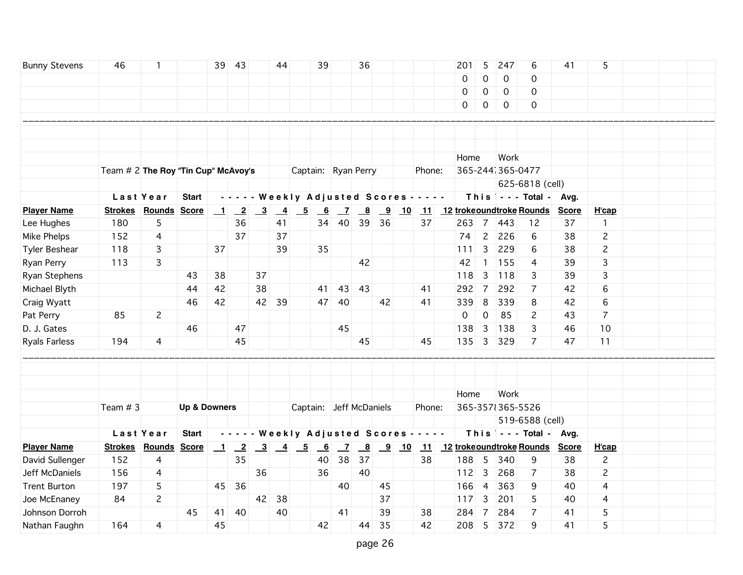| Player Name | Last Year Strokes | Last Year Rounds | Start Score | 1 | 2 | 3 | 4 | 5 | 6 | 7 | 8 | 9 | 10 | 11 | 12 | This Year Strokes | This Year Rounds | Total Strokes | Total Rounds | Avg. Score | H'cap |
|---|---|---|---|---|---|---|---|---|---|---|---|---|---|---|---|---|---|---|---|---|---|
| Bunny Stevens | 46 | 1 | | 39 | 43 | | 44 | | 39 | | 36 | | | | | 201 | 5 | 247 | 6 | 41 | 5 |
| | | | | | | | | | | | | | | | | 0 | 0 | 0 | 0 | | |
| | | | | | | | | | | | | | | | | 0 | 0 | 0 | 0 | | |
| | | | | | | | | | | | | | | | | 0 | 0 | 0 | 0 | | |

Team # 2 **The Roy "Tin Cup" McAvoy's** Captain: Ryan Perry Phone: Home 365-244 Work 365-0477 625-6818 (cell)

| Player Name | Last Year Strokes | Last Year Rounds | Start Score | 1 | 2 | 3 | 4 | 5 | 6 | 7 | 8 | 9 | 10 | 11 | 12 | This Year Strokes | This Year Rounds | Total Strokes | Total Rounds | Avg. Score | H'cap |
|---|---|---|---|---|---|---|---|---|---|---|---|---|---|---|---|---|---|---|---|---|---|
| Lee Hughes | 180 | 5 | | | 36 | | 41 | | 34 | 40 | 39 | 36 | | 37 | | 263 | 7 | 443 | 12 | 37 | 1 |
| Mike Phelps | 152 | 4 | | | 37 | | 37 | | | | | | | | | 74 | 2 | 226 | 6 | 38 | 2 |
| Tyler Beshear | 118 | 3 | | 37 | | | 39 | | 35 | | | | | | | 111 | 3 | 229 | 6 | 38 | 2 |
| Ryan Perry | 113 | 3 | | | | | | | | | 42 | | | | | 42 | 1 | 155 | 4 | 39 | 3 |
| Ryan Stephens | | | 43 | 38 | | 37 | | | | | | | | | | 118 | 3 | 118 | 3 | 39 | 3 |
| Michael Blyth | | | 44 | 42 | | 38 | | | 41 | 43 | 43 | | | 41 | | 292 | 7 | 292 | 7 | 42 | 6 |
| Craig Wyatt | | | 46 | 42 | | 42 | 39 | | 47 | 40 | | 42 | | 41 | | 339 | 8 | 339 | 8 | 42 | 6 |
| Pat Perry | 85 | 2 | | | | | | | | | | | | | | 0 | 0 | 85 | 2 | 43 | 7 |
| D. J. Gates | | | 46 | | 47 | | | | | 45 | | | | | | 138 | 3 | 138 | 3 | 46 | 10 |
| Ryals Farless | 194 | 4 | | | 45 | | | | | | 45 | | | 45 | | 135 | 3 | 329 | 7 | 47 | 11 |

Team # 3 **Up & Downers** Captain: Jeff McDaniels Phone: Home 365-357 Work 365-5526 519-6588 (cell)

| Player Name | Last Year Strokes | Last Year Rounds | Start Score | 1 | 2 | 3 | 4 | 5 | 6 | 7 | 8 | 9 | 10 | 11 | 12 | This Year Strokes | This Year Rounds | Total Strokes | Total Rounds | Avg. Score | H'cap |
|---|---|---|---|---|---|---|---|---|---|---|---|---|---|---|---|---|---|---|---|---|---|
| David Sullenger | 152 | 4 | | | 35 | | | | 40 | 38 | 37 | | | 38 | | 188 | 5 | 340 | 9 | 38 | 2 |
| Jeff McDaniels | 156 | 4 | | | | 36 | | | 36 | | 40 | | | | | 112 | 3 | 268 | 7 | 38 | 2 |
| Trent Burton | 197 | 5 | | 45 | 36 | | | | | 40 | | 45 | | | | 166 | 4 | 363 | 9 | 40 | 4 |
| Joe McEnaney | 84 | 2 | | | | 42 | 38 | | | | | 37 | | | | 117 | 3 | 201 | 5 | 40 | 4 |
| Johnson Dorroh | | | 45 | 41 | 40 | | 40 | | | 41 | | 39 | | 38 | | 284 | 7 | 284 | 7 | 41 | 5 |
| Nathan Faughn | 164 | 4 | | 45 | | | | | 42 | | 44 | 35 | | 42 | | 208 | 5 | 372 | 9 | 41 | 5 |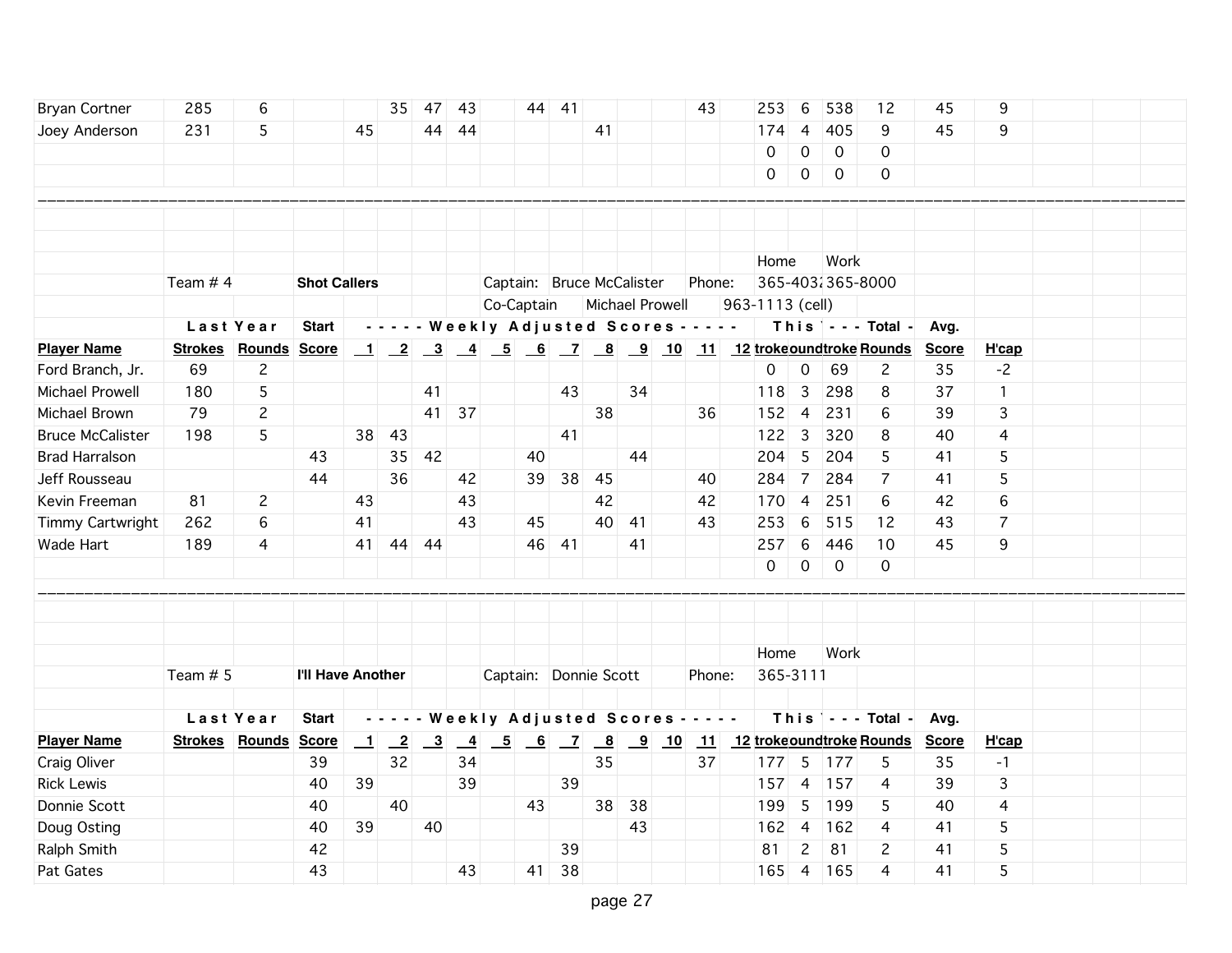| Player Name | Last Year Strokes | Last Year Rounds | Start Score | 1 | 2 | 3 | 4 | 5 | 6 | 7 | 8 | 9 | 10 | 11 | 12 | This troke | This ound | Total troke | Total Rounds | Avg. Score | H'cap |
|---|---|---|---|---|---|---|---|---|---|---|---|---|---|---|---|---|---|---|---|---|---|
| Bryan Cortner | 285 | 6 | | | 35 | 47 | 43 | | 44 | 41 | | | | 43 | | 253 | 6 | 538 | 12 | 45 | 9 |
| Joey Anderson | 231 | 5 | | 45 | | 44 | 44 | | | | 41 | | | | | 174 | 4 | 405 | 9 | 45 | 9 |
| | | | | | | | | | | | | | | | | 0 | 0 | 0 | 0 | | |
| | | | | | | | | | | | | | | | | 0 | 0 | 0 | 0 | | |

---

Team # 4 **Shot Callers**

Captain: Bruce McCalister Phone: Home 365-4032 Work 365-8000

Co-Captain Michael Prowell 963-1113 (cell)

| Player Name | Last Year Strokes | Last Year Rounds | Start Score | 1 | 2 | 3 | 4 | 5 | 6 | 7 | 8 | 9 | 10 | 11 | 12 | This troke | This ound | Total troke | Total Rounds | Avg. Score | H'cap |
|---|---|---|---|---|---|---|---|---|---|---|---|---|---|---|---|---|---|---|---|---|---|
| Ford Branch, Jr. | 69 | 2 | | | | | | | | | | | | | | 0 | 0 | 69 | 2 | 35 | -2 |
| Michael Prowell | 180 | 5 | | | | 41 | | | | 43 | | 34 | | | | 118 | 3 | 298 | 8 | 37 | 1 |
| Michael Brown | 79 | 2 | | | | 41 | 37 | | | | 38 | | | 36 | | 152 | 4 | 231 | 6 | 39 | 3 |
| Bruce McCalister | 198 | 5 | | 38 | 43 | | | | | 41 | | | | | | 122 | 3 | 320 | 8 | 40 | 4 |
| Brad Harralson | | | 43 | | 35 | 42 | | | 40 | | | 44 | | | | 204 | 5 | 204 | 5 | 41 | 5 |
| Jeff Rousseau | | | 44 | | 36 | | 42 | | 39 | 38 | 45 | | | 40 | | 284 | 7 | 284 | 7 | 41 | 5 |
| Kevin Freeman | 81 | 2 | | 43 | | | 43 | | | | 42 | | | 42 | | 170 | 4 | 251 | 6 | 42 | 6 |
| Timmy Cartwright | 262 | 6 | | 41 | | | 43 | | 45 | | 40 | 41 | | 43 | | 253 | 6 | 515 | 12 | 43 | 7 |
| Wade Hart | 189 | 4 | | 41 | 44 | 44 | | | 46 | 41 | | 41 | | | | 257 | 6 | 446 | 10 | 45 | 9 |
| | | | | | | | | | | | | | | | | 0 | 0 | 0 | 0 | | |

---

Team # 5 **I'll Have Another**

Captain: Donnie Scott Phone: Home 365-3111 Work

| Player Name | Last Year Strokes | Last Year Rounds | Start Score | 1 | 2 | 3 | 4 | 5 | 6 | 7 | 8 | 9 | 10 | 11 | 12 | This troke | This ound | Total troke | Total Rounds | Avg. Score | H'cap |
|---|---|---|---|---|---|---|---|---|---|---|---|---|---|---|---|---|---|---|---|---|---|
| Craig Oliver | | | 39 | | 32 | | 34 | | | | 35 | | | 37 | | 177 | 5 | 177 | 5 | 35 | -1 |
| Rick Lewis | | | 40 | 39 | | | 39 | | | 39 | | | | | | 157 | 4 | 157 | 4 | 39 | 3 |
| Donnie Scott | | | 40 | | 40 | | | | 43 | | 38 | 38 | | | | 199 | 5 | 199 | 5 | 40 | 4 |
| Doug Osting | | | 40 | 39 | | 40 | | | | | | 43 | | | | 162 | 4 | 162 | 4 | 41 | 5 |
| Ralph Smith | | | 42 | | | | | | | 39 | | | | | | 81 | 2 | 81 | 2 | 41 | 5 |
| Pat Gates | | | 43 | | | | 43 | | 41 | 38 | | | | | | 165 | 4 | 165 | 4 | 41 | 5 |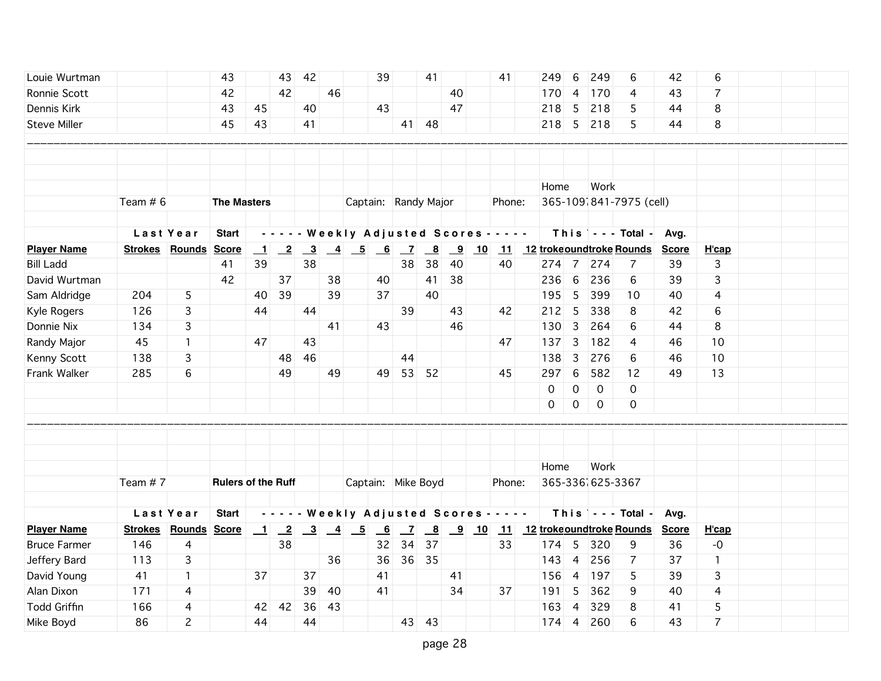| Player Name | Last Year Strokes | Last Year Rounds | Start Score | 1 | 2 | 3 | 4 | 5 | 6 | 7 | 8 | 9 | 10 | 11 | 12 | This Year Strokes | This Year Rounds | Total Strokes | Total Rounds | Avg. Score | H'cap |
|---|---|---|---|---|---|---|---|---|---|---|---|---|---|---|---|---|---|---|---|---|---|
| Louie Wurtman | | | 43 | | 43 | 42 | | | 39 | | 41 | | | 41 | | 249 | 6 | 249 | 6 | 42 | 6 |
| Ronnie Scott | | | 42 | | 42 | | 46 | | | | | 40 | | | | 170 | 4 | 170 | 4 | 43 | 7 |
| Dennis Kirk | | | 43 | 45 | | 40 | | | 43 | | | 47 | | | | 218 | 5 | 218 | 5 | 44 | 8 |
| Steve Miller | | | 45 | 43 | | 41 | | | | 41 | 48 | | | | | 218 | 5 | 218 | 5 | 44 | 8 |

---

Team # 6 **The Masters** Captain: Randy Major Phone: Home 365-109 Work 841-7975 (cell)

| Player Name | Last Year Strokes | Last Year Rounds | Start Score | 1 | 2 | 3 | 4 | 5 | 6 | 7 | 8 | 9 | 10 | 11 | 12 | This Year Strokes | This Year Rounds | Total Strokes | Total Rounds | Avg. Score | H'cap |
|---|---|---|---|---|---|---|---|---|---|---|---|---|---|---|---|---|---|---|---|---|---|
| Bill Ladd | | | 41 | 39 | | 38 | | | | 38 | 38 | 40 | | 40 | | 274 | 7 | 274 | 7 | 39 | 3 |
| David Wurtman | | | 42 | | 37 | | 38 | | 40 | | 41 | 38 | | | | 236 | 6 | 236 | 6 | 39 | 3 |
| Sam Aldridge | 204 | 5 | | 40 | 39 | | 39 | | 37 | | 40 | | | | | 195 | 5 | 399 | 10 | 40 | 4 |
| Kyle Rogers | 126 | 3 | | 44 | | 44 | | | | 39 | | 43 | | 42 | | 212 | 5 | 338 | 8 | 42 | 6 |
| Donnie Nix | 134 | 3 | | | | | 41 | | 43 | | | 46 | | | | 130 | 3 | 264 | 6 | 44 | 8 |
| Randy Major | 45 | 1 | | 47 | | 43 | | | | | | | | 47 | | 137 | 3 | 182 | 4 | 46 | 10 |
| Kenny Scott | 138 | 3 | | | 48 | 46 | | | | 44 | | | | | | 138 | 3 | 276 | 6 | 46 | 10 |
| Frank Walker | 285 | 6 | | | 49 | | 49 | | 49 | 53 | 52 | | | 45 | | 297 | 6 | 582 | 12 | 49 | 13 |
| | | | | | | | | | | | | | | | | 0 | 0 | 0 | 0 | | |
| | | | | | | | | | | | | | | | | 0 | 0 | 0 | 0 | | |

---

Team # 7 **Rulers of the Ruff** Captain: Mike Boyd Phone: Home 365-336 Work 625-3367

| Player Name | Last Year Strokes | Last Year Rounds | Start Score | 1 | 2 | 3 | 4 | 5 | 6 | 7 | 8 | 9 | 10 | 11 | 12 | This Year Strokes | This Year Rounds | Total Strokes | Total Rounds | Avg. Score | H'cap |
|---|---|---|---|---|---|---|---|---|---|---|---|---|---|---|---|---|---|---|---|---|---|
| Bruce Farmer | 146 | 4 | | | 38 | | | | 32 | 34 | 37 | | | 33 | | 174 | 5 | 320 | 9 | 36 | -0 |
| Jeffery Bard | 113 | 3 | | | | | 36 | | 36 | 36 | 35 | | | | | 143 | 4 | 256 | 7 | 37 | 1 |
| David Young | 41 | 1 | | 37 | | 37 | | | 41 | | | 41 | | | | 156 | 4 | 197 | 5 | 39 | 3 |
| Alan Dixon | 171 | 4 | | | | 39 | 40 | | 41 | | | 34 | | 37 | | 191 | 5 | 362 | 9 | 40 | 4 |
| Todd Griffin | 166 | 4 | | 42 | 42 | 36 | 43 | | | | | | | | | 163 | 4 | 329 | 8 | 41 | 5 |
| Mike Boyd | 86 | 2 | | 44 | | 44 | | | | 43 | 43 | | | | | 174 | 4 | 260 | 6 | 43 | 7 |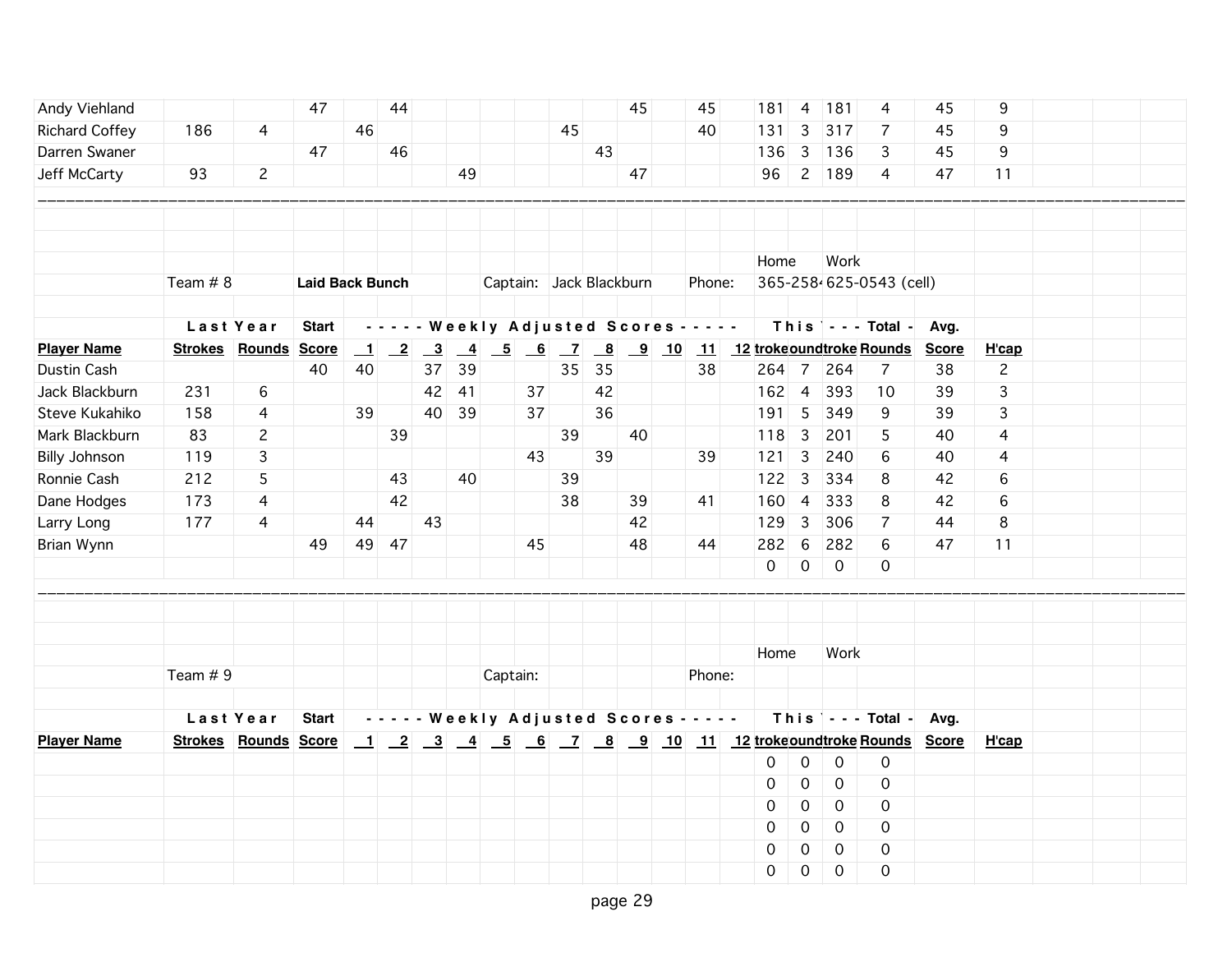| Player Name | Last Year Strokes | Last Year Rounds | Start Score | 1 | 2 | 3 | 4 | 5 | 6 | 7 | 8 | 9 | 10 | 11 | 12 | This Year Strokes | This Year Rounds | Total Strokes | Total Rounds | Avg. Score | H'cap |
|---|---|---|---|---|---|---|---|---|---|---|---|---|---|---|---|---|---|---|---|---|---|
| Andy Viehland | | | 47 | | 44 | | | | | | | 45 | | 45 | | 181 | 4 | 181 | 4 | 45 | 9 |
| Richard Coffey | 186 | 4 | | 46 | | | | | | 45 | | | | 40 | | 131 | 3 | 317 | 7 | 45 | 9 |
| Darren Swaner | | | 47 | | 46 | | | | | | 43 | | | | | 136 | 3 | 136 | 3 | 45 | 9 |
| Jeff McCarty | 93 | 2 | | | | | 49 | | | | | 47 | | | | 96 | 2 | 189 | 4 | 47 | 11 |

Team # 8 **Laid Back Bunch** Captain: Jack Blackburn Phone: Home 365-258 Work 625-0543 (cell)

| Player Name | Last Year Strokes | Last Year Rounds | Start Score | 1 | 2 | 3 | 4 | 5 | 6 | 7 | 8 | 9 | 10 | 11 | 12 | This Year Strokes | This Year Rounds | Total Strokes | Total Rounds | Avg. Score | H'cap |
|---|---|---|---|---|---|---|---|---|---|---|---|---|---|---|---|---|---|---|---|---|---|
| Dustin Cash | | | 40 | 40 | | 37 | 39 | | | 35 | 35 | | | 38 | | 264 | 7 | 264 | 7 | 38 | 2 |
| Jack Blackburn | 231 | 6 | | | | 42 | 41 | | 37 | | 42 | | | | | 162 | 4 | 393 | 10 | 39 | 3 |
| Steve Kukahiko | 158 | 4 | | 39 | | 40 | 39 | | 37 | | 36 | | | | | 191 | 5 | 349 | 9 | 39 | 3 |
| Mark Blackburn | 83 | 2 | | | 39 | | | | | 39 | | 40 | | | | 118 | 3 | 201 | 5 | 40 | 4 |
| Billy Johnson | 119 | 3 | | | | | | | 43 | | 39 | | | 39 | | 121 | 3 | 240 | 6 | 40 | 4 |
| Ronnie Cash | 212 | 5 | | | 43 | | 40 | | | 39 | | | | | | 122 | 3 | 334 | 8 | 42 | 6 |
| Dane Hodges | 173 | 4 | | | 42 | | | | | 38 | | 39 | | 41 | | 160 | 4 | 333 | 8 | 42 | 6 |
| Larry Long | 177 | 4 | | 44 | | 43 | | | | | | 42 | | | | 129 | 3 | 306 | 7 | 44 | 8 |
| Brian Wynn | | | 49 | 49 | 47 | | | | 45 | | | 48 | | 44 | | 282 | 6 | 282 | 6 | 47 | 11 |
| | | | | | | | | | | | | | | | | 0 | 0 | 0 | 0 | | |

Team # 9 Captain: Phone: Home Work

| Player Name | Last Year Strokes | Last Year Rounds | Start Score | 1 | 2 | 3 | 4 | 5 | 6 | 7 | 8 | 9 | 10 | 11 | 12 | This Year Strokes | This Year Rounds | Total Strokes | Total Rounds | Avg. Score | H'cap |
|---|---|---|---|---|---|---|---|---|---|---|---|---|---|---|---|---|---|---|---|---|---|
| | | | | | | | | | | | | | | | | 0 | 0 | 0 | 0 | | |
| | | | | | | | | | | | | | | | | 0 | 0 | 0 | 0 | | |
| | | | | | | | | | | | | | | | | 0 | 0 | 0 | 0 | | |
| | | | | | | | | | | | | | | | | 0 | 0 | 0 | 0 | | |
| | | | | | | | | | | | | | | | | 0 | 0 | 0 | 0 | | |
| | | | | | | | | | | | | | | | | 0 | 0 | 0 | 0 | | |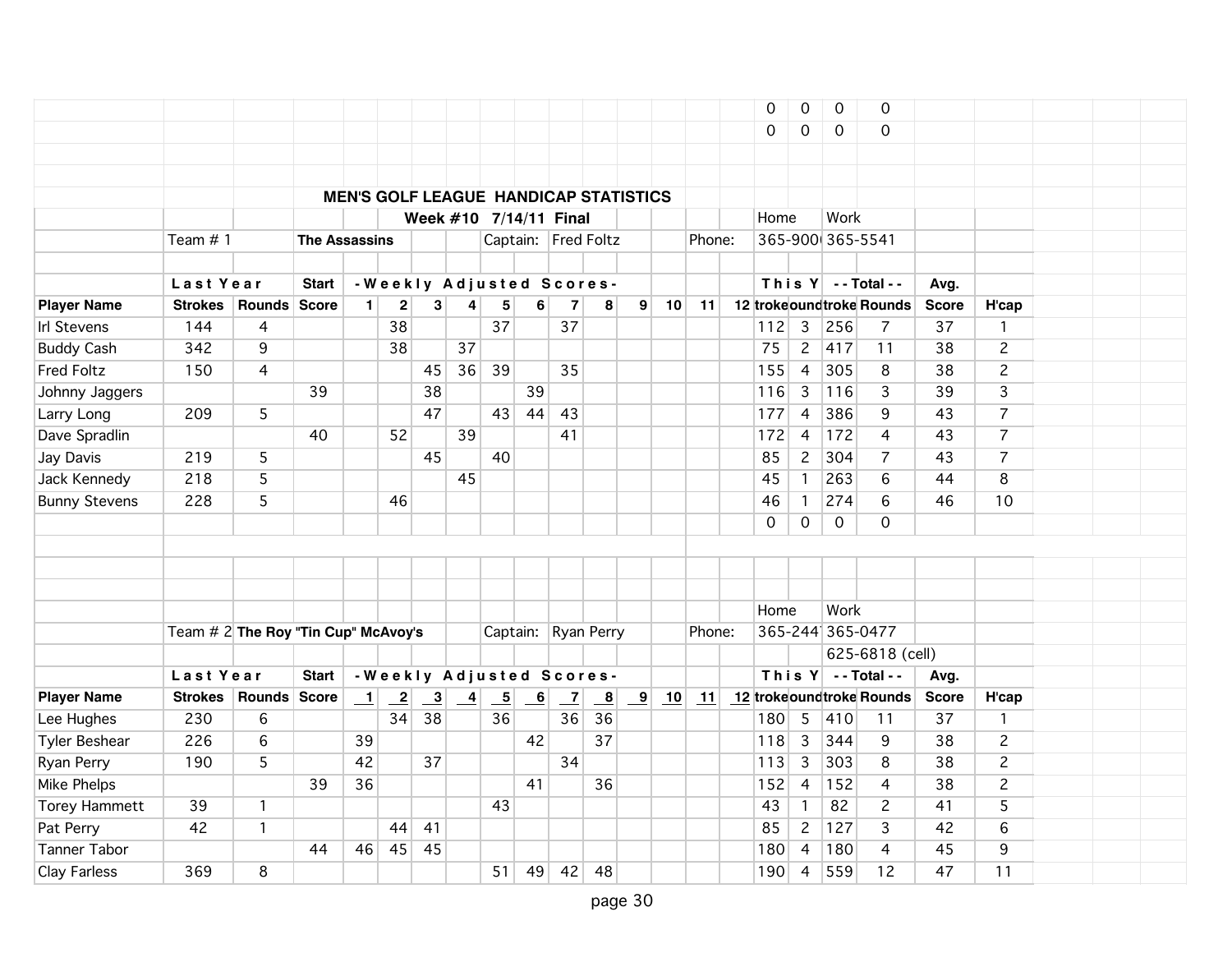| | | | | | | | | | | | | | | | | This Yr Strokes | This Yr Rounds | Total Strokes | Total Rounds | | |
|---|---|---|---|---|---|---|---|---|---|---|---|---|---|---|---|---|---|---|---|---|---|
| | | | | | | | | | | | | | | | | 0 | 0 | 0 | 0 | | |
| | | | | | | | | | | | | | | | | 0 | 0 | 0 | 0 | | |

## MEN'S GOLF LEAGUE HANDICAP STATISTICS

**Week #10 7/14/11 Final**

Team # 1 **The Assassins** Captain: Fred Foltz Phone: Home 365-900( Work 365-5541

| Player Name | Last Year Strokes | Last Year Rounds | Start Score | 1 | 2 | 3 | 4 | 5 | 6 | 7 | 8 | 9 | 10 | 11 | 12 | This Yr Strokes | This Yr Rounds | Total Strokes | Total Rounds | Avg. Score | H'cap |
|---|---|---|---|---|---|---|---|---|---|---|---|---|---|---|---|---|---|---|---|---|---|
| Irl Stevens | 144 | 4 | | | 38 | | | 37 | | 37 | | | | | | 112 | 3 | 256 | 7 | 37 | 1 |
| Buddy Cash | 342 | 9 | | | 38 | | 37 | | | | | | | | | 75 | 2 | 417 | 11 | 38 | 2 |
| Fred Foltz | 150 | 4 | | | | 45 | 36 | 39 | | 35 | | | | | | 155 | 4 | 305 | 8 | 38 | 2 |
| Johnny Jaggers | | | 39 | | | 38 | | | 39 | | | | | | | 116 | 3 | 116 | 3 | 39 | 3 |
| Larry Long | 209 | 5 | | | | 47 | | 43 | 44 | 43 | | | | | | 177 | 4 | 386 | 9 | 43 | 7 |
| Dave Spradlin | | | 40 | | 52 | | 39 | | | 41 | | | | | | 172 | 4 | 172 | 4 | 43 | 7 |
| Jay Davis | 219 | 5 | | | | 45 | | 40 | | | | | | | | 85 | 2 | 304 | 7 | 43 | 7 |
| Jack Kennedy | 218 | 5 | | | | | 45 | | | | | | | | | 45 | 1 | 263 | 6 | 44 | 8 |
| Bunny Stevens | 228 | 5 | | | 46 | | | | | | | | | | | 46 | 1 | 274 | 6 | 46 | 10 |
| | | | | | | | | | | | | | | | | 0 | 0 | 0 | 0 | | |

Team # 2 **The Roy "Tin Cup" McAvoy's** Captain: Ryan Perry Phone: Home 365-244( Work 365-0477, 625-6818 (cell)

| Player Name | Last Year Strokes | Last Year Rounds | Start Score | 1 | 2 | 3 | 4 | 5 | 6 | 7 | 8 | 9 | 10 | 11 | 12 | This Yr Strokes | This Yr Rounds | Total Strokes | Total Rounds | Avg. Score | H'cap |
|---|---|---|---|---|---|---|---|---|---|---|---|---|---|---|---|---|---|---|---|---|---|
| Lee Hughes | 230 | 6 | | | 34 | 38 | | 36 | | 36 | 36 | | | | | 180 | 5 | 410 | 11 | 37 | 1 |
| Tyler Beshear | 226 | 6 | | 39 | | | | | 42 | | 37 | | | | | 118 | 3 | 344 | 9 | 38 | 2 |
| Ryan Perry | 190 | 5 | | 42 | | 37 | | | | 34 | | | | | | 113 | 3 | 303 | 8 | 38 | 2 |
| Mike Phelps | | | 39 | 36 | | | | | 41 | | 36 | | | | | 152 | 4 | 152 | 4 | 38 | 2 |
| Torey Hammett | 39 | 1 | | | | | | 43 | | | | | | | | 43 | 1 | 82 | 2 | 41 | 5 |
| Pat Perry | 42 | 1 | | | 44 | 41 | | | | | | | | | | 85 | 2 | 127 | 3 | 42 | 6 |
| Tanner Tabor | | | 44 | 46 | 45 | 45 | | | | | | | | | | 180 | 4 | 180 | 4 | 45 | 9 |
| Clay Farless | 369 | 8 | | | | | | 51 | 49 | 42 | 48 | | | | | 190 | 4 | 559 | 12 | 47 | 11 |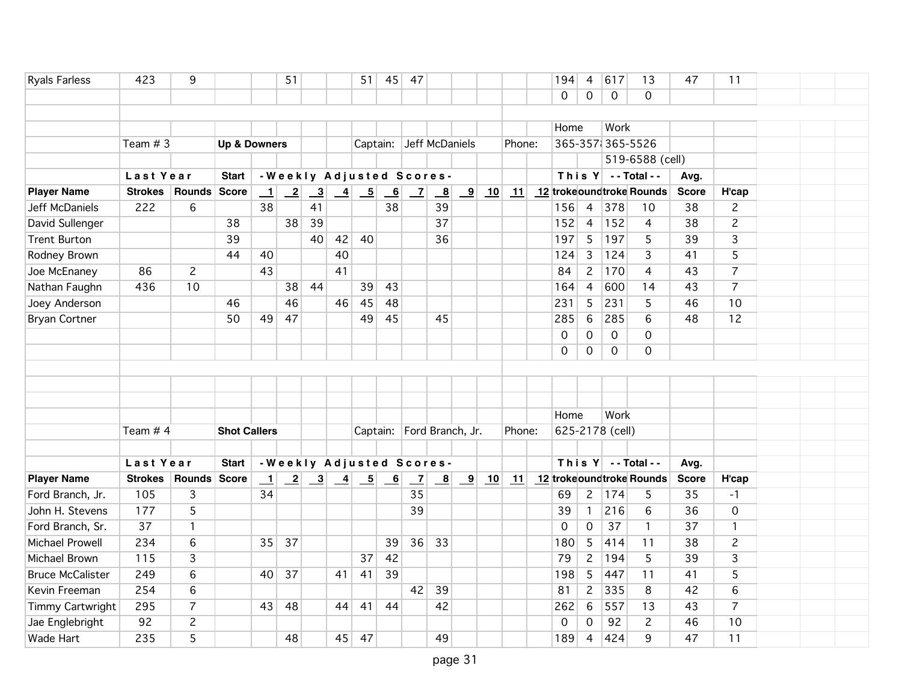| Ryals Farless | 423 | 9 | | | 51 | | | 51 | 45 | 47 | | | | | | 194 | 4 | 617 | 13 | 47 | 11 |
|---|---|---|---|---|---|---|---|---|---|---|---|---|---|---|---|---|---|---|---|---|---|
| | | | | | | | | | | | | | | | | 0 | 0 | 0 | 0 | | |

| | Team # 3 | | Up & Downers | | | | | Captain: | | Jeff McDaniels | | | Phone: | | | Home | | Work | | | |
|---|---|---|---|---|---|---|---|---|---|---|---|---|---|---|---|---|---|---|---|---|---|
| | | | | | | | | | | | | | | | | 365-3578 | | 365-5526 | | | |
| | | | | | | | | | | | | | | | | | | 519-6588 (cell) | | | |
| | Last Year | | Start | -Weekly Adjusted Scores- | | | | | | | | | | | | This Y | | --Total-- | | Avg. | |
| Player Name | Strokes | Rounds | Score | 1 | 2 | 3 | 4 | 5 | 6 | 7 | 8 | 9 | 10 | 11 | 12 | Strokes | Rounds | Strokes | Rounds | Score | H'cap |
| Jeff McDaniels | 222 | 6 | | 38 | | 41 | | | 38 | | 39 | | | | | 156 | 4 | 378 | 10 | 38 | 2 |
| David Sullenger | | | 38 | | 38 | 39 | | | | | 37 | | | | | 152 | 4 | 152 | 4 | 38 | 2 |
| Trent Burton | | | 39 | | | 40 | 42 | 40 | | | 36 | | | | | 197 | 5 | 197 | 5 | 39 | 3 |
| Rodney Brown | | | 44 | 40 | | | 40 | | | | | | | | | 124 | 3 | 124 | 3 | 41 | 5 |
| Joe McEnaney | 86 | 2 | | 43 | | | 41 | | | | | | | | | 84 | 2 | 170 | 4 | 43 | 7 |
| Nathan Faughn | 436 | 10 | | | 38 | 44 | | 39 | 43 | | | | | | | 164 | 4 | 600 | 14 | 43 | 7 |
| Joey Anderson | | | 46 | | 46 | | 46 | 45 | 48 | | | | | | | 231 | 5 | 231 | 5 | 46 | 10 |
| Bryan Cortner | | | 50 | 49 | 47 | | | 49 | 45 | | 45 | | | | | 285 | 6 | 285 | 6 | 48 | 12 |
| | | | | | | | | | | | | | | | | 0 | 0 | 0 | 0 | | |
| | | | | | | | | | | | | | | | | 0 | 0 | 0 | 0 | | |

| | Team # 4 | | Shot Callers | | | | | Captain: | | Ford Branch, Jr. | | | Phone: | | | Home | | Work | | | |
|---|---|---|---|---|---|---|---|---|---|---|---|---|---|---|---|---|---|---|---|---|---|
| | | | | | | | | | | | | | | | | 625-2178 (cell) | | | | | |
| | Last Year | | Start | -Weekly Adjusted Scores- | | | | | | | | | | | | This Y | | --Total-- | | Avg. | |
| Player Name | Strokes | Rounds | Score | 1 | 2 | 3 | 4 | 5 | 6 | 7 | 8 | 9 | 10 | 11 | 12 | Strokes | Rounds | Strokes | Rounds | Score | H'cap |
| Ford Branch, Jr. | 105 | 3 | | 34 | | | | | | 35 | | | | | | 69 | 2 | 174 | 5 | 35 | -1 |
| John H. Stevens | 177 | 5 | | | | | | | | 39 | | | | | | 39 | 1 | 216 | 6 | 36 | 0 |
| Ford Branch, Sr. | 37 | 1 | | | | | | | | | | | | | | 0 | 0 | 37 | 1 | 37 | 1 |
| Michael Prowell | 234 | 6 | | 35 | 37 | | | | 39 | 36 | 33 | | | | | 180 | 5 | 414 | 11 | 38 | 2 |
| Michael Brown | 115 | 3 | | | | | | 37 | 42 | | | | | | | 79 | 2 | 194 | 5 | 39 | 3 |
| Bruce McCalister | 249 | 6 | | 40 | 37 | | 41 | 41 | 39 | | | | | | | 198 | 5 | 447 | 11 | 41 | 5 |
| Kevin Freeman | 254 | 6 | | | | | | | | 42 | 39 | | | | | 81 | 2 | 335 | 8 | 42 | 6 |
| Timmy Cartwright | 295 | 7 | | 43 | 48 | | 44 | 41 | 44 | | 42 | | | | | 262 | 6 | 557 | 13 | 43 | 7 |
| Jae Englebright | 92 | 2 | | | | | | | | | | | | | | 0 | 0 | 92 | 2 | 46 | 10 |
| Wade Hart | 235 | 5 | | | 48 | | 45 | 47 | | | 49 | | | | | 189 | 4 | 424 | 9 | 47 | 11 |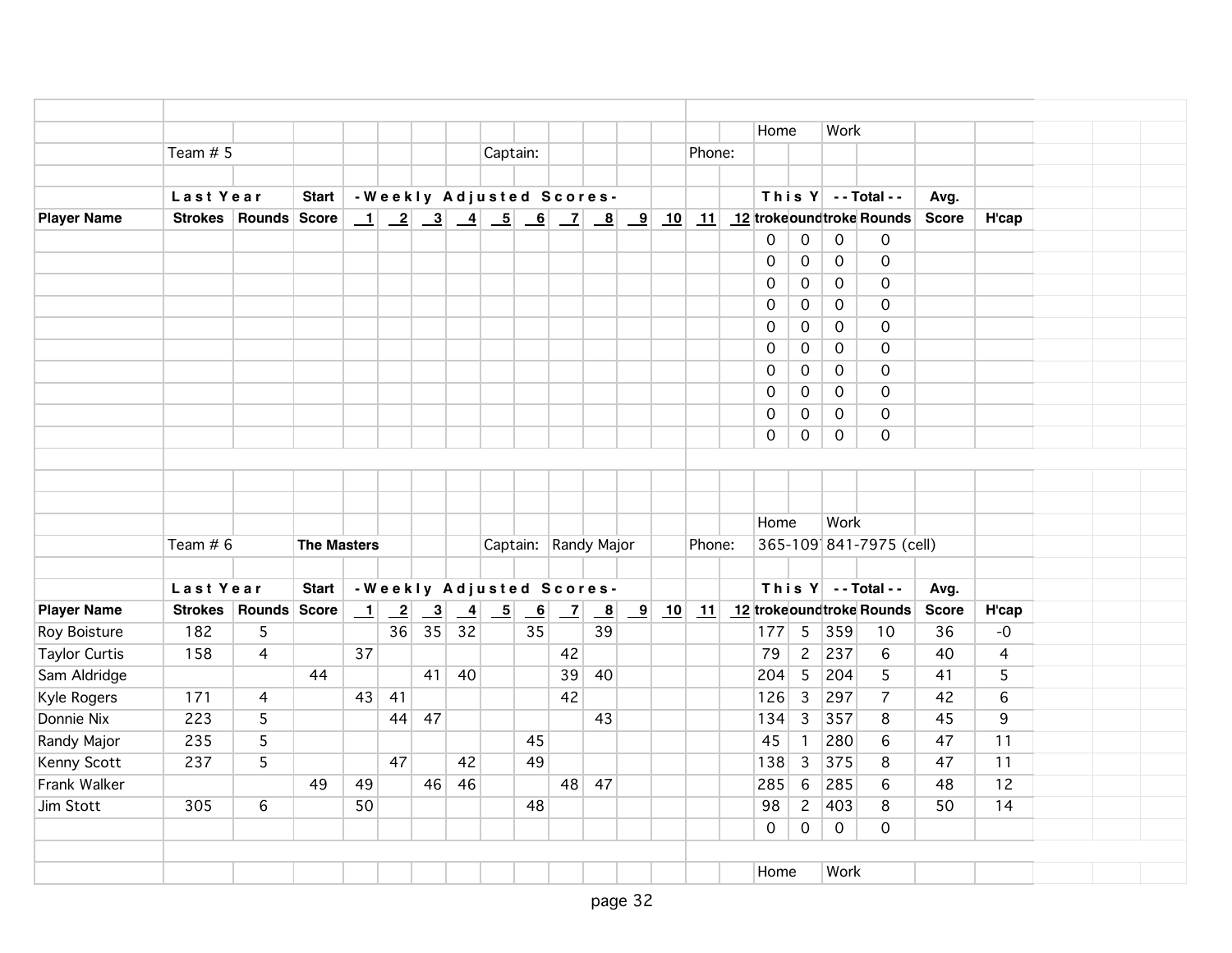| | | | | | | | | | | | | | | | | | Home | | Work | | | |
|---|---|---|---|---|---|---|---|---|---|---|---|---|---|---|---|---|---|---|---|---|---|---|
| | Team # 5 | | | | | | | | Captain: | | | | | Phone: | | | | | | | | |
| | **L a s t  Y e a r** | | **Start** | **- W e e k l y   A d j u s t e d   S c o r e s -** | | | | | | | | | | | | | **T h i s  Y** | | **- - Total - -** | | **Avg.** | |
| **Player Name** | **Strokes** | **Rounds** | **Score** | **1** | **2** | **3** | **4** | **5** | **6** | **7** | **8** | **9** | **10** | **11** | **12** | **troke** | **ound** | **troke** | **Rounds** | **Score** | **H'cap** |
| | | | | | | | | | | | | | | | | 0 | 0 | 0 | 0 | | |
| | | | | | | | | | | | | | | | | 0 | 0 | 0 | 0 | | |
| | | | | | | | | | | | | | | | | 0 | 0 | 0 | 0 | | |
| | | | | | | | | | | | | | | | | 0 | 0 | 0 | 0 | | |
| | | | | | | | | | | | | | | | | 0 | 0 | 0 | 0 | | |
| | | | | | | | | | | | | | | | | 0 | 0 | 0 | 0 | | |
| | | | | | | | | | | | | | | | | 0 | 0 | 0 | 0 | | |
| | | | | | | | | | | | | | | | | 0 | 0 | 0 | 0 | | |
| | | | | | | | | | | | | | | | | 0 | 0 | 0 | 0 | | |
| | | | | | | | | | | | | | | | | 0 | 0 | 0 | 0 | | |

| | | | | | | | | | | | | | | | | | Home | | Work | | | |
|---|---|---|---|---|---|---|---|---|---|---|---|---|---|---|---|---|---|---|---|---|---|---|
| | Team # 6 | | **The Masters** | | | | | | Captain: | Randy Major | | | | Phone: | | | 365-109 | | 841-7975 (cell) | | | |
| | **L a s t  Y e a r** | | **Start** | **- W e e k l y   A d j u s t e d   S c o r e s -** | | | | | | | | | | | | | **T h i s  Y** | | **- - Total - -** | | **Avg.** | |
| **Player Name** | **Strokes** | **Rounds** | **Score** | **1** | **2** | **3** | **4** | **5** | **6** | **7** | **8** | **9** | **10** | **11** | **12** | **troke** | **ound** | **troke** | **Rounds** | **Score** | **H'cap** |
| Roy Boisture | 182 | 5 | | | 36 | 35 | 32 | | 35 | | 39 | | | | | 177 | 5 | 359 | 10 | 36 | -0 |
| Taylor Curtis | 158 | 4 | | 37 | | | | | | 42 | | | | | | 79 | 2 | 237 | 6 | 40 | 4 |
| Sam Aldridge | | | 44 | | | 41 | 40 | | | 39 | 40 | | | | | 204 | 5 | 204 | 5 | 41 | 5 |
| Kyle Rogers | 171 | 4 | | 43 | 41 | | | | | 42 | | | | | | 126 | 3 | 297 | 7 | 42 | 6 |
| Donnie Nix | 223 | 5 | | | 44 | 47 | | | | | 43 | | | | | 134 | 3 | 357 | 8 | 45 | 9 |
| Randy Major | 235 | 5 | | | | | | | 45 | | | | | | | 45 | 1 | 280 | 6 | 47 | 11 |
| Kenny Scott | 237 | 5 | | | 47 | | 42 | | 49 | | | | | | | 138 | 3 | 375 | 8 | 47 | 11 |
| Frank Walker | | | 49 | 49 | | 46 | 46 | | | 48 | 47 | | | | | 285 | 6 | 285 | 6 | 48 | 12 |
| Jim Stott | 305 | 6 | | 50 | | | | | 48 | | | | | | | 98 | 2 | 403 | 8 | 50 | 14 |
| | | | | | | | | | | | | | | | | 0 | 0 | 0 | 0 | | |

| | | | | | | | | | | | | | | | | | Home | | Work | | | |
|---|---|---|---|---|---|---|---|---|---|---|---|---|---|---|---|---|---|---|---|---|---|---|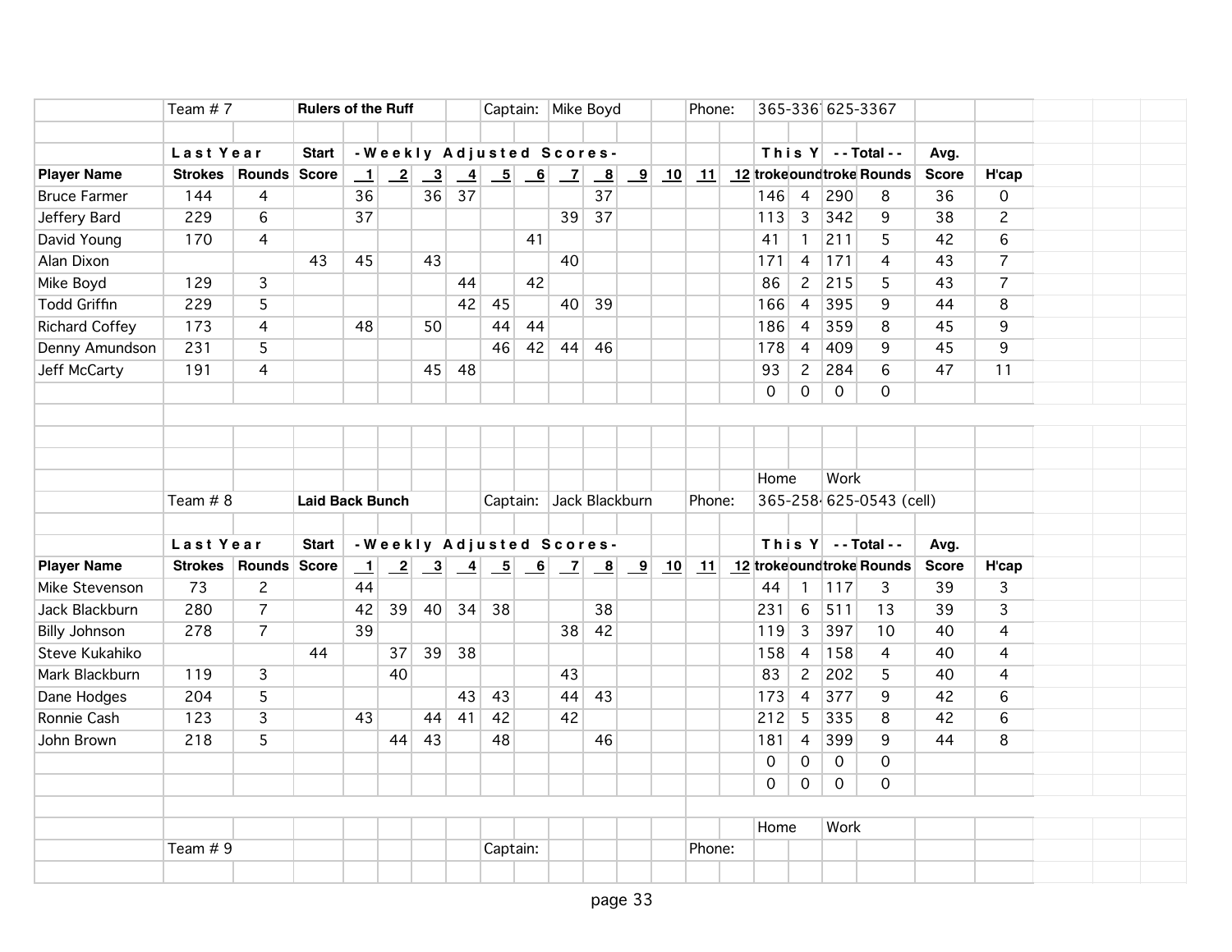| | Team # 7 | | Rulers of the Ruff | | | | | Captain: | Mike Boyd | | | | Phone: | | 365-336 | | 625-3367 | | | |
|---|---|---|---|---|---|---|---|---|---|---|---|---|---|---|---|---|---|---|---|---|
| | **Last Year** | | **Start** | **-Weekly Adjusted Scores-** | | | | | | | | | | | | **This Y** | | **--Total--** | **Avg.** | |
| **Player Name** | **Strokes** | **Rounds** | **Score** | **1** | **2** | **3** | **4** | **5** | **6** | **7** | **8** | **9** | **10** | **11** | **12** | **troke** | **ound** | **troke** | **Rounds** | **Score** | **H'cap** |
| Bruce Farmer | 144 | 4 | | 36 | | 36 | 37 | | | | 37 | | | | | 146 | 4 | 290 | 8 | 36 | 0 |
| Jeffery Bard | 229 | 6 | | 37 | | | | | | 39 | 37 | | | | | 113 | 3 | 342 | 9 | 38 | 2 |
| David Young | 170 | 4 | | | | | | | 41 | | | | | | | 41 | 1 | 211 | 5 | 42 | 6 |
| Alan Dixon | | | 43 | 45 | | 43 | | | | 40 | | | | | | 171 | 4 | 171 | 4 | 43 | 7 |
| Mike Boyd | 129 | 3 | | | | | 44 | | 42 | | | | | | | 86 | 2 | 215 | 5 | 43 | 7 |
| Todd Griffin | 229 | 5 | | | | | 42 | 45 | | 40 | 39 | | | | | 166 | 4 | 395 | 9 | 44 | 8 |
| Richard Coffey | 173 | 4 | | 48 | | 50 | | 44 | 44 | | | | | | | 186 | 4 | 359 | 8 | 45 | 9 |
| Denny Amundson | 231 | 5 | | | | | | 46 | 42 | 44 | 46 | | | | | 178 | 4 | 409 | 9 | 45 | 9 |
| Jeff McCarty | 191 | 4 | | | | 45 | 48 | | | | | | | | | 93 | 2 | 284 | 6 | 47 | 11 |
| | | | | | | | | | | | | | | | | 0 | 0 | 0 | 0 | | |

| | | | | | | | | | | | | | | | | Home | | Work | | | |
|---|---|---|---|---|---|---|---|---|---|---|---|---|---|---|---|---|---|---|---|---|---|
| | Team # 8 | | Laid Back Bunch | | | | | Captain: | Jack Blackburn | | | | Phone: | | | 365-258 | | 625-0543 (cell) | | | |
| | **Last Year** | | **Start** | **-Weekly Adjusted Scores-** | | | | | | | | | | | | **This Y** | | **--Total--** | | **Avg.** | |
| **Player Name** | **Strokes** | **Rounds** | **Score** | **1** | **2** | **3** | **4** | **5** | **6** | **7** | **8** | **9** | **10** | **11** | **12** | **troke** | **ound** | **troke** | **Rounds** | **Score** | **H'cap** |
| Mike Stevenson | 73 | 2 | | 44 | | | | | | | | | | | | 44 | 1 | 117 | 3 | 39 | 3 |
| Jack Blackburn | 280 | 7 | | 42 | 39 | 40 | 34 | 38 | | | 38 | | | | | 231 | 6 | 511 | 13 | 39 | 3 |
| Billy Johnson | 278 | 7 | | 39 | | | | | | 38 | 42 | | | | | 119 | 3 | 397 | 10 | 40 | 4 |
| Steve Kukahiko | | | 44 | | 37 | 39 | 38 | | | | | | | | | 158 | 4 | 158 | 4 | 40 | 4 |
| Mark Blackburn | 119 | 3 | | | 40 | | | | | 43 | | | | | | 83 | 2 | 202 | 5 | 40 | 4 |
| Dane Hodges | 204 | 5 | | | | | 43 | 43 | | 44 | 43 | | | | | 173 | 4 | 377 | 9 | 42 | 6 |
| Ronnie Cash | 123 | 3 | | 43 | | 44 | 41 | 42 | | 42 | | | | | | 212 | 5 | 335 | 8 | 42 | 6 |
| John Brown | 218 | 5 | | | 44 | 43 | | 48 | | | 46 | | | | | 181 | 4 | 399 | 9 | 44 | 8 |
| | | | | | | | | | | | | | | | | 0 | 0 | 0 | 0 | | |
| | | | | | | | | | | | | | | | | 0 | 0 | 0 | 0 | | |

| | | | | | | | | | | | | | | | | Home | | Work | | | |
|---|---|---|---|---|---|---|---|---|---|---|---|---|---|---|---|---|---|---|---|---|---|
| | Team # 9 | | | | | | | Captain: | | | | | Phone: | | | | | | | | |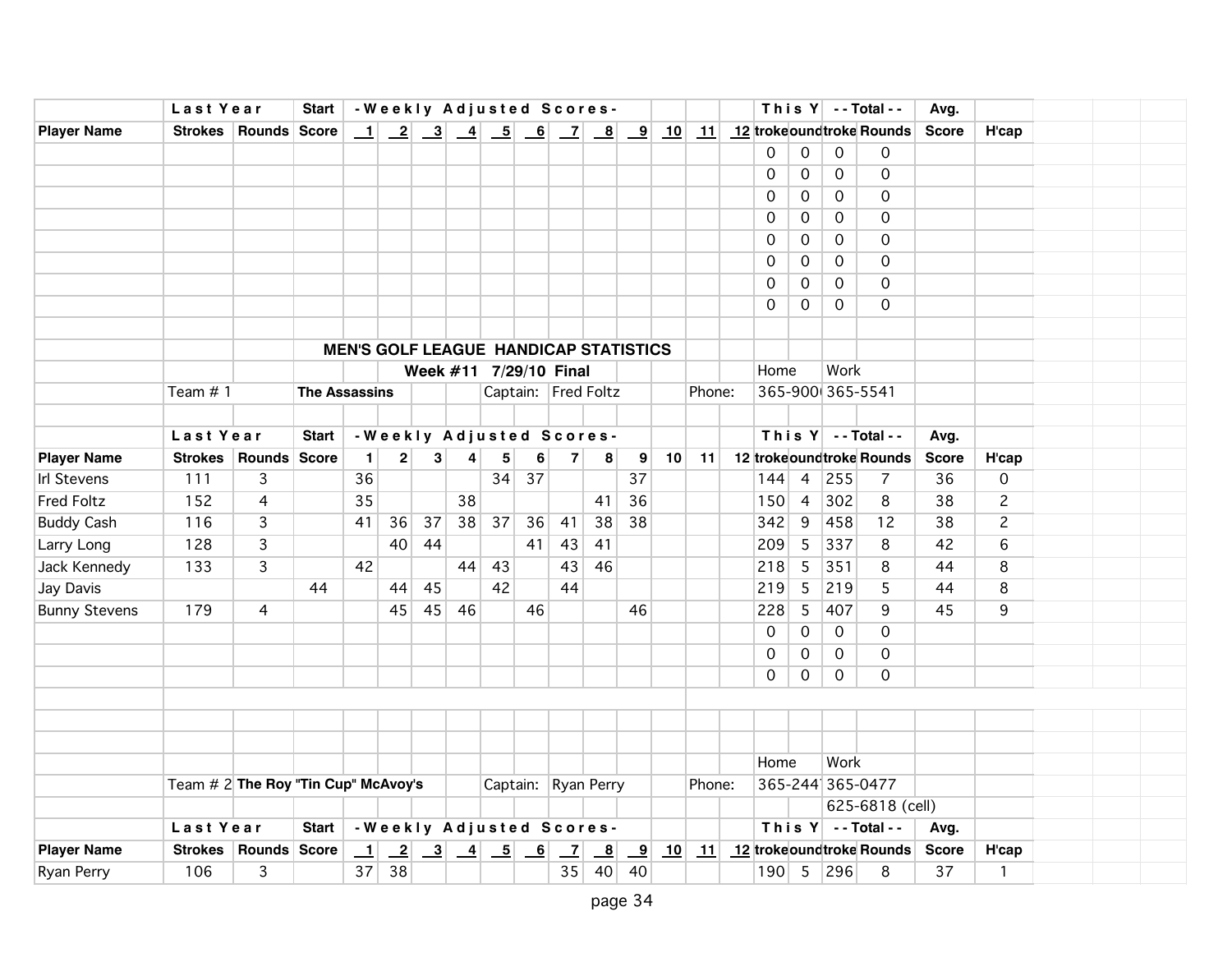| | Last Year | | Start | -Weekly Adjusted Scores- | | | | | | | | | | | | This Y | | --Total-- | | Avg. | |
|---|---|---|---|---|---|---|---|---|---|---|---|---|---|---|---|---|---|---|---|---|---|
| **Player Name** | **Strokes** | **Rounds** | **Score** | **1** | **2** | **3** | **4** | **5** | **6** | **7** | **8** | **9** | **10** | **11** | **12** | **troke** | **ound** | **troke** | **Rounds** | **Score** | **H'cap** |
| | | | | | | | | | | | | | | | | 0 | 0 | 0 | 0 | | |
| | | | | | | | | | | | | | | | | 0 | 0 | 0 | 0 | | |
| | | | | | | | | | | | | | | | | 0 | 0 | 0 | 0 | | |
| | | | | | | | | | | | | | | | | 0 | 0 | 0 | 0 | | |
| | | | | | | | | | | | | | | | | 0 | 0 | 0 | 0 | | |
| | | | | | | | | | | | | | | | | 0 | 0 | 0 | 0 | | |
| | | | | | | | | | | | | | | | | 0 | 0 | 0 | 0 | | |
| | | | | | | | | | | | | | | | | 0 | 0 | 0 | 0 | | |

## MEN'S GOLF LEAGUE HANDICAP STATISTICS

**Week #11 7/29/10 Final**

Team # 1 **The Assassins** Captain: Fred Foltz Phone: Home 365-900( Work 365-5541

| | Last Year | | Start | -Weekly Adjusted Scores- | | | | | | | | | | | | This Y | | --Total-- | | Avg. | |
|---|---|---|---|---|---|---|---|---|---|---|---|---|---|---|---|---|---|---|---|---|---|
| **Player Name** | **Strokes** | **Rounds** | **Score** | **1** | **2** | **3** | **4** | **5** | **6** | **7** | **8** | **9** | **10** | **11** | **12** | **troke** | **ound** | **troke** | **Rounds** | **Score** | **H'cap** |
| Irl Stevens | 111 | 3 | | 36 | | | | 34 | 37 | | | 37 | | | | 144 | 4 | 255 | 7 | 36 | 0 |
| Fred Foltz | 152 | 4 | | 35 | | | 38 | | | | 41 | 36 | | | | 150 | 4 | 302 | 8 | 38 | 2 |
| Buddy Cash | 116 | 3 | | 41 | 36 | 37 | 38 | 37 | 36 | 41 | 38 | 38 | | | | 342 | 9 | 458 | 12 | 38 | 2 |
| Larry Long | 128 | 3 | | | 40 | 44 | | | 41 | 43 | 41 | | | | | 209 | 5 | 337 | 8 | 42 | 6 |
| Jack Kennedy | 133 | 3 | | 42 | | | 44 | 43 | | 43 | 46 | | | | | 218 | 5 | 351 | 8 | 44 | 8 |
| Jay Davis | | | 44 | | 44 | 45 | | 42 | | 44 | | | | | | 219 | 5 | 219 | 5 | 44 | 8 |
| Bunny Stevens | 179 | 4 | | | 45 | 45 | 46 | | 46 | | | 46 | | | | 228 | 5 | 407 | 9 | 45 | 9 |
| | | | | | | | | | | | | | | | | 0 | 0 | 0 | 0 | | |
| | | | | | | | | | | | | | | | | 0 | 0 | 0 | 0 | | |
| | | | | | | | | | | | | | | | | 0 | 0 | 0 | 0 | | |

Team # 2 **The Roy "Tin Cup" McAvoy's** Captain: Ryan Perry Phone: Home 365-244( Work 365-0477, 625-6818 (cell)

| | Last Year | | Start | -Weekly Adjusted Scores- | | | | | | | | | | | | This Y | | --Total-- | | Avg. | |
|---|---|---|---|---|---|---|---|---|---|---|---|---|---|---|---|---|---|---|---|---|---|
| **Player Name** | **Strokes** | **Rounds** | **Score** | **1** | **2** | **3** | **4** | **5** | **6** | **7** | **8** | **9** | **10** | **11** | **12** | **troke** | **ound** | **troke** | **Rounds** | **Score** | **H'cap** |
| Ryan Perry | 106 | 3 | | 37 | 38 | | | | | 35 | 40 | 40 | | | | 190 | 5 | 296 | 8 | 37 | 1 |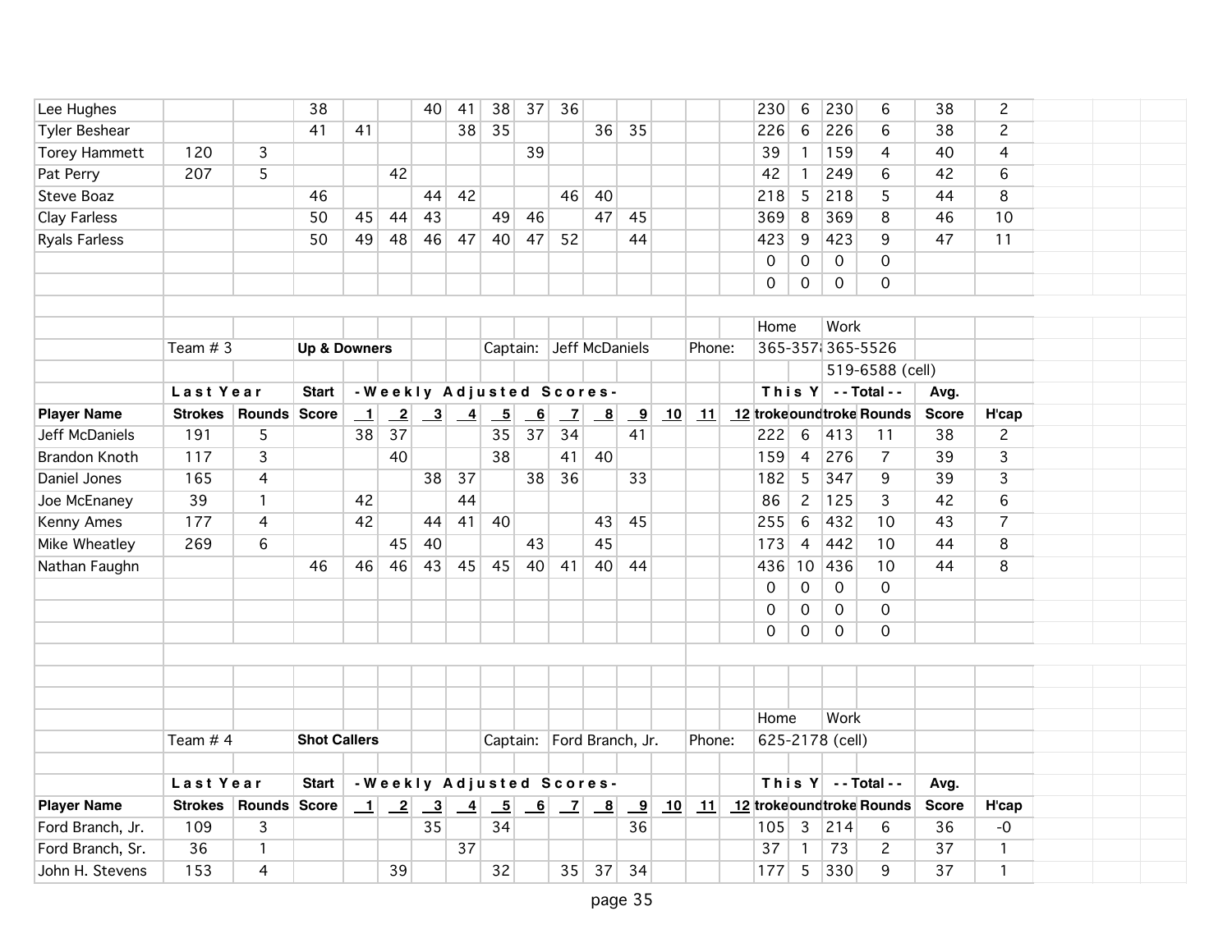| Player Name | Strokes | Rounds | Start Score | 1 | 2 | 3 | 4 | 5 | 6 | 7 | 8 | 9 | 10 | 11 | 12 | troke | ound | troke | Rounds | Avg. Score | H'cap |
|---|---|---|---|---|---|---|---|---|---|---|---|---|---|---|---|---|---|---|---|---|---|
| Lee Hughes | | | 38 | | | 40 | 41 | 38 | 37 | 36 | | | | | | 230 | 6 | 230 | 6 | 38 | 2 |
| Tyler Beshear | | | 41 | 41 | | | 38 | 35 | | | 36 | 35 | | | | 226 | 6 | 226 | 6 | 38 | 2 |
| Torey Hammett | 120 | 3 | | | | | | | 39 | | | | | | | 39 | 1 | 159 | 4 | 40 | 4 |
| Pat Perry | 207 | 5 | | | 42 | | | | | | | | | | | 42 | 1 | 249 | 6 | 42 | 6 |
| Steve Boaz | | | 46 | | | 44 | 42 | | | 46 | 40 | | | | | 218 | 5 | 218 | 5 | 44 | 8 |
| Clay Farless | | | 50 | 45 | 44 | 43 | | 49 | 46 | | 47 | 45 | | | | 369 | 8 | 369 | 8 | 46 | 10 |
| Ryals Farless | | | 50 | 49 | 48 | 46 | 47 | 40 | 47 | 52 | | 44 | | | | 423 | 9 | 423 | 9 | 47 | 11 |
| | | | | | | | | | | | | | | | | 0 | 0 | 0 | 0 | | |
| | | | | | | | | | | | | | | | | 0 | 0 | 0 | 0 | | |

| | | | | | | Home | Work |
|---|---|---|---|---|---|---|---|
| Team # 3 | Up & Downers | Captain: | Jeff McDaniels | Phone: | | 365-357 | 365-5526 |
| | | | | | | | 519-6588 (cell) |

| | Last Year | | Start | - Weekly Adjusted Scores - | | | | | | | | | | | | This Y | | - - Total - - | | Avg. | |
|---|---|---|---|---|---|---|---|---|---|---|---|---|---|---|---|---|---|---|---|---|---|
| **Player Name** | **Strokes** | **Rounds** | **Score** | **1** | **2** | **3** | **4** | **5** | **6** | **7** | **8** | **9** | **10** | **11** | **12** | **troke** | **ound** | **troke** | **Rounds** | **Score** | **H'cap** |
| Jeff McDaniels | 191 | 5 | | 38 | 37 | | | 35 | 37 | 34 | | 41 | | | | 222 | 6 | 413 | 11 | 38 | 2 |
| Brandon Knoth | 117 | 3 | | | 40 | | | 38 | | 41 | 40 | | | | | 159 | 4 | 276 | 7 | 39 | 3 |
| Daniel Jones | 165 | 4 | | | | 38 | 37 | | 38 | 36 | | 33 | | | | 182 | 5 | 347 | 9 | 39 | 3 |
| Joe McEnaney | 39 | 1 | | 42 | | | 44 | | | | | | | | | 86 | 2 | 125 | 3 | 42 | 6 |
| Kenny Ames | 177 | 4 | | 42 | | 44 | 41 | 40 | | | 43 | 45 | | | | 255 | 6 | 432 | 10 | 43 | 7 |
| Mike Wheatley | 269 | 6 | | | 45 | 40 | | | 43 | | 45 | | | | | 173 | 4 | 442 | 10 | 44 | 8 |
| Nathan Faughn | | | 46 | 46 | 46 | 43 | 45 | 45 | 40 | 41 | 40 | 44 | | | | 436 | 10 | 436 | 10 | 44 | 8 |
| | | | | | | | | | | | | | | | | 0 | 0 | 0 | 0 | | |
| | | | | | | | | | | | | | | | | 0 | 0 | 0 | 0 | | |
| | | | | | | | | | | | | | | | | 0 | 0 | 0 | 0 | | |

| | | | | | | Home | Work |
|---|---|---|---|---|---|---|---|
| Team # 4 | Shot Callers | Captain: | Ford Branch, Jr. | Phone: | | 625-2178 (cell) | |

| | Last Year | | Start | - Weekly Adjusted Scores - | | | | | | | | | | | | This Y | | - - Total - - | | Avg. | |
|---|---|---|---|---|---|---|---|---|---|---|---|---|---|---|---|---|---|---|---|---|---|
| **Player Name** | **Strokes** | **Rounds** | **Score** | **1** | **2** | **3** | **4** | **5** | **6** | **7** | **8** | **9** | **10** | **11** | **12** | **troke** | **ound** | **troke** | **Rounds** | **Score** | **H'cap** |
| Ford Branch, Jr. | 109 | 3 | | | | 35 | | 34 | | | | 36 | | | | 105 | 3 | 214 | 6 | 36 | -0 |
| Ford Branch, Sr. | 36 | 1 | | | | | 37 | | | | | | | | | 37 | 1 | 73 | 2 | 37 | 1 |
| John H. Stevens | 153 | 4 | | | 39 | | | 32 | | 35 | 37 | 34 | | | | 177 | 5 | 330 | 9 | 37 | 1 |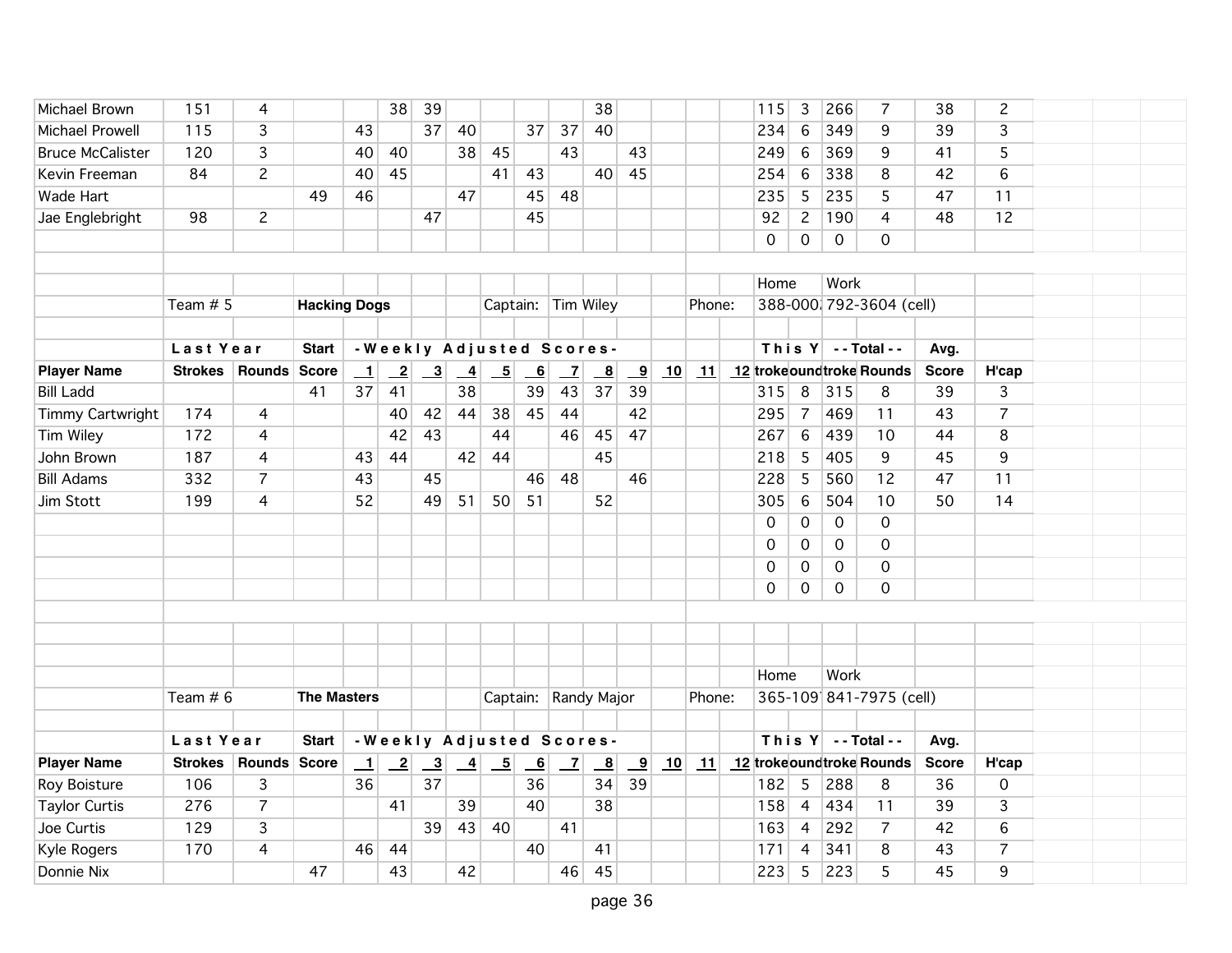| Player Name | Strokes | Rounds | Score | 1 | 2 | 3 | 4 | 5 | 6 | 7 | 8 | 9 | 10 | 11 | 12 | troke | ound | troke | Rounds | Score | H'cap |
|---|---|---|---|---|---|---|---|---|---|---|---|---|---|---|---|---|---|---|---|---|---|
| Michael Brown | 151 | 4 | | | 38 | 39 | | | | | 38 | | | | | 115 | 3 | 266 | 7 | 38 | 2 |
| Michael Prowell | 115 | 3 | | 43 | | 37 | 40 | | 37 | 37 | 40 | | | | | 234 | 6 | 349 | 9 | 39 | 3 |
| Bruce McCalister | 120 | 3 | | 40 | 40 | | 38 | 45 | | 43 | | 43 | | | | 249 | 6 | 369 | 9 | 41 | 5 |
| Kevin Freeman | 84 | 2 | | 40 | 45 | | | 41 | 43 | | 40 | 45 | | | | 254 | 6 | 338 | 8 | 42 | 6 |
| Wade Hart | | | 49 | 46 | | | 47 | | 45 | 48 | | | | | | 235 | 5 | 235 | 5 | 47 | 11 |
| Jae Englebright | 98 | 2 | | | | 47 | | | 45 | | | | | | | 92 | 2 | 190 | 4 | 48 | 12 |
| | | | | | | | | | | | | | | | | 0 | 0 | 0 | 0 | | |

Team # 5 **Hacking Dogs** Captain: Tim Wiley Phone: Home 388-000. Work 792-3604 (cell)

| | Last Year | | Start | -Weekly Adjusted Scores- | | | | | | | | | | | | This Y | | - - Total - - | | Avg. | |
|---|---|---|---|---|---|---|---|---|---|---|---|---|---|---|---|---|---|---|---|---|---|
| **Player Name** | **Strokes** | **Rounds** | **Score** | **1** | **2** | **3** | **4** | **5** | **6** | **7** | **8** | **9** | **10** | **11** | **12** | **troke** | **ound** | **troke** | **Rounds** | **Score** | **H'cap** |
| Bill Ladd | | | 41 | 37 | 41 | | 38 | | 39 | 43 | 37 | 39 | | | | 315 | 8 | 315 | 8 | 39 | 3 |
| Timmy Cartwright | 174 | 4 | | | 40 | 42 | 44 | 38 | 45 | 44 | | 42 | | | | 295 | 7 | 469 | 11 | 43 | 7 |
| Tim Wiley | 172 | 4 | | | 42 | 43 | | 44 | | 46 | 45 | 47 | | | | 267 | 6 | 439 | 10 | 44 | 8 |
| John Brown | 187 | 4 | | 43 | 44 | | 42 | 44 | | | 45 | | | | | 218 | 5 | 405 | 9 | 45 | 9 |
| Bill Adams | 332 | 7 | | 43 | | 45 | | | 46 | 48 | | 46 | | | | 228 | 5 | 560 | 12 | 47 | 11 |
| Jim Stott | 199 | 4 | | 52 | | 49 | 51 | 50 | 51 | | 52 | | | | | 305 | 6 | 504 | 10 | 50 | 14 |
| | | | | | | | | | | | | | | | | 0 | 0 | 0 | 0 | | |
| | | | | | | | | | | | | | | | | 0 | 0 | 0 | 0 | | |
| | | | | | | | | | | | | | | | | 0 | 0 | 0 | 0 | | |
| | | | | | | | | | | | | | | | | 0 | 0 | 0 | 0 | | |

Team # 6 **The Masters** Captain: Randy Major Phone: Home 365-109 Work 841-7975 (cell)

| | Last Year | | Start | -Weekly Adjusted Scores- | | | | | | | | | | | | This Y | | - - Total - - | | Avg. | |
|---|---|---|---|---|---|---|---|---|---|---|---|---|---|---|---|---|---|---|---|---|---|
| **Player Name** | **Strokes** | **Rounds** | **Score** | **1** | **2** | **3** | **4** | **5** | **6** | **7** | **8** | **9** | **10** | **11** | **12** | **troke** | **ound** | **troke** | **Rounds** | **Score** | **H'cap** |
| Roy Boisture | 106 | 3 | | 36 | | 37 | | | 36 | | 34 | 39 | | | | 182 | 5 | 288 | 8 | 36 | 0 |
| Taylor Curtis | 276 | 7 | | | 41 | | 39 | | 40 | | 38 | | | | | 158 | 4 | 434 | 11 | 39 | 3 |
| Joe Curtis | 129 | 3 | | | | 39 | 43 | 40 | | 41 | | | | | | 163 | 4 | 292 | 7 | 42 | 6 |
| Kyle Rogers | 170 | 4 | | 46 | 44 | | | | 40 | | 41 | | | | | 171 | 4 | 341 | 8 | 43 | 7 |
| Donnie Nix | | | 47 | | 43 | | 42 | | | 46 | 45 | | | | | 223 | 5 | 223 | 5 | 45 | 9 |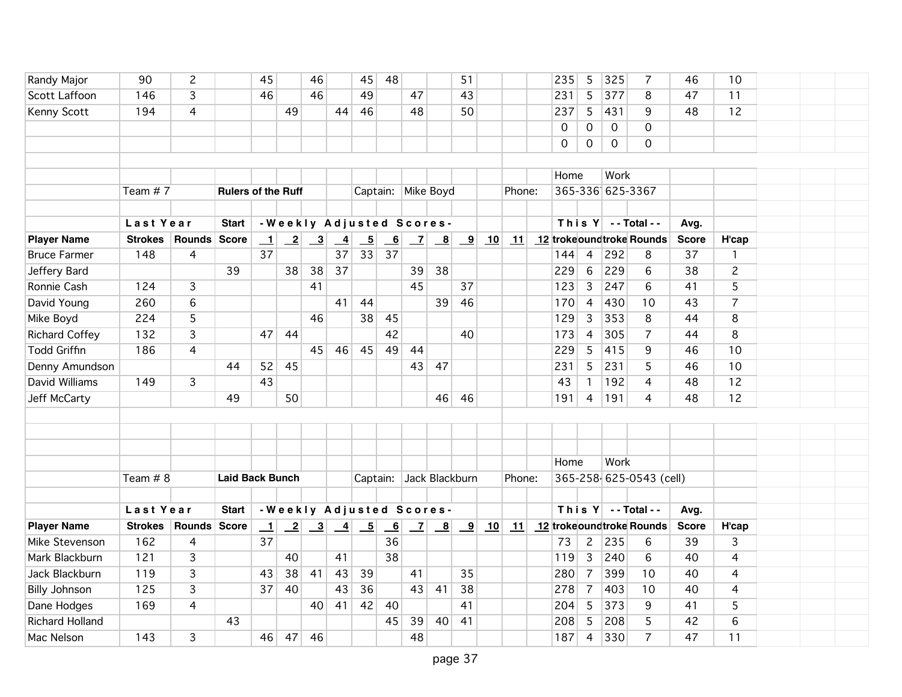| | | | | | | | | | | | | | | | | | | | | | |
|---|---|---|---|---|---|---|---|---|---|---|---|---|---|---|---|---|---|---|---|---|---|
| Randy Major | 90 | 2 | | 45 | | 46 | | 45 | 48 | | | 51 | | | | 235 | 5 | 325 | 7 | 46 | 10 |
| Scott Laffoon | 146 | 3 | | 46 | | 46 | | 49 | | 47 | | 43 | | | | 231 | 5 | 377 | 8 | 47 | 11 |
| Kenny Scott | 194 | 4 | | | 49 | | 44 | 46 | | 48 | | 50 | | | | 237 | 5 | 431 | 9 | 48 | 12 |
| | | | | | | | | | | | | | | | | 0 | 0 | 0 | 0 | | |
| | | | | | | | | | | | | | | | | 0 | 0 | 0 | 0 | | |

| | | | | | | | | | | | | | | | | | | | | | |
|---|---|---|---|---|---|---|---|---|---|---|---|---|---|---|---|---|---|---|---|---|---|
| | | | | | | | | | | | | | | | | Home | | Work | | | |
| | Team # 7 | | **Rulers of the Ruff** | | | | | Captain: | | Mike Boyd | | | | Phone: | | 365-336 | | 625-3367 | | | |
| | **Last Year** | | **Start** | **-Weekly Adjusted Scores-** | | | | | | | | | | | | **This Y** | | **- - Total - -** | | **Avg.** | |
| **Player Name** | **Strokes** | **Rounds** | **Score** | **1** | **2** | **3** | **4** | **5** | **6** | **7** | **8** | **9** | **10** | **11** | **12** | **troke** | **ound** | **troke** | **Rounds** | **Score** | **H'cap** |
| Bruce Farmer | 148 | 4 | | 37 | | | 37 | 33 | 37 | | | | | | | 144 | 4 | 292 | 8 | 37 | 1 |
| Jeffery Bard | | | 39 | | 38 | 38 | 37 | | | 39 | 38 | | | | | 229 | 6 | 229 | 6 | 38 | 2 |
| Ronnie Cash | 124 | 3 | | | | 41 | | | | 45 | | 37 | | | | 123 | 3 | 247 | 6 | 41 | 5 |
| David Young | 260 | 6 | | | | | 41 | 44 | | | 39 | 46 | | | | 170 | 4 | 430 | 10 | 43 | 7 |
| Mike Boyd | 224 | 5 | | | | 46 | | 38 | 45 | | | | | | | 129 | 3 | 353 | 8 | 44 | 8 |
| Richard Coffey | 132 | 3 | | 47 | 44 | | | | 42 | | | 40 | | | | 173 | 4 | 305 | 7 | 44 | 8 |
| Todd Griffin | 186 | 4 | | | | 45 | 46 | 45 | 49 | 44 | | | | | | 229 | 5 | 415 | 9 | 46 | 10 |
| Denny Amundson | | | 44 | 52 | 45 | | | | | 43 | 47 | | | | | 231 | 5 | 231 | 5 | 46 | 10 |
| David Williams | 149 | 3 | | 43 | | | | | | | | | | | | 43 | 1 | 192 | 4 | 48 | 12 |
| Jeff McCarty | | | 49 | | 50 | | | | | | 46 | 46 | | | | 191 | 4 | 191 | 4 | 48 | 12 |

| | | | | | | | | | | | | | | | | | | | | | |
|---|---|---|---|---|---|---|---|---|---|---|---|---|---|---|---|---|---|---|---|---|---|
| | | | | | | | | | | | | | | | | Home | | Work | | | |
| | Team # 8 | | **Laid Back Bunch** | | | | | Captain: | | Jack Blackburn | | | | Phone: | | 365-258 | | 625-0543 (cell) | | | |
| | **Last Year** | | **Start** | **-Weekly Adjusted Scores-** | | | | | | | | | | | | **This Y** | | **- - Total - -** | | **Avg.** | |
| **Player Name** | **Strokes** | **Rounds** | **Score** | **1** | **2** | **3** | **4** | **5** | **6** | **7** | **8** | **9** | **10** | **11** | **12** | **troke** | **ound** | **troke** | **Rounds** | **Score** | **H'cap** |
| Mike Stevenson | 162 | 4 | | 37 | | | | | 36 | | | | | | | 73 | 2 | 235 | 6 | 39 | 3 |
| Mark Blackburn | 121 | 3 | | | 40 | | 41 | | 38 | | | | | | | 119 | 3 | 240 | 6 | 40 | 4 |
| Jack Blackburn | 119 | 3 | | 43 | 38 | 41 | 43 | 39 | | 41 | | 35 | | | | 280 | 7 | 399 | 10 | 40 | 4 |
| Billy Johnson | 125 | 3 | | 37 | 40 | | 43 | 36 | | 43 | 41 | 38 | | | | 278 | 7 | 403 | 10 | 40 | 4 |
| Dane Hodges | 169 | 4 | | | | 40 | 41 | 42 | 40 | | | 41 | | | | 204 | 5 | 373 | 9 | 41 | 5 |
| Richard Holland | | | 43 | | | | | | 45 | 39 | 40 | 41 | | | | 208 | 5 | 208 | 5 | 42 | 6 |
| Mac Nelson | 143 | 3 | | 46 | 47 | 46 | | | | 48 | | | | | | 187 | 4 | 330 | 7 | 47 | 11 |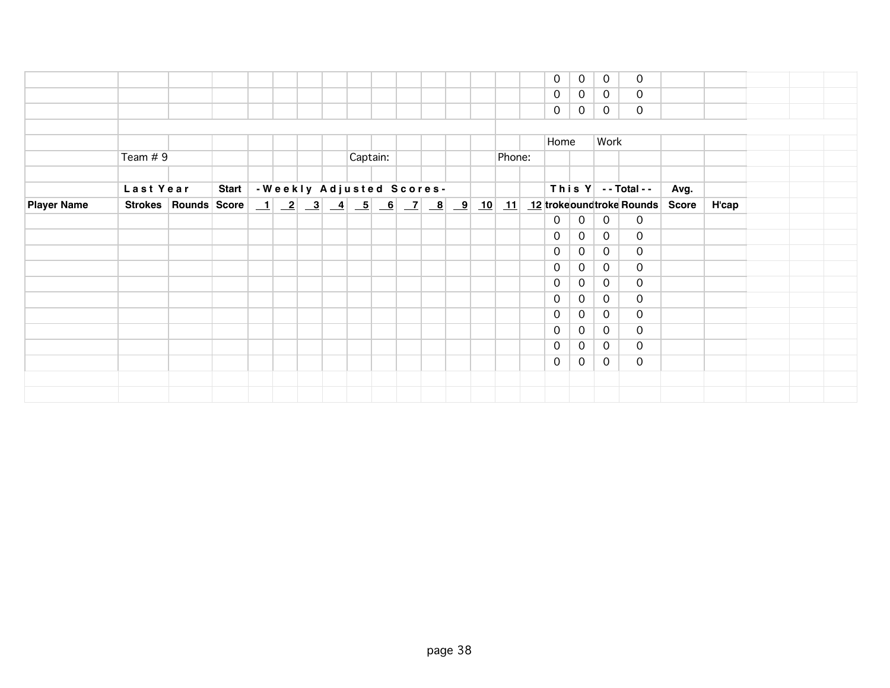| | | | | | | | | | | | | | | | | | | | | | |
|---|---|---|---|---|---|---|---|---|---|---|---|---|---|---|---|---|---|---|---|---|---|
| | | | | | | | | | | | | | | | | 0 | 0 | 0 | 0 | | |
| | | | | | | | | | | | | | | | | 0 | 0 | 0 | 0 | | |
| | | | | | | | | | | | | | | | | 0 | 0 | 0 | 0 | | |

| | | | | | | | | | | | | | | | | | | | | | |
|---|---|---|---|---|---|---|---|---|---|---|---|---|---|---|---|---|---|---|---|---|---|
| | | | | | | | | | | | | | | | | Home | | Work | | | |
| | Team # 9 | | | | | | | Captain: | | | | | Phone: | | | | | | | | |
| | | | | | | | | | | | | | | | | | | | | | |
| | **Last Year** | | **Start** | **-Weekly Adjusted Scores-** | | | | | | | | | | | | **This Y** | | **- - Total - -** | | **Avg.** | |
| **Player Name** | **Strokes** | **Rounds** | **Score** | **1** | **2** | **3** | **4** | **5** | **6** | **7** | **8** | **9** | **10** | **11** | **12** | **troke** | **ound** | **troke** | **Rounds** | **Score** | **H'cap** |
| | | | | | | | | | | | | | | | | 0 | 0 | 0 | 0 | | |
| | | | | | | | | | | | | | | | | 0 | 0 | 0 | 0 | | |
| | | | | | | | | | | | | | | | | 0 | 0 | 0 | 0 | | |
| | | | | | | | | | | | | | | | | 0 | 0 | 0 | 0 | | |
| | | | | | | | | | | | | | | | | 0 | 0 | 0 | 0 | | |
| | | | | | | | | | | | | | | | | 0 | 0 | 0 | 0 | | |
| | | | | | | | | | | | | | | | | 0 | 0 | 0 | 0 | | |
| | | | | | | | | | | | | | | | | 0 | 0 | 0 | 0 | | |
| | | | | | | | | | | | | | | | | 0 | 0 | 0 | 0 | | |
| | | | | | | | | | | | | | | | | 0 | 0 | 0 | 0 | | |